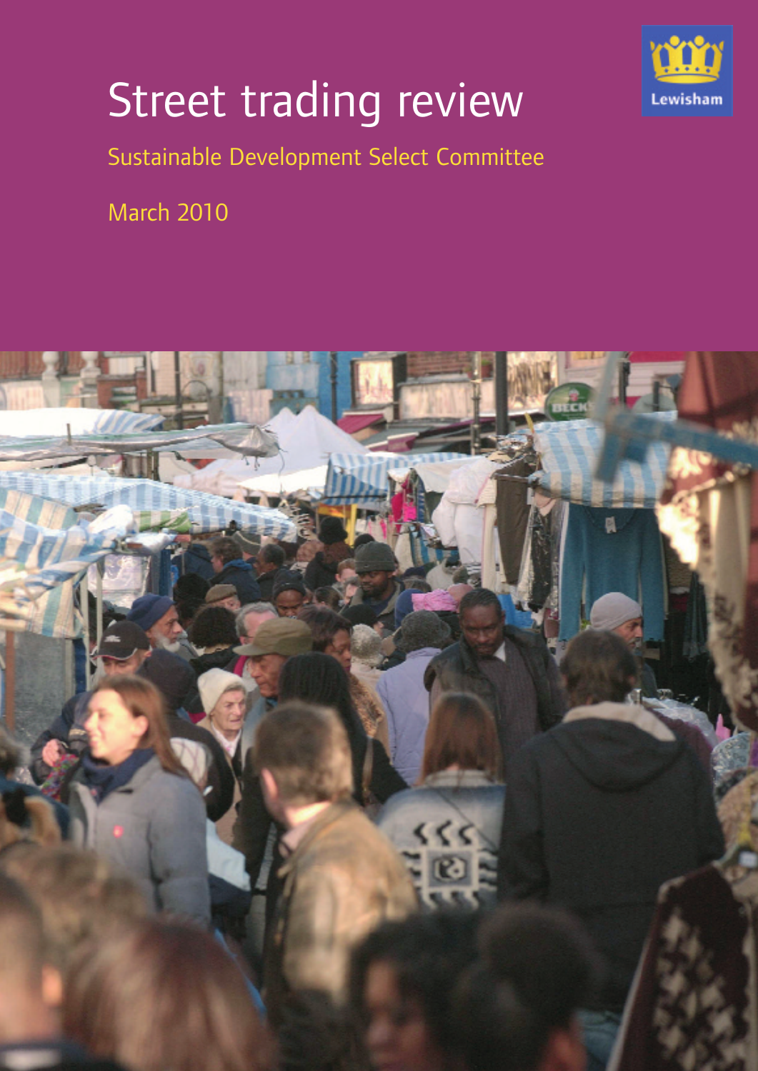# Street trading review

Sustainable Development Select Committee

March 2010

Lewisham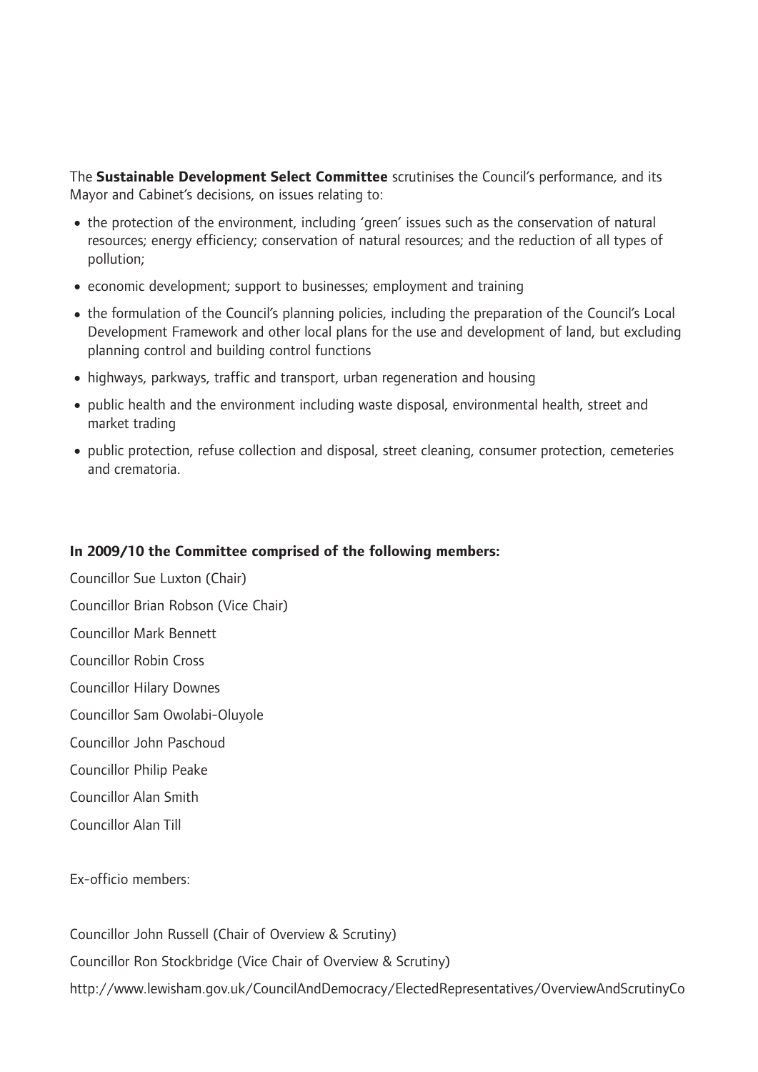The **Sustainable Development Select Committee** scrutinises the Council's performance, and its Mayor and Cabinet's decisions, on issues relating to:

- the protection of the environment, including 'green' issues such as the conservation of natural resources; energy efficiency; conservation of natural resources; and the reduction of all types of pollution;
- economic development; support to businesses; employment and training
- the formulation of the Council's planning policies, including the preparation of the Council's Local Development Framework and other local plans for the use and development of land, but excluding planning control and building control functions
- highways, parkways, traffic and transport, urban regeneration and housing
- public health and the environment including waste disposal, environmental health, street and market trading
- public protection, refuse collection and disposal, street cleaning, consumer protection, cemeteries and crematoria.

**In 2009/10 the Committee comprised of the following members:**

Councillor Sue Luxton (Chair)

Councillor Brian Robson (Vice Chair)

Councillor Mark Bennett

Councillor Robin Cross

Councillor Hilary Downes

Councillor Sam Owolabi-Oluyole

Councillor John Paschoud

Councillor Philip Peake

Councillor Alan Smith

Councillor Alan Till

Ex-officio members:

Councillor John Russell (Chair of Overview & Scrutiny)

Councillor Ron Stockbridge (Vice Chair of Overview & Scrutiny)

http://www.lewisham.gov.uk/CouncilAndDemocracy/ElectedRepresentatives/OverviewAndScrutinyCo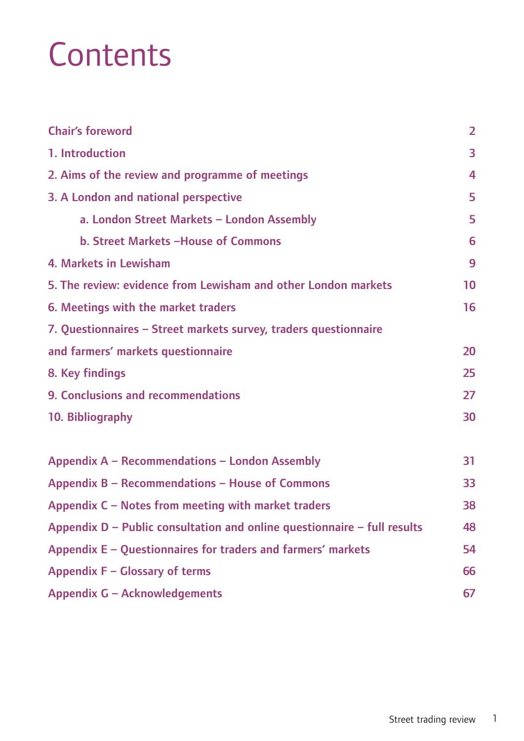# Contents

| | |
|---|---|
| Chair's foreword | 2 |
| 1. Introduction | 3 |
| 2. Aims of the review and programme of meetings | 4 |
| 3. A London and national perspective | 5 |
| a. London Street Markets – London Assembly | 5 |
| b. Street Markets –House of Commons | 6 |
| 4. Markets in Lewisham | 9 |
| 5. The review: evidence from Lewisham and other London markets | 10 |
| 6. Meetings with the market traders | 16 |
| 7. Questionnaires – Street markets survey, traders questionnaire and farmers' markets questionnaire | 20 |
| 8. Key findings | 25 |
| 9. Conclusions and recommendations | 27 |
| 10. Bibliography | 30 |
| Appendix A – Recommendations – London Assembly | 31 |
| Appendix B – Recommendations – House of Commons | 33 |
| Appendix C – Notes from meeting with market traders | 38 |
| Appendix D – Public consultation and online questionnaire – full results | 48 |
| Appendix E – Questionnaires for traders and farmers' markets | 54 |
| Appendix F – Glossary of terms | 66 |
| Appendix G – Acknowledgements | 67 |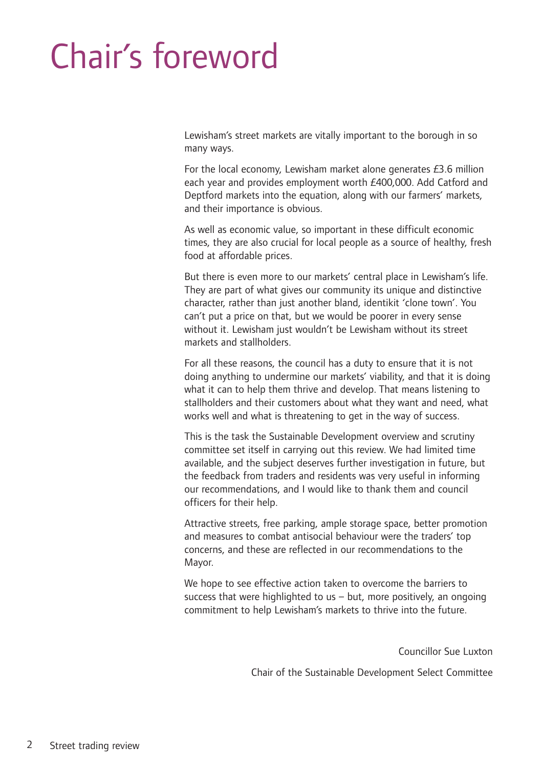# Chair's foreword

Lewisham's street markets are vitally important to the borough in so many ways.

For the local economy, Lewisham market alone generates £3.6 million each year and provides employment worth £400,000. Add Catford and Deptford markets into the equation, along with our farmers' markets, and their importance is obvious.

As well as economic value, so important in these difficult economic times, they are also crucial for local people as a source of healthy, fresh food at affordable prices.

But there is even more to our markets' central place in Lewisham's life. They are part of what gives our community its unique and distinctive character, rather than just another bland, identikit 'clone town'. You can't put a price on that, but we would be poorer in every sense without it. Lewisham just wouldn't be Lewisham without its street markets and stallholders.

For all these reasons, the council has a duty to ensure that it is not doing anything to undermine our markets' viability, and that it is doing what it can to help them thrive and develop. That means listening to stallholders and their customers about what they want and need, what works well and what is threatening to get in the way of success.

This is the task the Sustainable Development overview and scrutiny committee set itself in carrying out this review. We had limited time available, and the subject deserves further investigation in future, but the feedback from traders and residents was very useful in informing our recommendations, and I would like to thank them and council officers for their help.

Attractive streets, free parking, ample storage space, better promotion and measures to combat antisocial behaviour were the traders' top concerns, and these are reflected in our recommendations to the Mayor.

We hope to see effective action taken to overcome the barriers to success that were highlighted to us – but, more positively, an ongoing commitment to help Lewisham's markets to thrive into the future.

Councillor Sue Luxton

Chair of the Sustainable Development Select Committee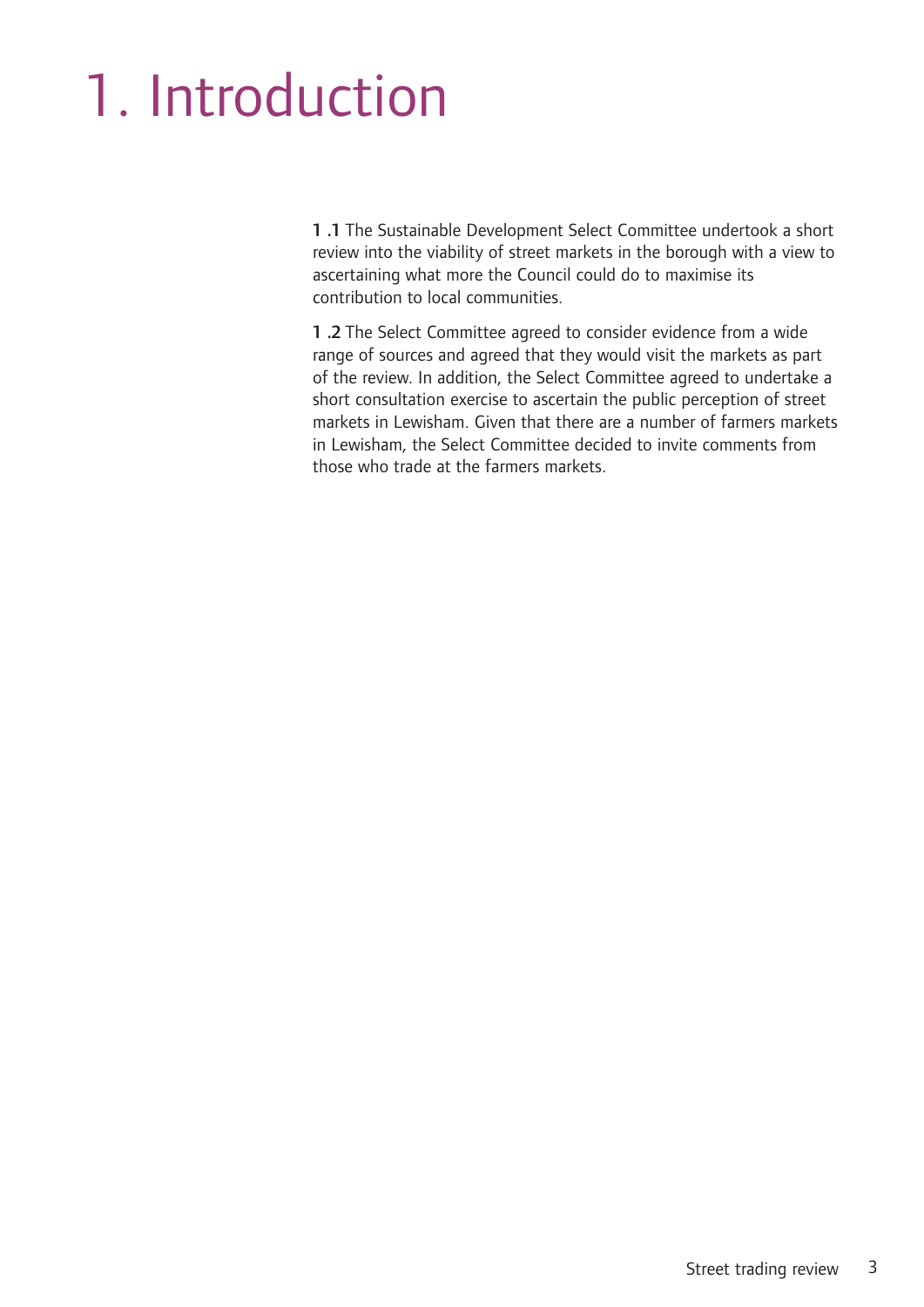# 1. Introduction

**1 .1** The Sustainable Development Select Committee undertook a short review into the viability of street markets in the borough with a view to ascertaining what more the Council could do to maximise its contribution to local communities.

**1 .2** The Select Committee agreed to consider evidence from a wide range of sources and agreed that they would visit the markets as part of the review. In addition, the Select Committee agreed to undertake a short consultation exercise to ascertain the public perception of street markets in Lewisham. Given that there are a number of farmers markets in Lewisham, the Select Committee decided to invite comments from those who trade at the farmers markets.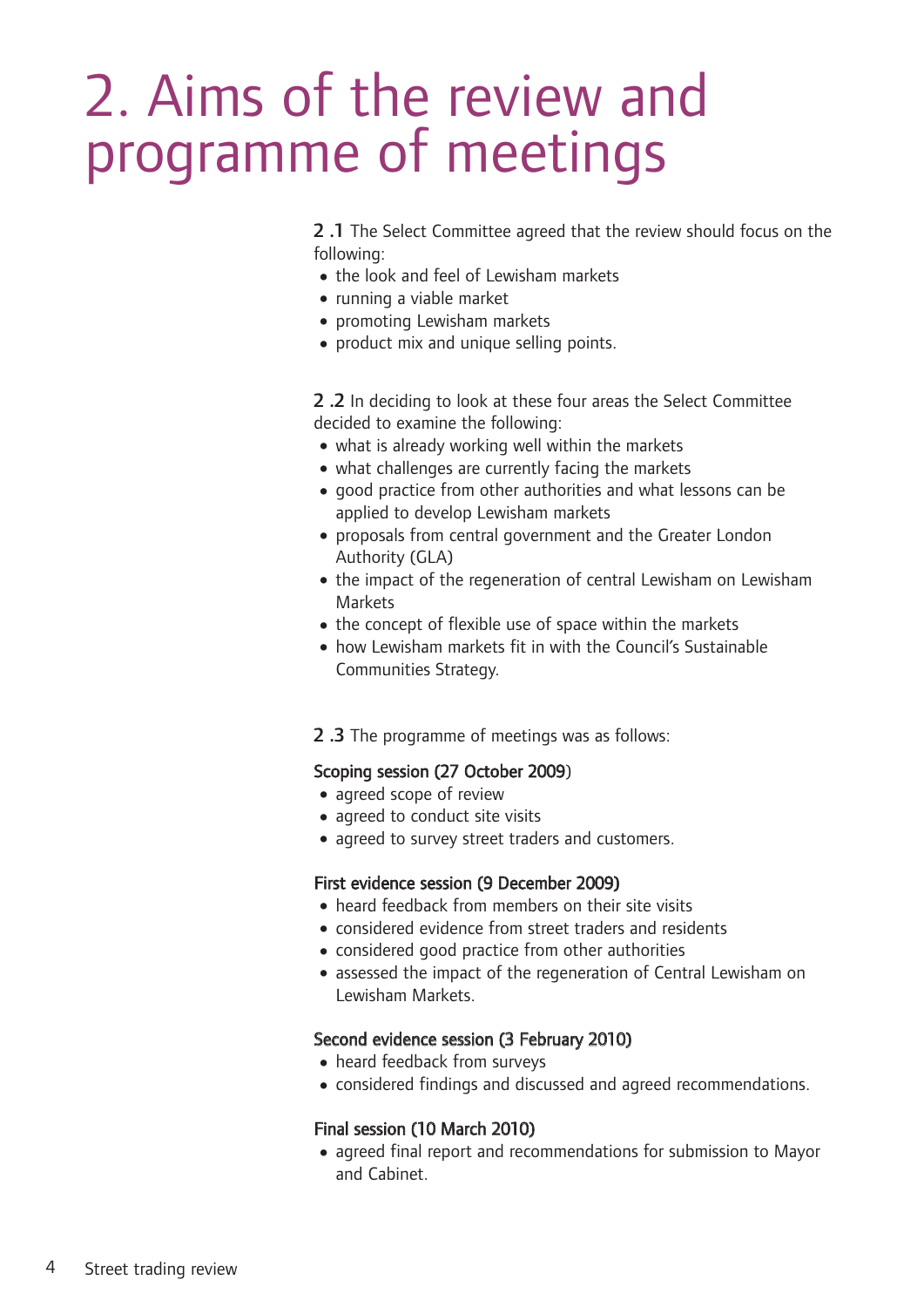# 2. Aims of the review and programme of meetings

**2 .1** The Select Committee agreed that the review should focus on the following:

- the look and feel of Lewisham markets
- running a viable market
- promoting Lewisham markets
- product mix and unique selling points.

**2 .2** In deciding to look at these four areas the Select Committee decided to examine the following:

- what is already working well within the markets
- what challenges are currently facing the markets
- good practice from other authorities and what lessons can be applied to develop Lewisham markets
- proposals from central government and the Greater London Authority (GLA)
- the impact of the regeneration of central Lewisham on Lewisham Markets
- the concept of flexible use of space within the markets
- how Lewisham markets fit in with the Council's Sustainable Communities Strategy.

**2 .3** The programme of meetings was as follows:

**Scoping session (27 October 2009)**

- agreed scope of review
- agreed to conduct site visits
- agreed to survey street traders and customers.

**First evidence session (9 December 2009)**

- heard feedback from members on their site visits
- considered evidence from street traders and residents
- considered good practice from other authorities
- assessed the impact of the regeneration of Central Lewisham on Lewisham Markets.

**Second evidence session (3 February 2010)**

- heard feedback from surveys
- considered findings and discussed and agreed recommendations.

**Final session (10 March 2010)**

- agreed final report and recommendations for submission to Mayor and Cabinet.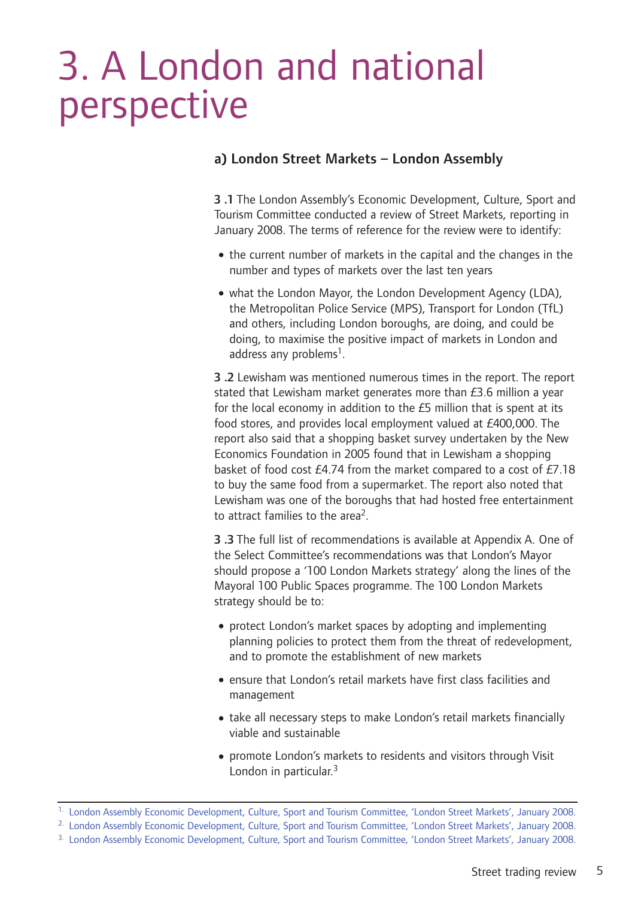# 3. A London and national perspective

### a) London Street Markets – London Assembly

**3 .1** The London Assembly's Economic Development, Culture, Sport and Tourism Committee conducted a review of Street Markets, reporting in January 2008. The terms of reference for the review were to identify:

- the current number of markets in the capital and the changes in the number and types of markets over the last ten years
- what the London Mayor, the London Development Agency (LDA), the Metropolitan Police Service (MPS), Transport for London (TfL) and others, including London boroughs, are doing, and could be doing, to maximise the positive impact of markets in London and address any problems[1].

**3 .2** Lewisham was mentioned numerous times in the report. The report stated that Lewisham market generates more than £3.6 million a year for the local economy in addition to the £5 million that is spent at its food stores, and provides local employment valued at £400,000. The report also said that a shopping basket survey undertaken by the New Economics Foundation in 2005 found that in Lewisham a shopping basket of food cost £4.74 from the market compared to a cost of £7.18 to buy the same food from a supermarket. The report also noted that Lewisham was one of the boroughs that had hosted free entertainment to attract families to the area[2].

**3 .3** The full list of recommendations is available at Appendix A. One of the Select Committee's recommendations was that London's Mayor should propose a '100 London Markets strategy' along the lines of the Mayoral 100 Public Spaces programme. The 100 London Markets strategy should be to:

- protect London's market spaces by adopting and implementing planning policies to protect them from the threat of redevelopment, and to promote the establishment of new markets
- ensure that London's retail markets have first class facilities and management
- take all necessary steps to make London's retail markets financially viable and sustainable
- promote London's markets to residents and visitors through Visit London in particular.[3]

---

1. London Assembly Economic Development, Culture, Sport and Tourism Committee, 'London Street Markets', January 2008.
2. London Assembly Economic Development, Culture, Sport and Tourism Committee, 'London Street Markets', January 2008.
3. London Assembly Economic Development, Culture, Sport and Tourism Committee, 'London Street Markets', January 2008.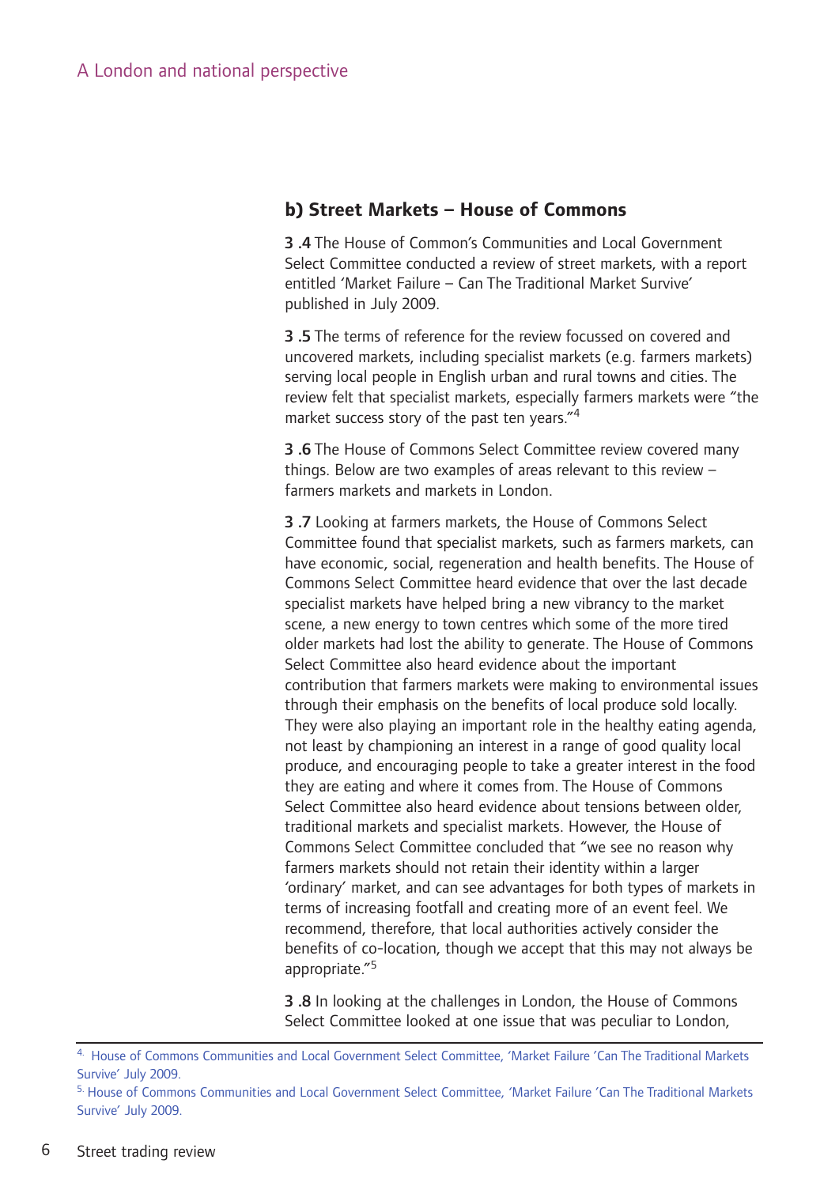## b) Street Markets – House of Commons

**3 .4** The House of Common's Communities and Local Government Select Committee conducted a review of street markets, with a report entitled 'Market Failure – Can The Traditional Market Survive' published in July 2009.

**3 .5** The terms of reference for the review focussed on covered and uncovered markets, including specialist markets (e.g. farmers markets) serving local people in English urban and rural towns and cities. The review felt that specialist markets, especially farmers markets were "the market success story of the past ten years."[4]

**3 .6** The House of Commons Select Committee review covered many things. Below are two examples of areas relevant to this review – farmers markets and markets in London.

**3 .7** Looking at farmers markets, the House of Commons Select Committee found that specialist markets, such as farmers markets, can have economic, social, regeneration and health benefits. The House of Commons Select Committee heard evidence that over the last decade specialist markets have helped bring a new vibrancy to the market scene, a new energy to town centres which some of the more tired older markets had lost the ability to generate. The House of Commons Select Committee also heard evidence about the important contribution that farmers markets were making to environmental issues through their emphasis on the benefits of local produce sold locally. They were also playing an important role in the healthy eating agenda, not least by championing an interest in a range of good quality local produce, and encouraging people to take a greater interest in the food they are eating and where it comes from. The House of Commons Select Committee also heard evidence about tensions between older, traditional markets and specialist markets. However, the House of Commons Select Committee concluded that "we see no reason why farmers markets should not retain their identity within a larger 'ordinary' market, and can see advantages for both types of markets in terms of increasing footfall and creating more of an event feel. We recommend, therefore, that local authorities actively consider the benefits of co-location, though we accept that this may not always be appropriate."[5]

**3 .8** In looking at the challenges in London, the House of Commons Select Committee looked at one issue that was peculiar to London,

---

[4] House of Commons Communities and Local Government Select Committee, 'Market Failure 'Can The Traditional Markets Survive' July 2009.

[5] House of Commons Communities and Local Government Select Committee, 'Market Failure 'Can The Traditional Markets Survive' July 2009.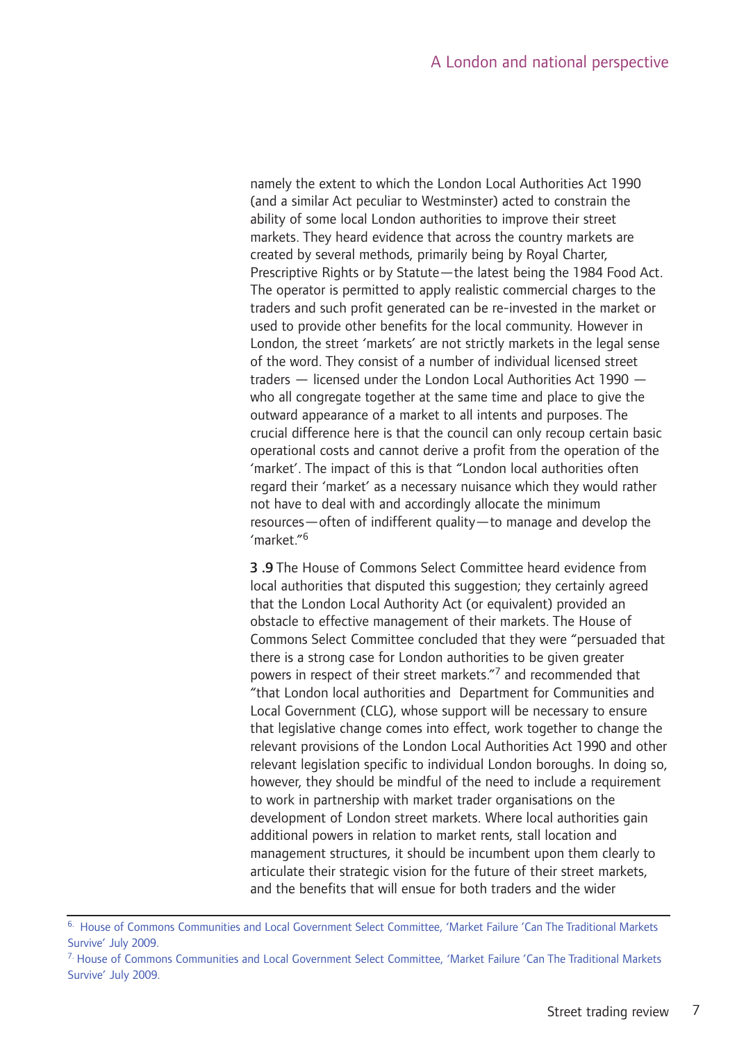namely the extent to which the London Local Authorities Act 1990 (and a similar Act peculiar to Westminster) acted to constrain the ability of some local London authorities to improve their street markets. They heard evidence that across the country markets are created by several methods, primarily being by Royal Charter, Prescriptive Rights or by Statute—the latest being the 1984 Food Act. The operator is permitted to apply realistic commercial charges to the traders and such profit generated can be re-invested in the market or used to provide other benefits for the local community. However in London, the street 'markets' are not strictly markets in the legal sense of the word. They consist of a number of individual licensed street traders — licensed under the London Local Authorities Act 1990 — who all congregate together at the same time and place to give the outward appearance of a market to all intents and purposes. The crucial difference here is that the council can only recoup certain basic operational costs and cannot derive a profit from the operation of the 'market'. The impact of this is that "London local authorities often regard their 'market' as a necessary nuisance which they would rather not have to deal with and accordingly allocate the minimum resources—often of indifferent quality—to manage and develop the 'market."[6]

**3 .9** The House of Commons Select Committee heard evidence from local authorities that disputed this suggestion; they certainly agreed that the London Local Authority Act (or equivalent) provided an obstacle to effective management of their markets. The House of Commons Select Committee concluded that they were "persuaded that there is a strong case for London authorities to be given greater powers in respect of their street markets."[7] and recommended that "that London local authorities and Department for Communities and Local Government (CLG), whose support will be necessary to ensure that legislative change comes into effect, work together to change the relevant provisions of the London Local Authorities Act 1990 and other relevant legislation specific to individual London boroughs. In doing so, however, they should be mindful of the need to include a requirement to work in partnership with market trader organisations on the development of London street markets. Where local authorities gain additional powers in relation to market rents, stall location and management structures, it should be incumbent upon them clearly to articulate their strategic vision for the future of their street markets, and the benefits that will ensue for both traders and the wider

---

6. House of Commons Communities and Local Government Select Committee, 'Market Failure 'Can The Traditional Markets Survive' July 2009.

7. House of Commons Communities and Local Government Select Committee, 'Market Failure 'Can The Traditional Markets Survive' July 2009.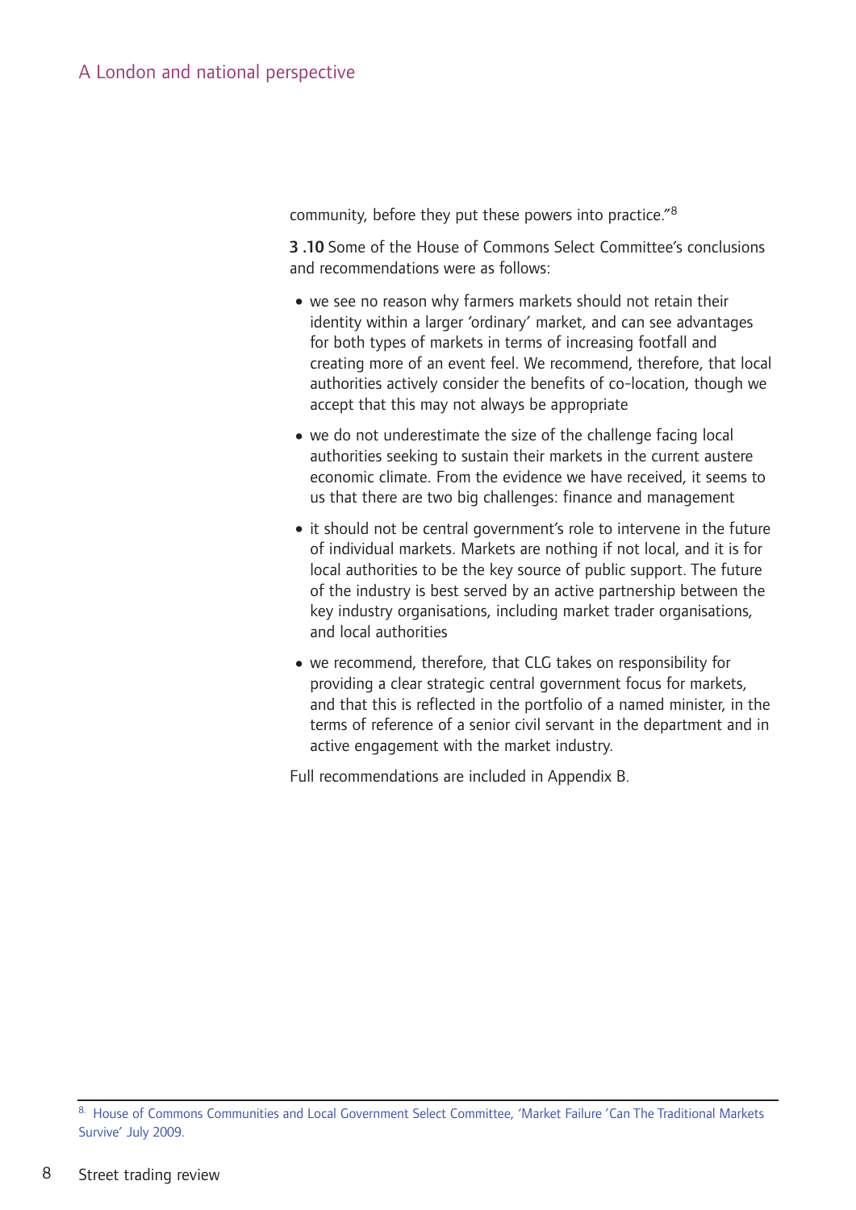community, before they put these powers into practice."[8]

**3 .10** Some of the House of Commons Select Committee's conclusions and recommendations were as follows:

- we see no reason why farmers markets should not retain their identity within a larger 'ordinary' market, and can see advantages for both types of markets in terms of increasing footfall and creating more of an event feel. We recommend, therefore, that local authorities actively consider the benefits of co-location, though we accept that this may not always be appropriate
- we do not underestimate the size of the challenge facing local authorities seeking to sustain their markets in the current austere economic climate. From the evidence we have received, it seems to us that there are two big challenges: finance and management
- it should not be central government's role to intervene in the future of individual markets. Markets are nothing if not local, and it is for local authorities to be the key source of public support. The future of the industry is best served by an active partnership between the key industry organisations, including market trader organisations, and local authorities
- we recommend, therefore, that CLG takes on responsibility for providing a clear strategic central government focus for markets, and that this is reflected in the portfolio of a named minister, in the terms of reference of a senior civil servant in the department and in active engagement with the market industry.

Full recommendations are included in Appendix B.

---

[8] House of Commons Communities and Local Government Select Committee, 'Market Failure 'Can The Traditional Markets Survive' July 2009.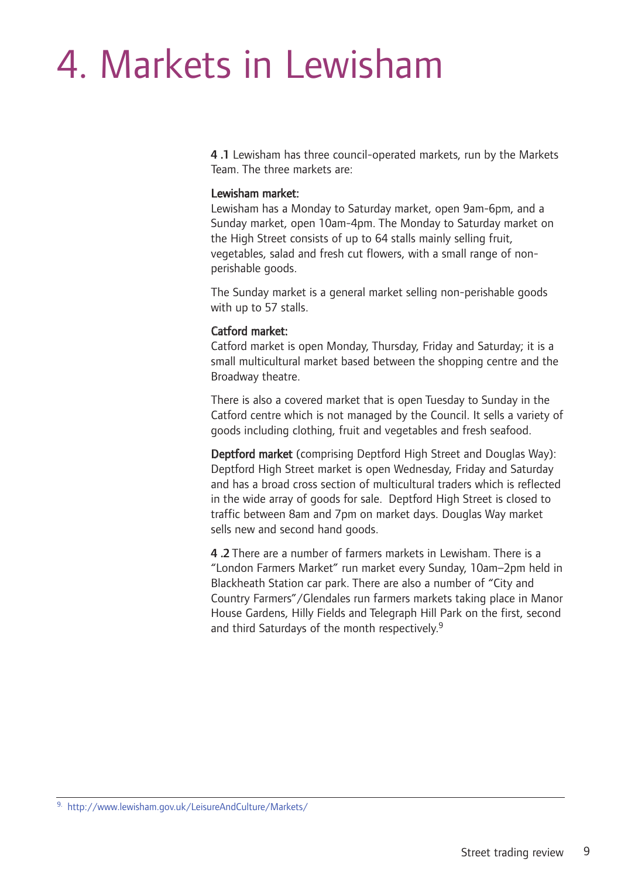# 4. Markets in Lewisham

**4 .1** Lewisham has three council-operated markets, run by the Markets Team. The three markets are:

**Lewisham market:**
Lewisham has a Monday to Saturday market, open 9am-6pm, and a Sunday market, open 10am-4pm. The Monday to Saturday market on the High Street consists of up to 64 stalls mainly selling fruit, vegetables, salad and fresh cut flowers, with a small range of non-perishable goods.

The Sunday market is a general market selling non-perishable goods with up to 57 stalls.

**Catford market:**
Catford market is open Monday, Thursday, Friday and Saturday; it is a small multicultural market based between the shopping centre and the Broadway theatre.

There is also a covered market that is open Tuesday to Sunday in the Catford centre which is not managed by the Council. It sells a variety of goods including clothing, fruit and vegetables and fresh seafood.

**Deptford market** (comprising Deptford High Street and Douglas Way): Deptford High Street market is open Wednesday, Friday and Saturday and has a broad cross section of multicultural traders which is reflected in the wide array of goods for sale. Deptford High Street is closed to traffic between 8am and 7pm on market days. Douglas Way market sells new and second hand goods.

**4 .2** There are a number of farmers markets in Lewisham. There is a "London Farmers Market" run market every Sunday, 10am–2pm held in Blackheath Station car park. There are also a number of "City and Country Farmers"/Glendales run farmers markets taking place in Manor House Gardens, Hilly Fields and Telegraph Hill Park on the first, second and third Saturdays of the month respectively.[9]

[9] http://www.lewisham.gov.uk/LeisureAndCulture/Markets/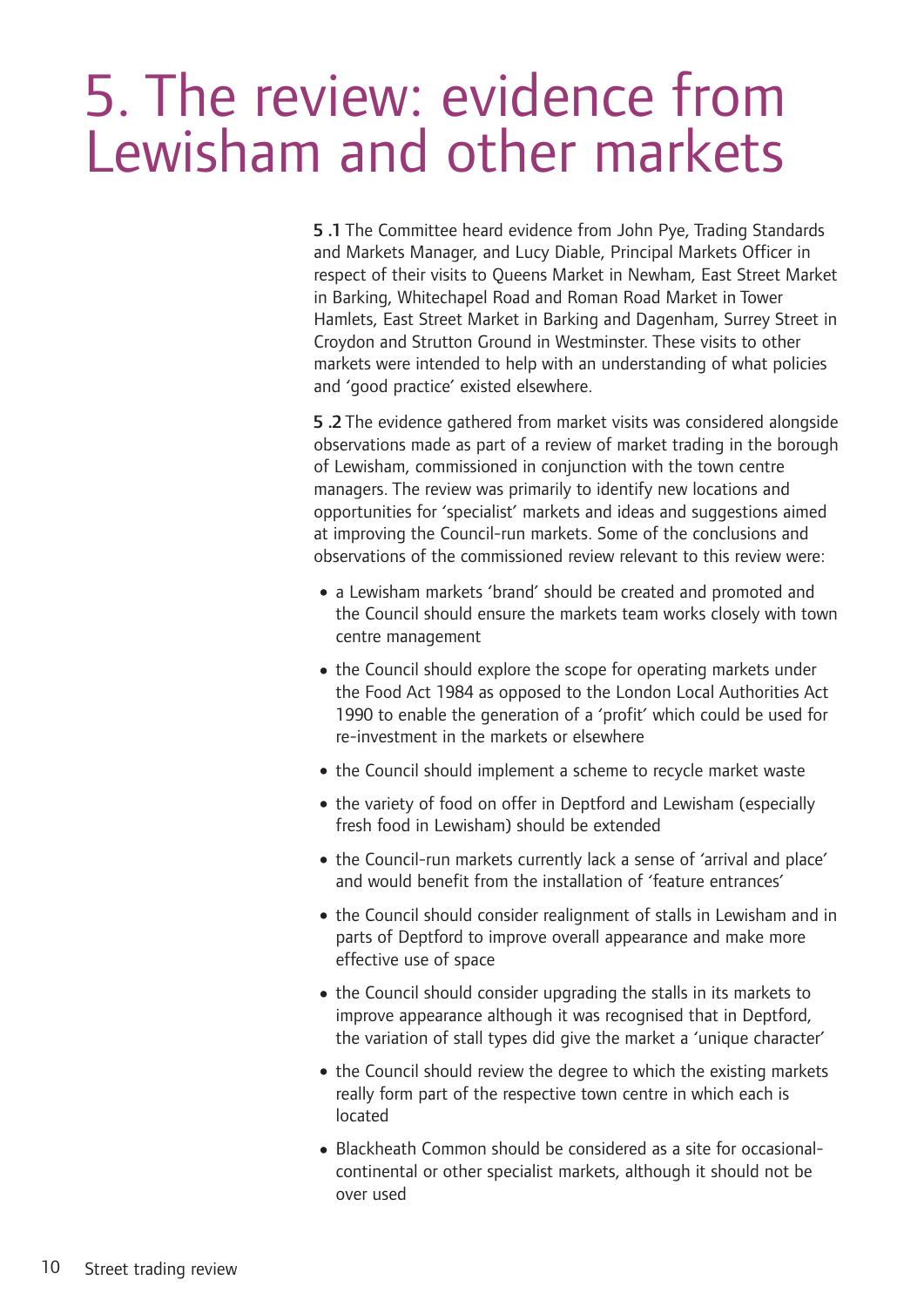# 5. The review: evidence from Lewisham and other markets

**5 .1** The Committee heard evidence from John Pye, Trading Standards and Markets Manager, and Lucy Diable, Principal Markets Officer in respect of their visits to Queens Market in Newham, East Street Market in Barking, Whitechapel Road and Roman Road Market in Tower Hamlets, East Street Market in Barking and Dagenham, Surrey Street in Croydon and Strutton Ground in Westminster. These visits to other markets were intended to help with an understanding of what policies and 'good practice' existed elsewhere.

**5 .2** The evidence gathered from market visits was considered alongside observations made as part of a review of market trading in the borough of Lewisham, commissioned in conjunction with the town centre managers. The review was primarily to identify new locations and opportunities for 'specialist' markets and ideas and suggestions aimed at improving the Council-run markets. Some of the conclusions and observations of the commissioned review relevant to this review were:

- a Lewisham markets 'brand' should be created and promoted and the Council should ensure the markets team works closely with town centre management
- the Council should explore the scope for operating markets under the Food Act 1984 as opposed to the London Local Authorities Act 1990 to enable the generation of a 'profit' which could be used for re-investment in the markets or elsewhere
- the Council should implement a scheme to recycle market waste
- the variety of food on offer in Deptford and Lewisham (especially fresh food in Lewisham) should be extended
- the Council-run markets currently lack a sense of 'arrival and place' and would benefit from the installation of 'feature entrances'
- the Council should consider realignment of stalls in Lewisham and in parts of Deptford to improve overall appearance and make more effective use of space
- the Council should consider upgrading the stalls in its markets to improve appearance although it was recognised that in Deptford, the variation of stall types did give the market a 'unique character'
- the Council should review the degree to which the existing markets really form part of the respective town centre in which each is located
- Blackheath Common should be considered as a site for occasional-continental or other specialist markets, although it should not be over used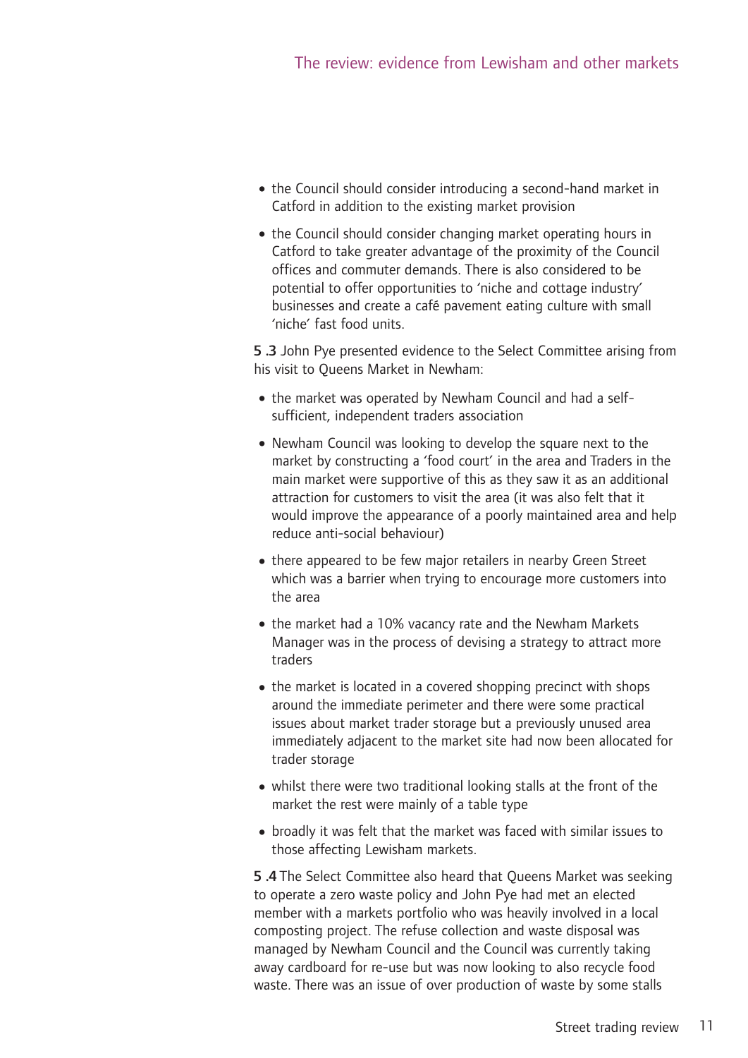- the Council should consider introducing a second-hand market in Catford in addition to the existing market provision
- the Council should consider changing market operating hours in Catford to take greater advantage of the proximity of the Council offices and commuter demands. There is also considered to be potential to offer opportunities to 'niche and cottage industry' businesses and create a café pavement eating culture with small 'niche' fast food units.

**5 .3** John Pye presented evidence to the Select Committee arising from his visit to Queens Market in Newham:

- the market was operated by Newham Council and had a self-sufficient, independent traders association
- Newham Council was looking to develop the square next to the market by constructing a 'food court' in the area and Traders in the main market were supportive of this as they saw it as an additional attraction for customers to visit the area (it was also felt that it would improve the appearance of a poorly maintained area and help reduce anti-social behaviour)
- there appeared to be few major retailers in nearby Green Street which was a barrier when trying to encourage more customers into the area
- the market had a 10% vacancy rate and the Newham Markets Manager was in the process of devising a strategy to attract more traders
- the market is located in a covered shopping precinct with shops around the immediate perimeter and there were some practical issues about market trader storage but a previously unused area immediately adjacent to the market site had now been allocated for trader storage
- whilst there were two traditional looking stalls at the front of the market the rest were mainly of a table type
- broadly it was felt that the market was faced with similar issues to those affecting Lewisham markets.

**5 .4** The Select Committee also heard that Queens Market was seeking to operate a zero waste policy and John Pye had met an elected member with a markets portfolio who was heavily involved in a local composting project. The refuse collection and waste disposal was managed by Newham Council and the Council was currently taking away cardboard for re-use but was now looking to also recycle food waste. There was an issue of over production of waste by some stalls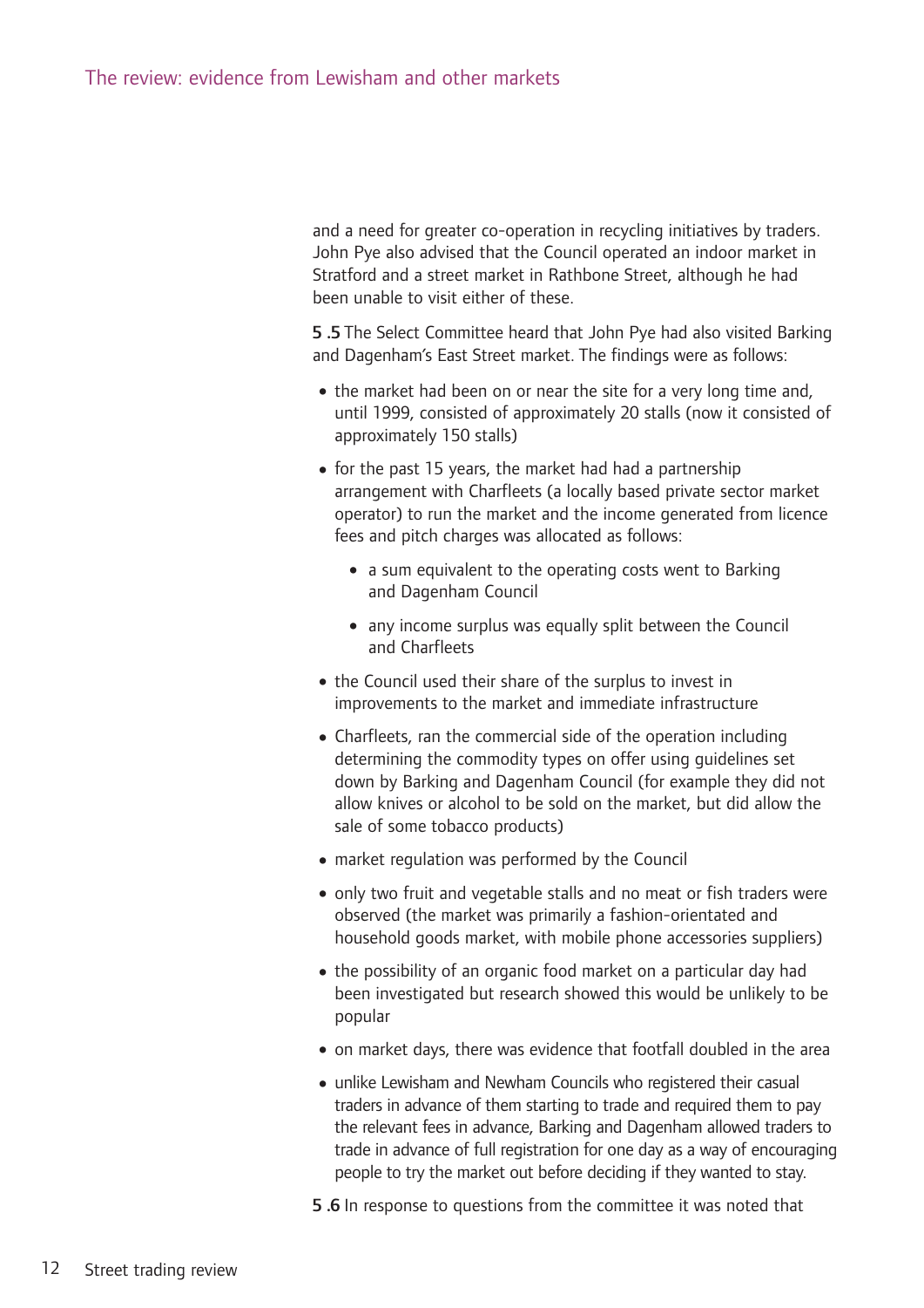and a need for greater co-operation in recycling initiatives by traders. John Pye also advised that the Council operated an indoor market in Stratford and a street market in Rathbone Street, although he had been unable to visit either of these.

**5 .5** The Select Committee heard that John Pye had also visited Barking and Dagenham's East Street market. The findings were as follows:

- the market had been on or near the site for a very long time and, until 1999, consisted of approximately 20 stalls (now it consisted of approximately 150 stalls)
- for the past 15 years, the market had had a partnership arrangement with Charfleets (a locally based private sector market operator) to run the market and the income generated from licence fees and pitch charges was allocated as follows:
  - a sum equivalent to the operating costs went to Barking and Dagenham Council
  - any income surplus was equally split between the Council and Charfleets
- the Council used their share of the surplus to invest in improvements to the market and immediate infrastructure
- Charfleets, ran the commercial side of the operation including determining the commodity types on offer using guidelines set down by Barking and Dagenham Council (for example they did not allow knives or alcohol to be sold on the market, but did allow the sale of some tobacco products)
- market regulation was performed by the Council
- only two fruit and vegetable stalls and no meat or fish traders were observed (the market was primarily a fashion-orientated and household goods market, with mobile phone accessories suppliers)
- the possibility of an organic food market on a particular day had been investigated but research showed this would be unlikely to be popular
- on market days, there was evidence that footfall doubled in the area
- unlike Lewisham and Newham Councils who registered their casual traders in advance of them starting to trade and required them to pay the relevant fees in advance, Barking and Dagenham allowed traders to trade in advance of full registration for one day as a way of encouraging people to try the market out before deciding if they wanted to stay.

**5 .6** In response to questions from the committee it was noted that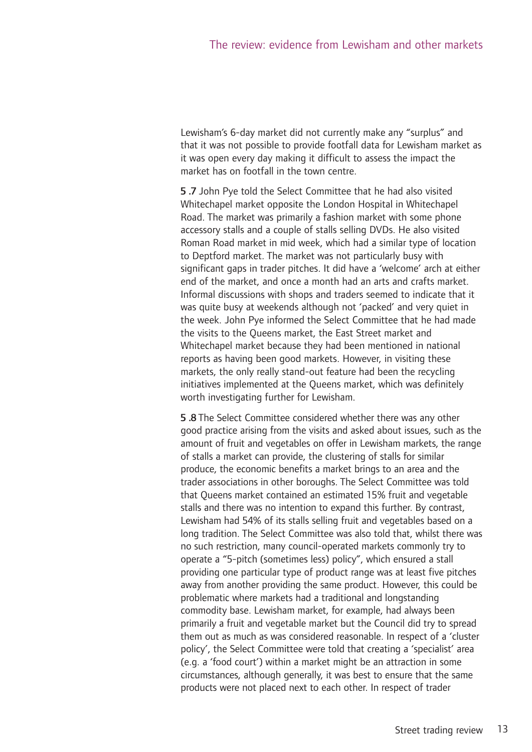Lewisham's 6-day market did not currently make any "surplus" and that it was not possible to provide footfall data for Lewisham market as it was open every day making it difficult to assess the impact the market has on footfall in the town centre.

**5 .7** John Pye told the Select Committee that he had also visited Whitechapel market opposite the London Hospital in Whitechapel Road. The market was primarily a fashion market with some phone accessory stalls and a couple of stalls selling DVDs. He also visited Roman Road market in mid week, which had a similar type of location to Deptford market. The market was not particularly busy with significant gaps in trader pitches. It did have a 'welcome' arch at either end of the market, and once a month had an arts and crafts market. Informal discussions with shops and traders seemed to indicate that it was quite busy at weekends although not 'packed' and very quiet in the week. John Pye informed the Select Committee that he had made the visits to the Queens market, the East Street market and Whitechapel market because they had been mentioned in national reports as having been good markets. However, in visiting these markets, the only really stand-out feature had been the recycling initiatives implemented at the Queens market, which was definitely worth investigating further for Lewisham.

**5 .8** The Select Committee considered whether there was any other good practice arising from the visits and asked about issues, such as the amount of fruit and vegetables on offer in Lewisham markets, the range of stalls a market can provide, the clustering of stalls for similar produce, the economic benefits a market brings to an area and the trader associations in other boroughs. The Select Committee was told that Queens market contained an estimated 15% fruit and vegetable stalls and there was no intention to expand this further. By contrast, Lewisham had 54% of its stalls selling fruit and vegetables based on a long tradition. The Select Committee was also told that, whilst there was no such restriction, many council-operated markets commonly try to operate a "5-pitch (sometimes less) policy", which ensured a stall providing one particular type of product range was at least five pitches away from another providing the same product. However, this could be problematic where markets had a traditional and longstanding commodity base. Lewisham market, for example, had always been primarily a fruit and vegetable market but the Council did try to spread them out as much as was considered reasonable. In respect of a 'cluster policy', the Select Committee were told that creating a 'specialist' area (e.g. a 'food court') within a market might be an attraction in some circumstances, although generally, it was best to ensure that the same products were not placed next to each other. In respect of trader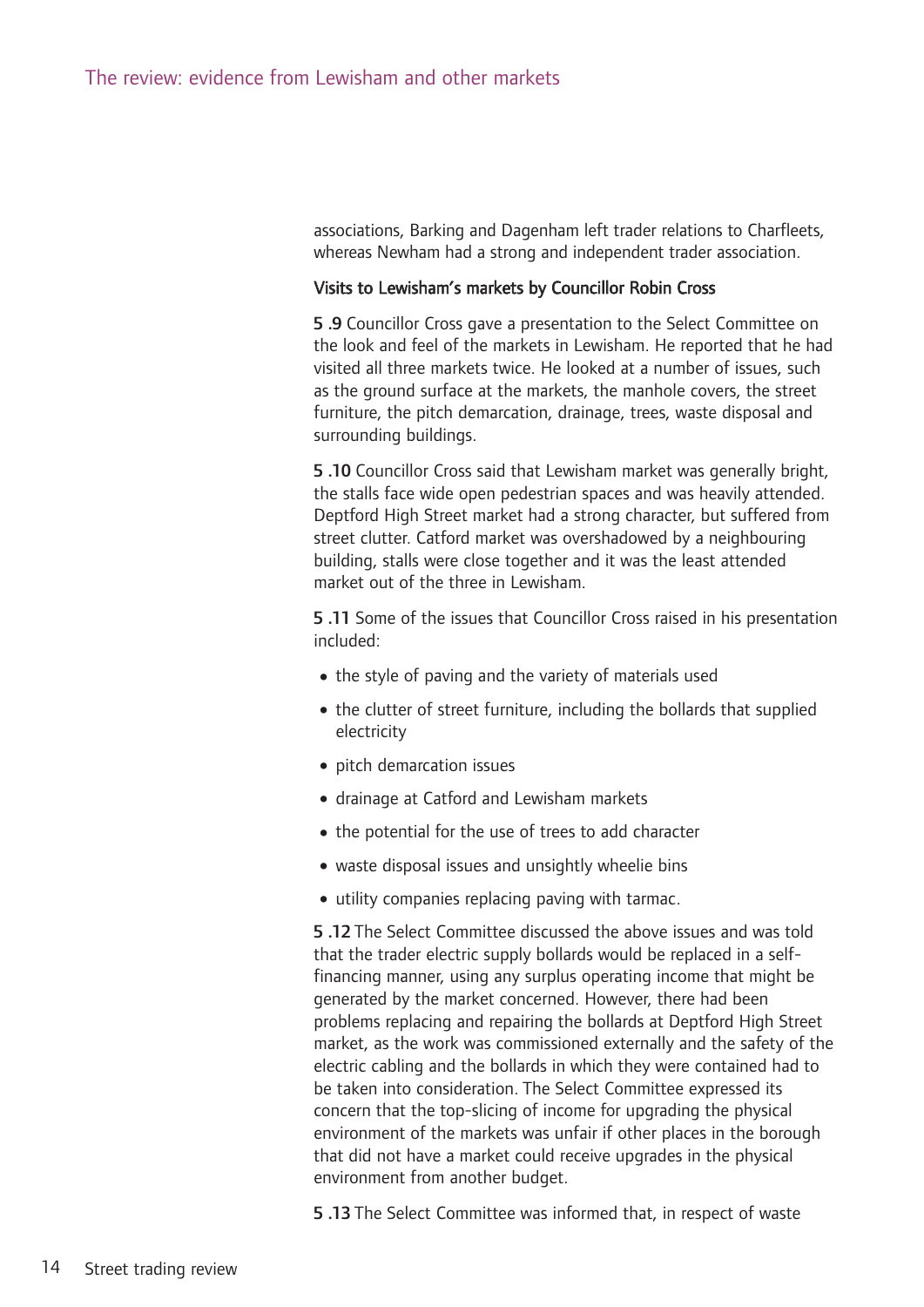associations, Barking and Dagenham left trader relations to Charfleets, whereas Newham had a strong and independent trader association.

### Visits to Lewisham's markets by Councillor Robin Cross

**5 .9** Councillor Cross gave a presentation to the Select Committee on the look and feel of the markets in Lewisham. He reported that he had visited all three markets twice. He looked at a number of issues, such as the ground surface at the markets, the manhole covers, the street furniture, the pitch demarcation, drainage, trees, waste disposal and surrounding buildings.

**5 .10** Councillor Cross said that Lewisham market was generally bright, the stalls face wide open pedestrian spaces and was heavily attended. Deptford High Street market had a strong character, but suffered from street clutter. Catford market was overshadowed by a neighbouring building, stalls were close together and it was the least attended market out of the three in Lewisham.

**5 .11** Some of the issues that Councillor Cross raised in his presentation included:

- the style of paving and the variety of materials used
- the clutter of street furniture, including the bollards that supplied electricity
- pitch demarcation issues
- drainage at Catford and Lewisham markets
- the potential for the use of trees to add character
- waste disposal issues and unsightly wheelie bins
- utility companies replacing paving with tarmac.

**5 .12** The Select Committee discussed the above issues and was told that the trader electric supply bollards would be replaced in a self-financing manner, using any surplus operating income that might be generated by the market concerned. However, there had been problems replacing and repairing the bollards at Deptford High Street market, as the work was commissioned externally and the safety of the electric cabling and the bollards in which they were contained had to be taken into consideration. The Select Committee expressed its concern that the top-slicing of income for upgrading the physical environment of the markets was unfair if other places in the borough that did not have a market could receive upgrades in the physical environment from another budget.

**5 .13** The Select Committee was informed that, in respect of waste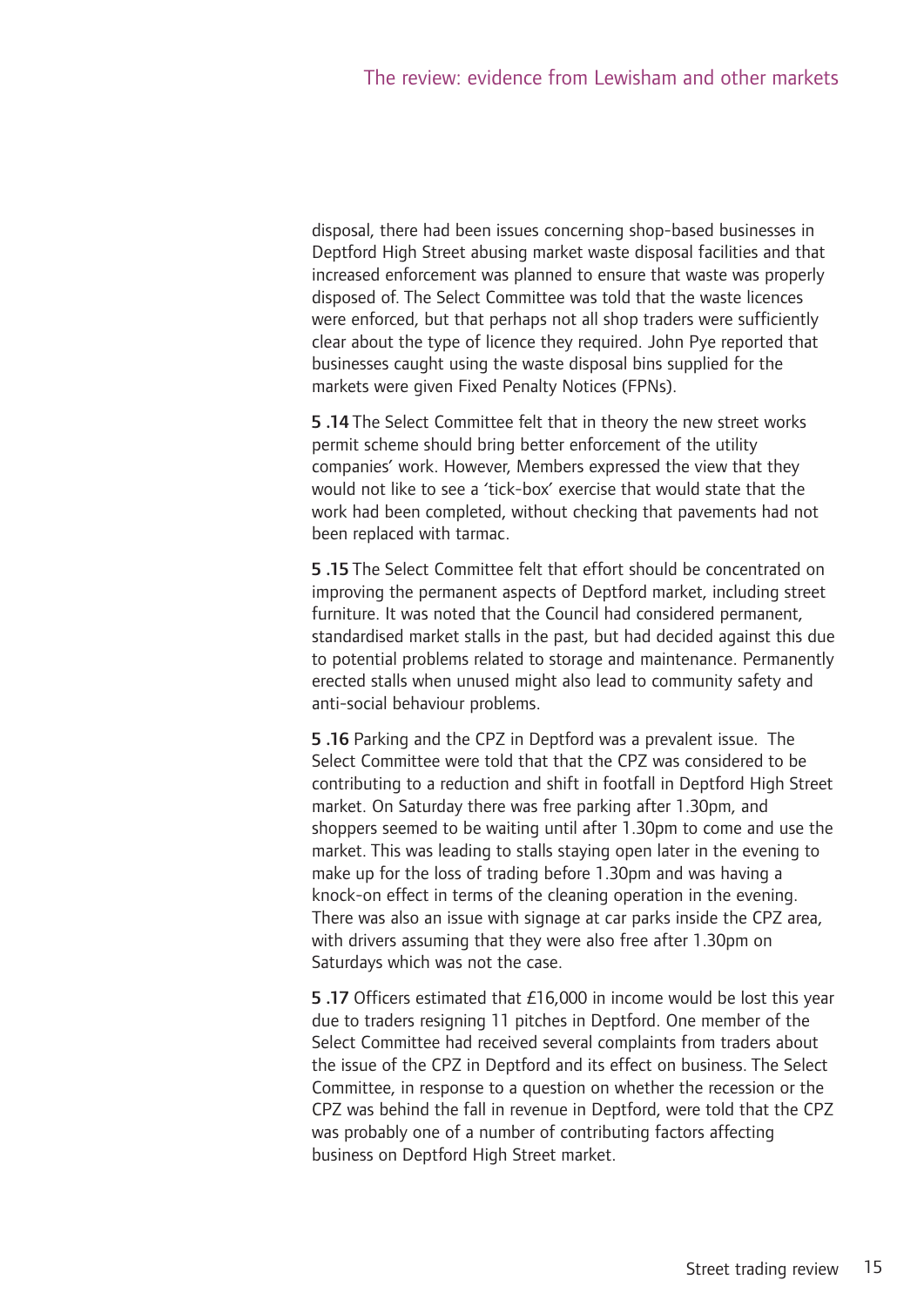disposal, there had been issues concerning shop-based businesses in Deptford High Street abusing market waste disposal facilities and that increased enforcement was planned to ensure that waste was properly disposed of. The Select Committee was told that the waste licences were enforced, but that perhaps not all shop traders were sufficiently clear about the type of licence they required. John Pye reported that businesses caught using the waste disposal bins supplied for the markets were given Fixed Penalty Notices (FPNs).

**5 .14** The Select Committee felt that in theory the new street works permit scheme should bring better enforcement of the utility companies' work. However, Members expressed the view that they would not like to see a 'tick-box' exercise that would state that the work had been completed, without checking that pavements had not been replaced with tarmac.

**5 .15** The Select Committee felt that effort should be concentrated on improving the permanent aspects of Deptford market, including street furniture. It was noted that the Council had considered permanent, standardised market stalls in the past, but had decided against this due to potential problems related to storage and maintenance. Permanently erected stalls when unused might also lead to community safety and anti-social behaviour problems.

**5 .16** Parking and the CPZ in Deptford was a prevalent issue. The Select Committee were told that that the CPZ was considered to be contributing to a reduction and shift in footfall in Deptford High Street market. On Saturday there was free parking after 1.30pm, and shoppers seemed to be waiting until after 1.30pm to come and use the market. This was leading to stalls staying open later in the evening to make up for the loss of trading before 1.30pm and was having a knock-on effect in terms of the cleaning operation in the evening. There was also an issue with signage at car parks inside the CPZ area, with drivers assuming that they were also free after 1.30pm on Saturdays which was not the case.

**5 .17** Officers estimated that £16,000 in income would be lost this year due to traders resigning 11 pitches in Deptford. One member of the Select Committee had received several complaints from traders about the issue of the CPZ in Deptford and its effect on business. The Select Committee, in response to a question on whether the recession or the CPZ was behind the fall in revenue in Deptford, were told that the CPZ was probably one of a number of contributing factors affecting business on Deptford High Street market.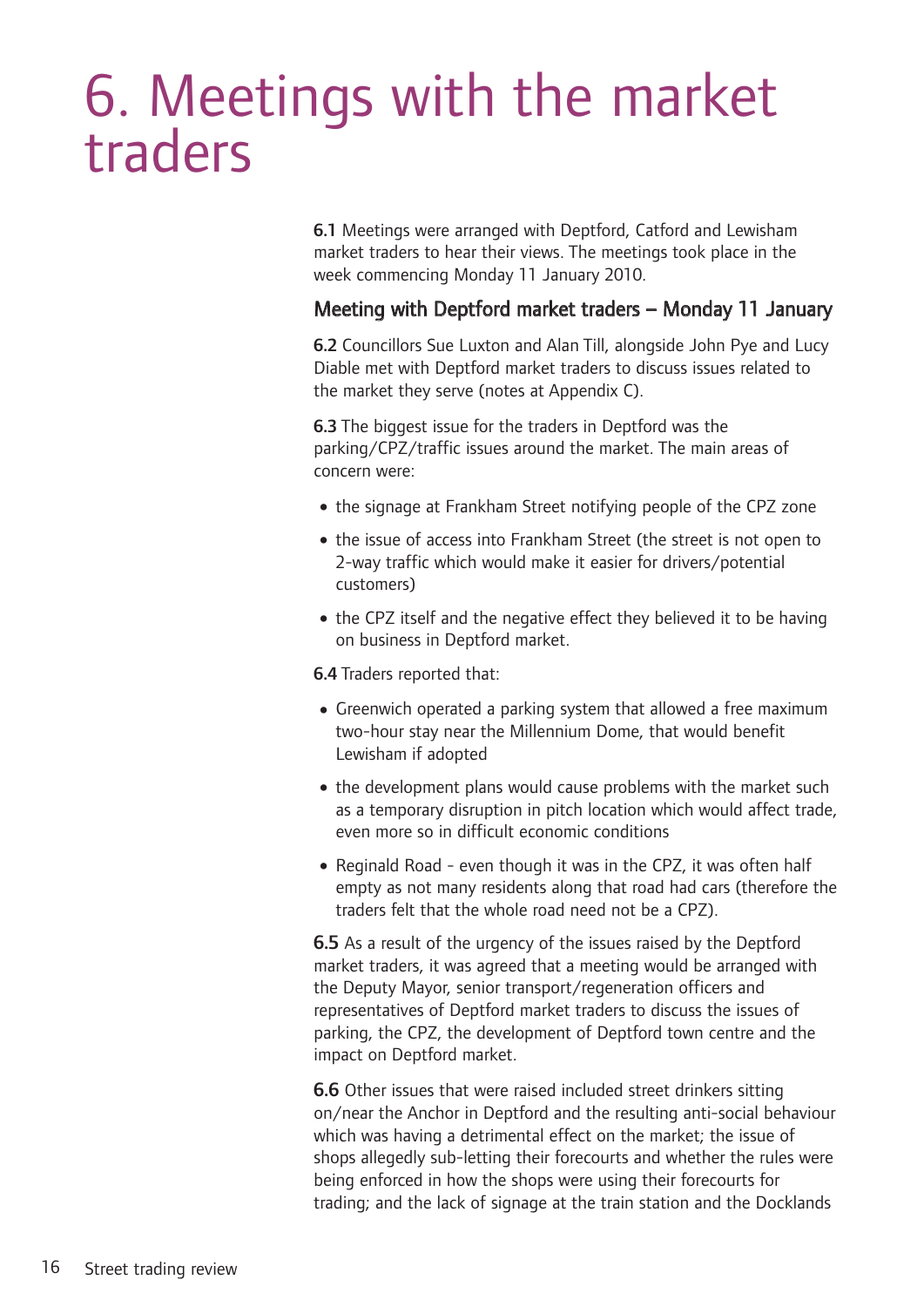# 6. Meetings with the market traders

**6.1** Meetings were arranged with Deptford, Catford and Lewisham market traders to hear their views. The meetings took place in the week commencing Monday 11 January 2010.

### Meeting with Deptford market traders – Monday 11 January

**6.2** Councillors Sue Luxton and Alan Till, alongside John Pye and Lucy Diable met with Deptford market traders to discuss issues related to the market they serve (notes at Appendix C).

**6.3** The biggest issue for the traders in Deptford was the parking/CPZ/traffic issues around the market. The main areas of concern were:

- the signage at Frankham Street notifying people of the CPZ zone
- the issue of access into Frankham Street (the street is not open to 2-way traffic which would make it easier for drivers/potential customers)
- the CPZ itself and the negative effect they believed it to be having on business in Deptford market.

**6.4** Traders reported that:

- Greenwich operated a parking system that allowed a free maximum two-hour stay near the Millennium Dome, that would benefit Lewisham if adopted
- the development plans would cause problems with the market such as a temporary disruption in pitch location which would affect trade, even more so in difficult economic conditions
- Reginald Road - even though it was in the CPZ, it was often half empty as not many residents along that road had cars (therefore the traders felt that the whole road need not be a CPZ).

**6.5** As a result of the urgency of the issues raised by the Deptford market traders, it was agreed that a meeting would be arranged with the Deputy Mayor, senior transport/regeneration officers and representatives of Deptford market traders to discuss the issues of parking, the CPZ, the development of Deptford town centre and the impact on Deptford market.

**6.6** Other issues that were raised included street drinkers sitting on/near the Anchor in Deptford and the resulting anti-social behaviour which was having a detrimental effect on the market; the issue of shops allegedly sub-letting their forecourts and whether the rules were being enforced in how the shops were using their forecourts for trading; and the lack of signage at the train station and the Docklands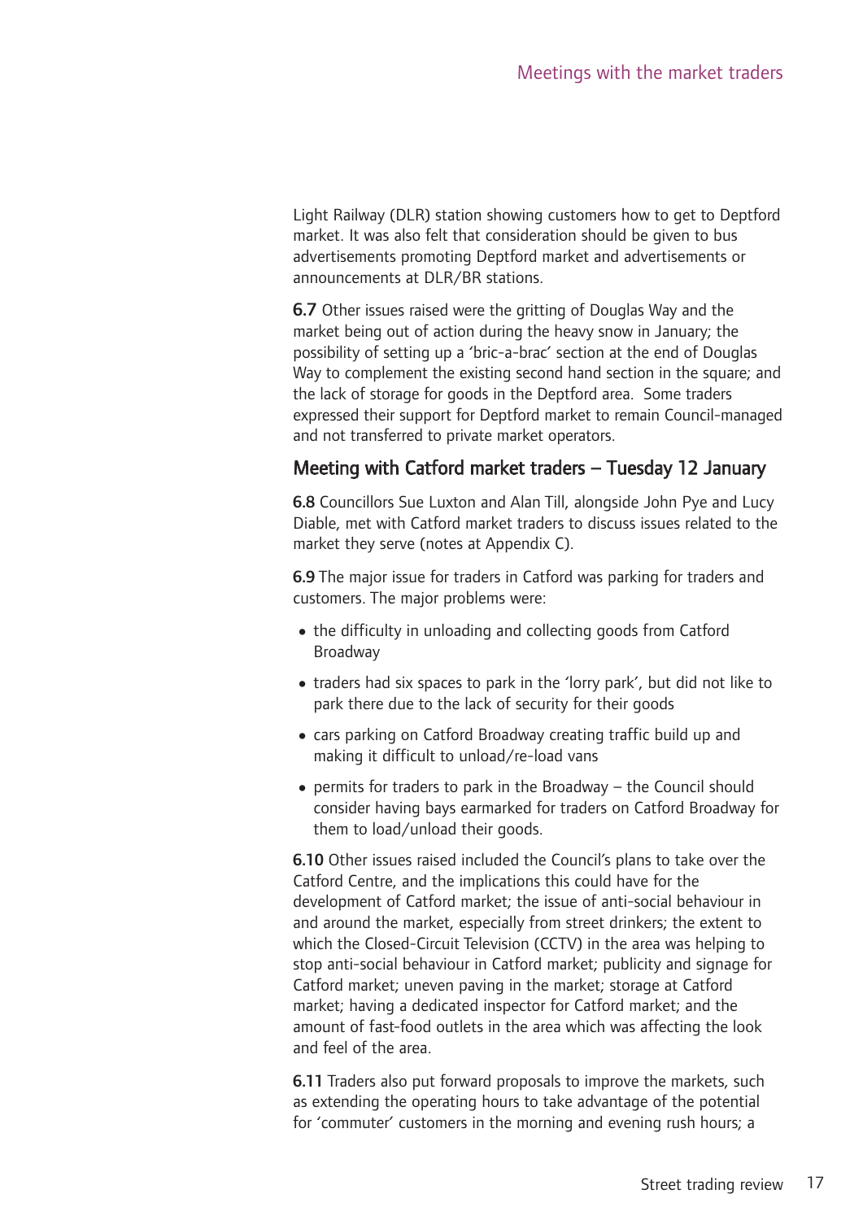Light Railway (DLR) station showing customers how to get to Deptford market. It was also felt that consideration should be given to bus advertisements promoting Deptford market and advertisements or announcements at DLR/BR stations.

**6.7** Other issues raised were the gritting of Douglas Way and the market being out of action during the heavy snow in January; the possibility of setting up a 'bric-a-brac' section at the end of Douglas Way to complement the existing second hand section in the square; and the lack of storage for goods in the Deptford area. Some traders expressed their support for Deptford market to remain Council-managed and not transferred to private market operators.

## Meeting with Catford market traders – Tuesday 12 January

**6.8** Councillors Sue Luxton and Alan Till, alongside John Pye and Lucy Diable, met with Catford market traders to discuss issues related to the market they serve (notes at Appendix C).

**6.9** The major issue for traders in Catford was parking for traders and customers. The major problems were:

- the difficulty in unloading and collecting goods from Catford Broadway
- traders had six spaces to park in the 'lorry park', but did not like to park there due to the lack of security for their goods
- cars parking on Catford Broadway creating traffic build up and making it difficult to unload/re-load vans
- permits for traders to park in the Broadway – the Council should consider having bays earmarked for traders on Catford Broadway for them to load/unload their goods.

**6.10** Other issues raised included the Council's plans to take over the Catford Centre, and the implications this could have for the development of Catford market; the issue of anti-social behaviour in and around the market, especially from street drinkers; the extent to which the Closed-Circuit Television (CCTV) in the area was helping to stop anti-social behaviour in Catford market; publicity and signage for Catford market; uneven paving in the market; storage at Catford market; having a dedicated inspector for Catford market; and the amount of fast-food outlets in the area which was affecting the look and feel of the area.

**6.11** Traders also put forward proposals to improve the markets, such as extending the operating hours to take advantage of the potential for 'commuter' customers in the morning and evening rush hours; a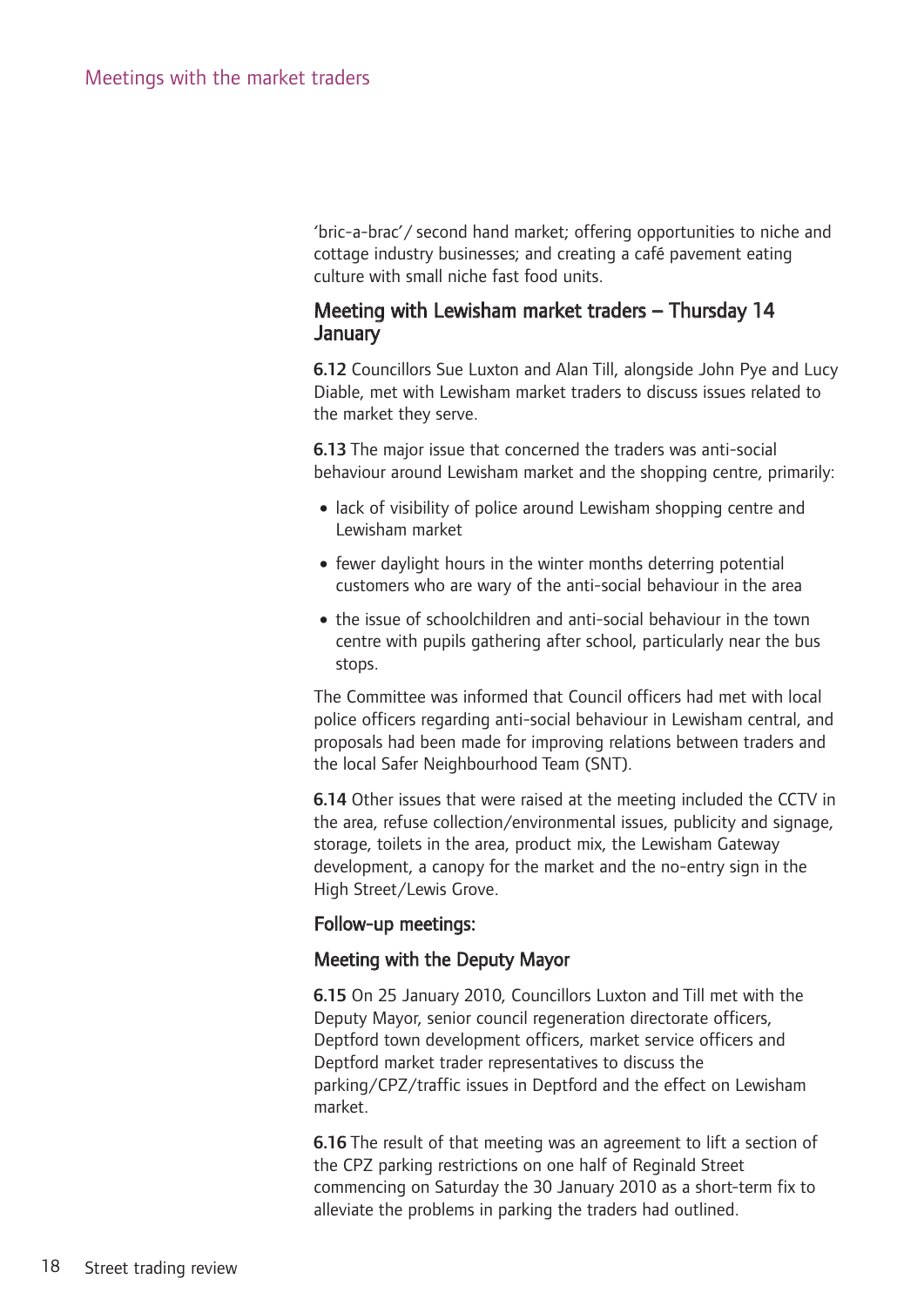'bric-a-brac' / second hand market; offering opportunities to niche and cottage industry businesses; and creating a café pavement eating culture with small niche fast food units.

### Meeting with Lewisham market traders – Thursday 14 January

**6.12** Councillors Sue Luxton and Alan Till, alongside John Pye and Lucy Diable, met with Lewisham market traders to discuss issues related to the market they serve.

**6.13** The major issue that concerned the traders was anti-social behaviour around Lewisham market and the shopping centre, primarily:

- lack of visibility of police around Lewisham shopping centre and Lewisham market
- fewer daylight hours in the winter months deterring potential customers who are wary of the anti-social behaviour in the area
- the issue of schoolchildren and anti-social behaviour in the town centre with pupils gathering after school, particularly near the bus stops.

The Committee was informed that Council officers had met with local police officers regarding anti-social behaviour in Lewisham central, and proposals had been made for improving relations between traders and the local Safer Neighbourhood Team (SNT).

**6.14** Other issues that were raised at the meeting included the CCTV in the area, refuse collection/environmental issues, publicity and signage, storage, toilets in the area, product mix, the Lewisham Gateway development, a canopy for the market and the no-entry sign in the High Street/Lewis Grove.

### Follow-up meetings:

### Meeting with the Deputy Mayor

**6.15** On 25 January 2010, Councillors Luxton and Till met with the Deputy Mayor, senior council regeneration directorate officers, Deptford town development officers, market service officers and Deptford market trader representatives to discuss the parking/CPZ/traffic issues in Deptford and the effect on Lewisham market.

**6.16** The result of that meeting was an agreement to lift a section of the CPZ parking restrictions on one half of Reginald Street commencing on Saturday the 30 January 2010 as a short-term fix to alleviate the problems in parking the traders had outlined.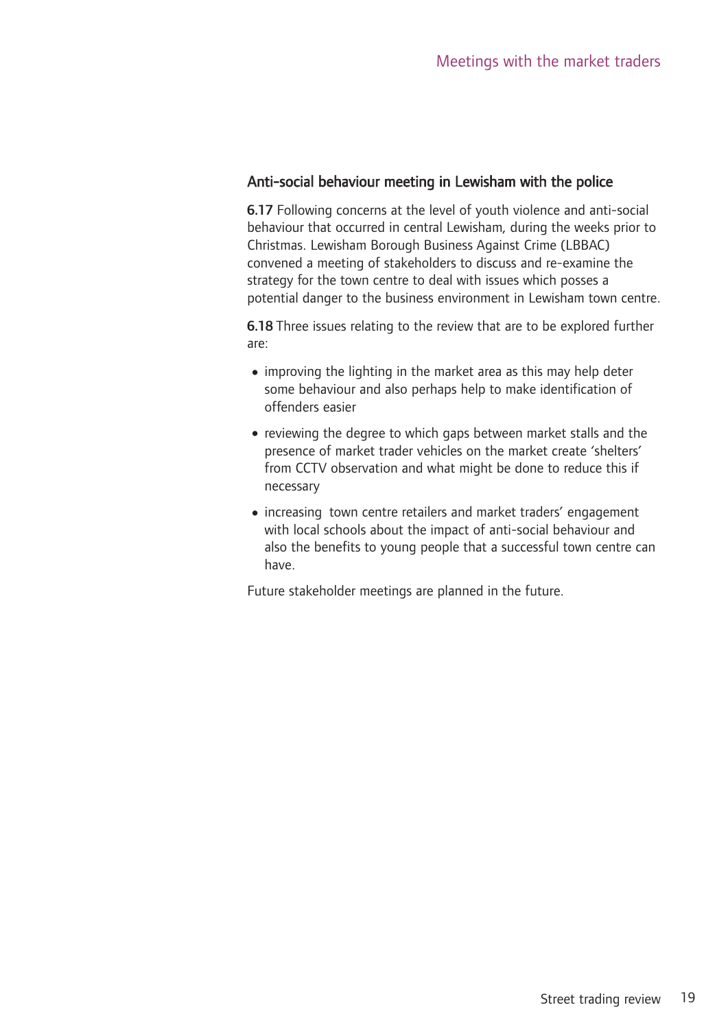## Anti-social behaviour meeting in Lewisham with the police

**6.17** Following concerns at the level of youth violence and anti-social behaviour that occurred in central Lewisham, during the weeks prior to Christmas. Lewisham Borough Business Against Crime (LBBAC) convened a meeting of stakeholders to discuss and re-examine the strategy for the town centre to deal with issues which posses a potential danger to the business environment in Lewisham town centre.

**6.18** Three issues relating to the review that are to be explored further are:

- improving the lighting in the market area as this may help deter some behaviour and also perhaps help to make identification of offenders easier
- reviewing the degree to which gaps between market stalls and the presence of market trader vehicles on the market create 'shelters' from CCTV observation and what might be done to reduce this if necessary
- increasing town centre retailers and market traders' engagement with local schools about the impact of anti-social behaviour and also the benefits to young people that a successful town centre can have.

Future stakeholder meetings are planned in the future.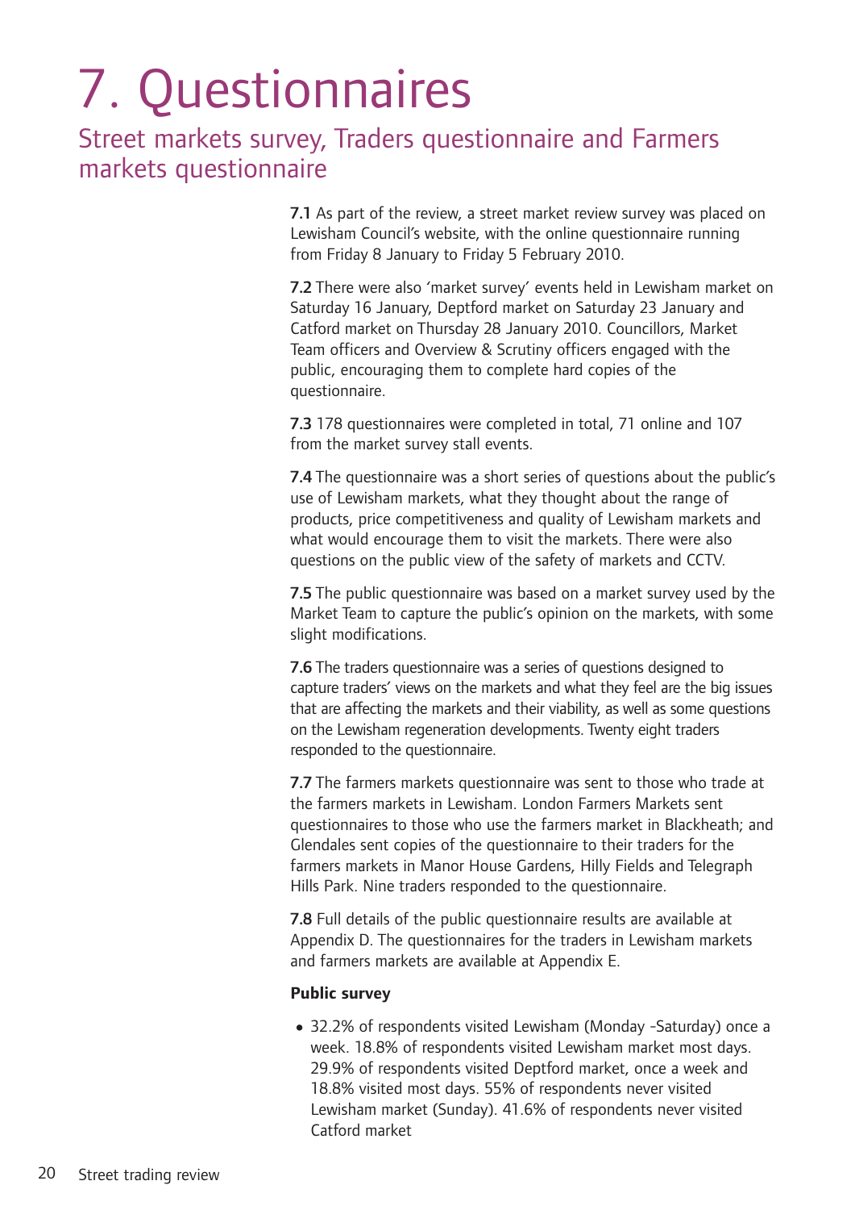# 7. Questionnaires

## Street markets survey, Traders questionnaire and Farmers markets questionnaire

**7.1** As part of the review, a street market review survey was placed on Lewisham Council's website, with the online questionnaire running from Friday 8 January to Friday 5 February 2010.

**7.2** There were also 'market survey' events held in Lewisham market on Saturday 16 January, Deptford market on Saturday 23 January and Catford market on Thursday 28 January 2010. Councillors, Market Team officers and Overview & Scrutiny officers engaged with the public, encouraging them to complete hard copies of the questionnaire.

**7.3** 178 questionnaires were completed in total, 71 online and 107 from the market survey stall events.

**7.4** The questionnaire was a short series of questions about the public's use of Lewisham markets, what they thought about the range of products, price competitiveness and quality of Lewisham markets and what would encourage them to visit the markets. There were also questions on the public view of the safety of markets and CCTV.

**7.5** The public questionnaire was based on a market survey used by the Market Team to capture the public's opinion on the markets, with some slight modifications.

**7.6** The traders questionnaire was a series of questions designed to capture traders' views on the markets and what they feel are the big issues that are affecting the markets and their viability, as well as some questions on the Lewisham regeneration developments. Twenty eight traders responded to the questionnaire.

**7.7** The farmers markets questionnaire was sent to those who trade at the farmers markets in Lewisham. London Farmers Markets sent questionnaires to those who use the farmers market in Blackheath; and Glendales sent copies of the questionnaire to their traders for the farmers markets in Manor House Gardens, Hilly Fields and Telegraph Hills Park. Nine traders responded to the questionnaire.

**7.8** Full details of the public questionnaire results are available at Appendix D. The questionnaires for the traders in Lewisham markets and farmers markets are available at Appendix E.

**Public survey**

- 32.2% of respondents visited Lewisham (Monday -Saturday) once a week. 18.8% of respondents visited Lewisham market most days. 29.9% of respondents visited Deptford market, once a week and 18.8% visited most days. 55% of respondents never visited Lewisham market (Sunday). 41.6% of respondents never visited Catford market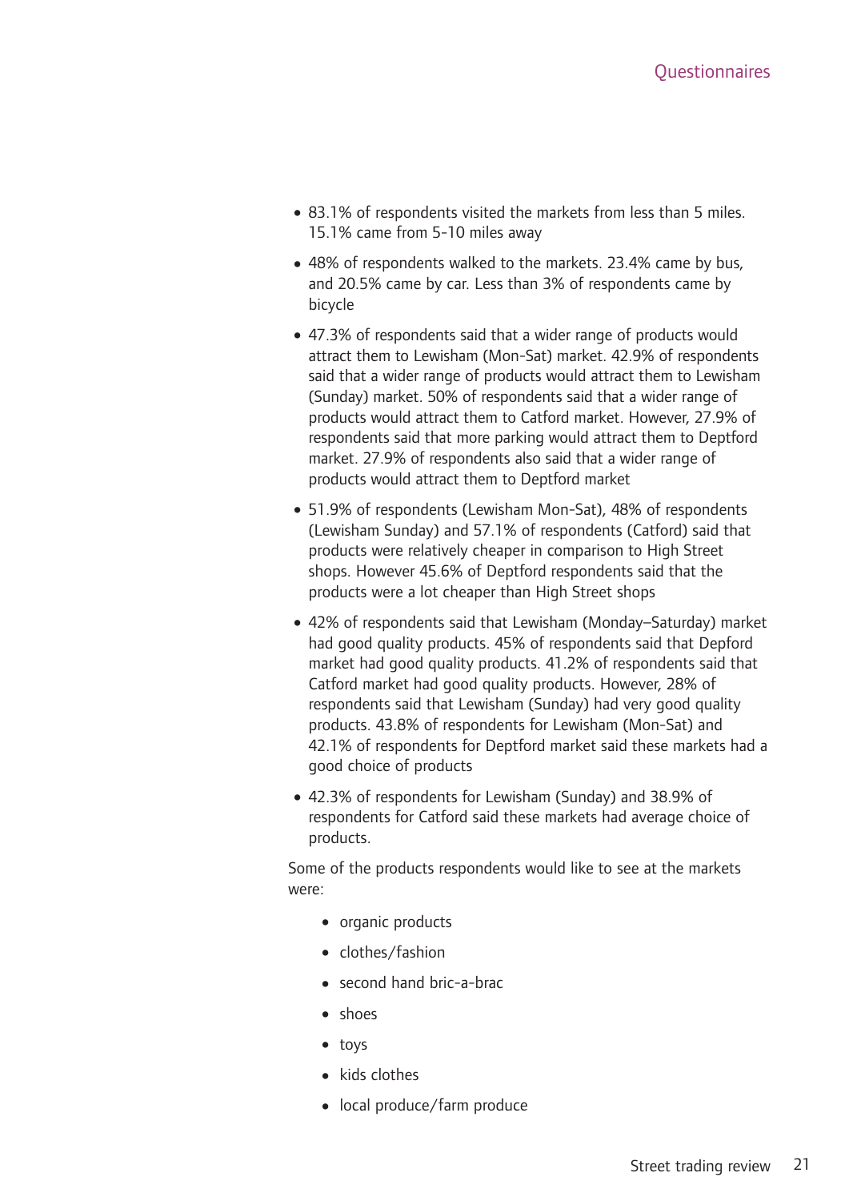- 83.1% of respondents visited the markets from less than 5 miles. 15.1% came from 5-10 miles away
- 48% of respondents walked to the markets. 23.4% came by bus, and 20.5% came by car. Less than 3% of respondents came by bicycle
- 47.3% of respondents said that a wider range of products would attract them to Lewisham (Mon-Sat) market. 42.9% of respondents said that a wider range of products would attract them to Lewisham (Sunday) market. 50% of respondents said that a wider range of products would attract them to Catford market. However, 27.9% of respondents said that more parking would attract them to Deptford market. 27.9% of respondents also said that a wider range of products would attract them to Deptford market
- 51.9% of respondents (Lewisham Mon-Sat), 48% of respondents (Lewisham Sunday) and 57.1% of respondents (Catford) said that products were relatively cheaper in comparison to High Street shops. However 45.6% of Deptford respondents said that the products were a lot cheaper than High Street shops
- 42% of respondents said that Lewisham (Monday–Saturday) market had good quality products. 45% of respondents said that Depford market had good quality products. 41.2% of respondents said that Catford market had good quality products. However, 28% of respondents said that Lewisham (Sunday) had very good quality products. 43.8% of respondents for Lewisham (Mon-Sat) and 42.1% of respondents for Deptford market said these markets had a good choice of products
- 42.3% of respondents for Lewisham (Sunday) and 38.9% of respondents for Catford said these markets had average choice of products.

Some of the products respondents would like to see at the markets were:

- organic products
- clothes/fashion
- second hand bric-a-brac
- shoes
- toys
- kids clothes
- local produce/farm produce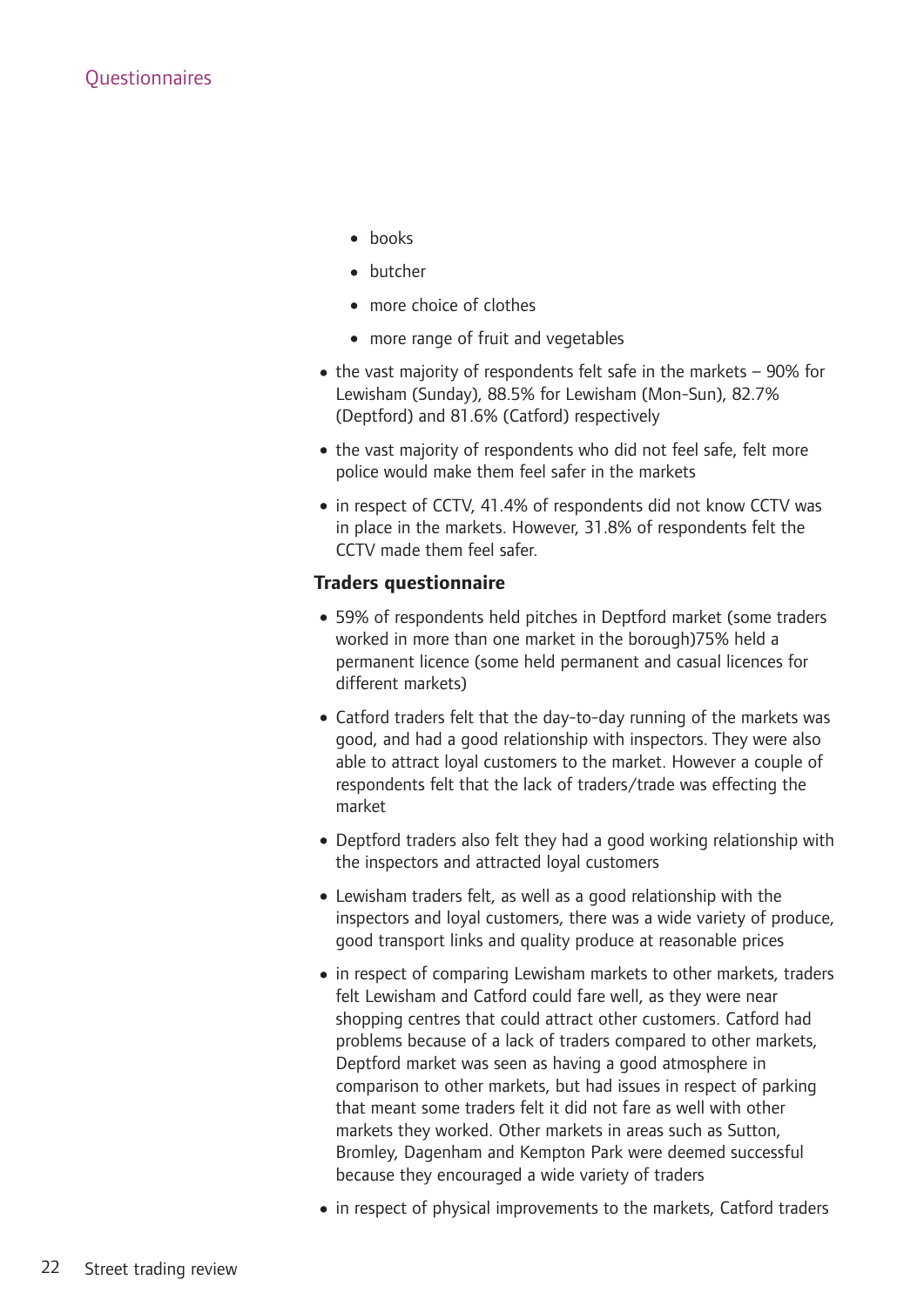- books
  - butcher
  - more choice of clothes
  - more range of fruit and vegetables
- the vast majority of respondents felt safe in the markets – 90% for Lewisham (Sunday), 88.5% for Lewisham (Mon-Sun), 82.7% (Deptford) and 81.6% (Catford) respectively
- the vast majority of respondents who did not feel safe, felt more police would make them feel safer in the markets
- in respect of CCTV, 41.4% of respondents did not know CCTV was in place in the markets. However, 31.8% of respondents felt the CCTV made them feel safer.

**Traders questionnaire**

- 59% of respondents held pitches in Deptford market (some traders worked in more than one market in the borough)75% held a permanent licence (some held permanent and casual licences for different markets)
- Catford traders felt that the day-to-day running of the markets was good, and had a good relationship with inspectors. They were also able to attract loyal customers to the market. However a couple of respondents felt that the lack of traders/trade was effecting the market
- Deptford traders also felt they had a good working relationship with the inspectors and attracted loyal customers
- Lewisham traders felt, as well as a good relationship with the inspectors and loyal customers, there was a wide variety of produce, good transport links and quality produce at reasonable prices
- in respect of comparing Lewisham markets to other markets, traders felt Lewisham and Catford could fare well, as they were near shopping centres that could attract other customers. Catford had problems because of a lack of traders compared to other markets, Deptford market was seen as having a good atmosphere in comparison to other markets, but had issues in respect of parking that meant some traders felt it did not fare as well with other markets they worked. Other markets in areas such as Sutton, Bromley, Dagenham and Kempton Park were deemed successful because they encouraged a wide variety of traders
- in respect of physical improvements to the markets, Catford traders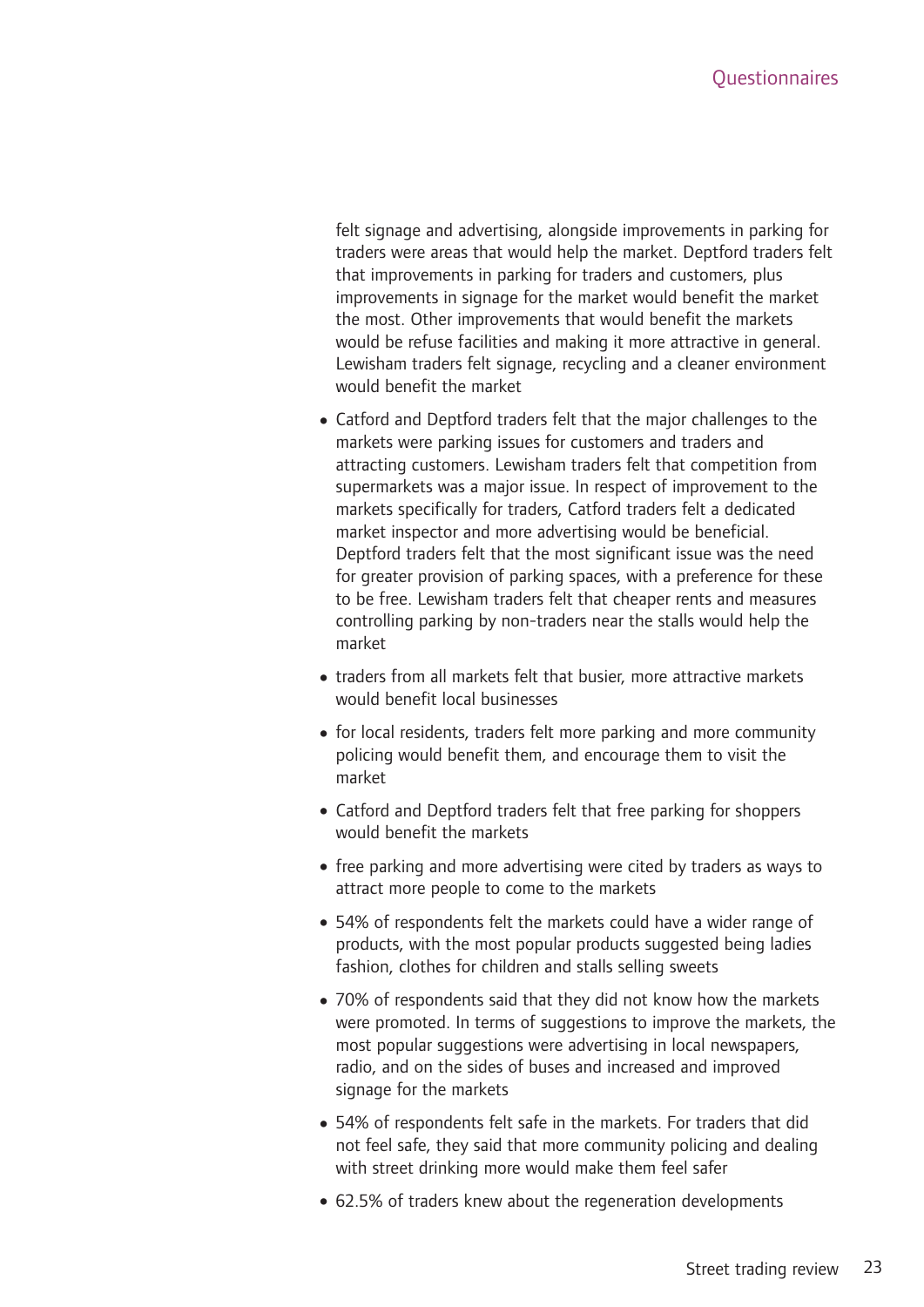felt signage and advertising, alongside improvements in parking for traders were areas that would help the market. Deptford traders felt that improvements in parking for traders and customers, plus improvements in signage for the market would benefit the market the most. Other improvements that would benefit the markets would be refuse facilities and making it more attractive in general. Lewisham traders felt signage, recycling and a cleaner environment would benefit the market

- Catford and Deptford traders felt that the major challenges to the markets were parking issues for customers and traders and attracting customers. Lewisham traders felt that competition from supermarkets was a major issue. In respect of improvement to the markets specifically for traders, Catford traders felt a dedicated market inspector and more advertising would be beneficial. Deptford traders felt that the most significant issue was the need for greater provision of parking spaces, with a preference for these to be free. Lewisham traders felt that cheaper rents and measures controlling parking by non-traders near the stalls would help the market
- traders from all markets felt that busier, more attractive markets would benefit local businesses
- for local residents, traders felt more parking and more community policing would benefit them, and encourage them to visit the market
- Catford and Deptford traders felt that free parking for shoppers would benefit the markets
- free parking and more advertising were cited by traders as ways to attract more people to come to the markets
- 54% of respondents felt the markets could have a wider range of products, with the most popular products suggested being ladies fashion, clothes for children and stalls selling sweets
- 70% of respondents said that they did not know how the markets were promoted. In terms of suggestions to improve the markets, the most popular suggestions were advertising in local newspapers, radio, and on the sides of buses and increased and improved signage for the markets
- 54% of respondents felt safe in the markets. For traders that did not feel safe, they said that more community policing and dealing with street drinking more would make them feel safer
- 62.5% of traders knew about the regeneration developments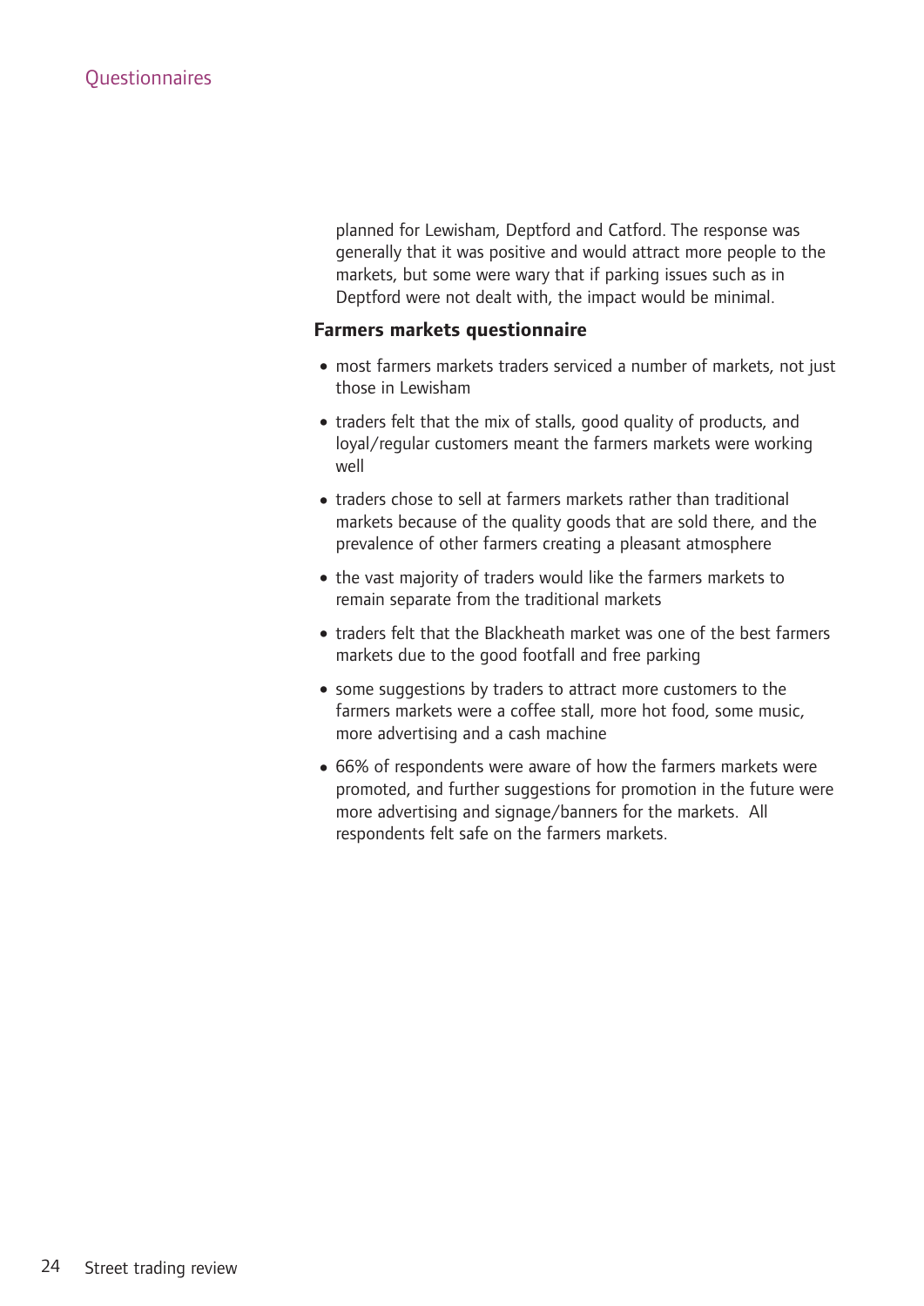planned for Lewisham, Deptford and Catford. The response was generally that it was positive and would attract more people to the markets, but some were wary that if parking issues such as in Deptford were not dealt with, the impact would be minimal.

### Farmers markets questionnaire

- most farmers markets traders serviced a number of markets, not just those in Lewisham
- traders felt that the mix of stalls, good quality of products, and loyal/regular customers meant the farmers markets were working well
- traders chose to sell at farmers markets rather than traditional markets because of the quality goods that are sold there, and the prevalence of other farmers creating a pleasant atmosphere
- the vast majority of traders would like the farmers markets to remain separate from the traditional markets
- traders felt that the Blackheath market was one of the best farmers markets due to the good footfall and free parking
- some suggestions by traders to attract more customers to the farmers markets were a coffee stall, more hot food, some music, more advertising and a cash machine
- 66% of respondents were aware of how the farmers markets were promoted, and further suggestions for promotion in the future were more advertising and signage/banners for the markets. All respondents felt safe on the farmers markets.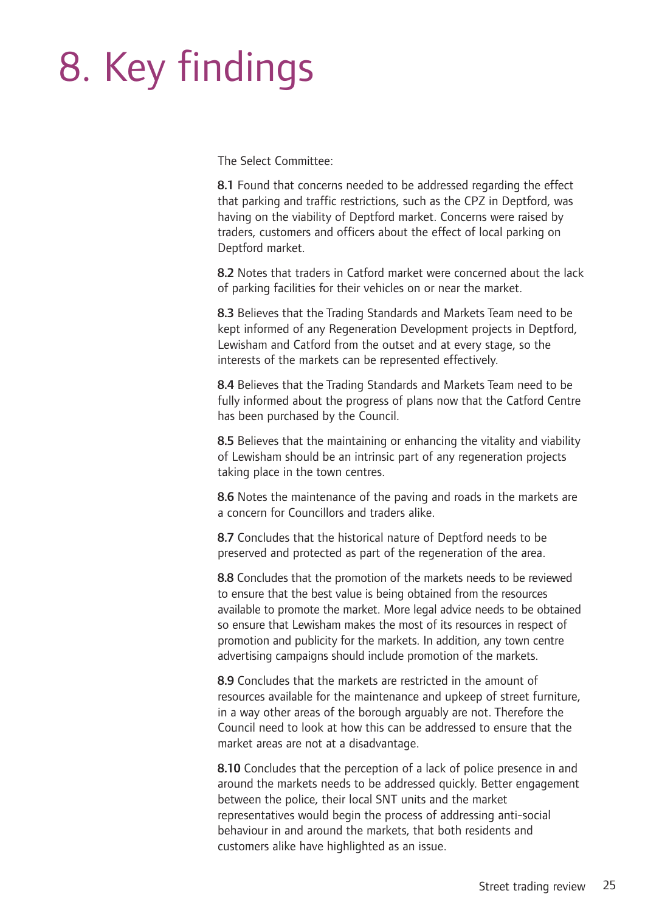# 8. Key findings

The Select Committee:

**8.1** Found that concerns needed to be addressed regarding the effect that parking and traffic restrictions, such as the CPZ in Deptford, was having on the viability of Deptford market. Concerns were raised by traders, customers and officers about the effect of local parking on Deptford market.

**8.2** Notes that traders in Catford market were concerned about the lack of parking facilities for their vehicles on or near the market.

**8.3** Believes that the Trading Standards and Markets Team need to be kept informed of any Regeneration Development projects in Deptford, Lewisham and Catford from the outset and at every stage, so the interests of the markets can be represented effectively.

**8.4** Believes that the Trading Standards and Markets Team need to be fully informed about the progress of plans now that the Catford Centre has been purchased by the Council.

**8.5** Believes that the maintaining or enhancing the vitality and viability of Lewisham should be an intrinsic part of any regeneration projects taking place in the town centres.

**8.6** Notes the maintenance of the paving and roads in the markets are a concern for Councillors and traders alike.

**8.7** Concludes that the historical nature of Deptford needs to be preserved and protected as part of the regeneration of the area.

**8.8** Concludes that the promotion of the markets needs to be reviewed to ensure that the best value is being obtained from the resources available to promote the market. More legal advice needs to be obtained so ensure that Lewisham makes the most of its resources in respect of promotion and publicity for the markets. In addition, any town centre advertising campaigns should include promotion of the markets.

**8.9** Concludes that the markets are restricted in the amount of resources available for the maintenance and upkeep of street furniture, in a way other areas of the borough arguably are not. Therefore the Council need to look at how this can be addressed to ensure that the market areas are not at a disadvantage.

**8.10** Concludes that the perception of a lack of police presence in and around the markets needs to be addressed quickly. Better engagement between the police, their local SNT units and the market representatives would begin the process of addressing anti-social behaviour in and around the markets, that both residents and customers alike have highlighted as an issue.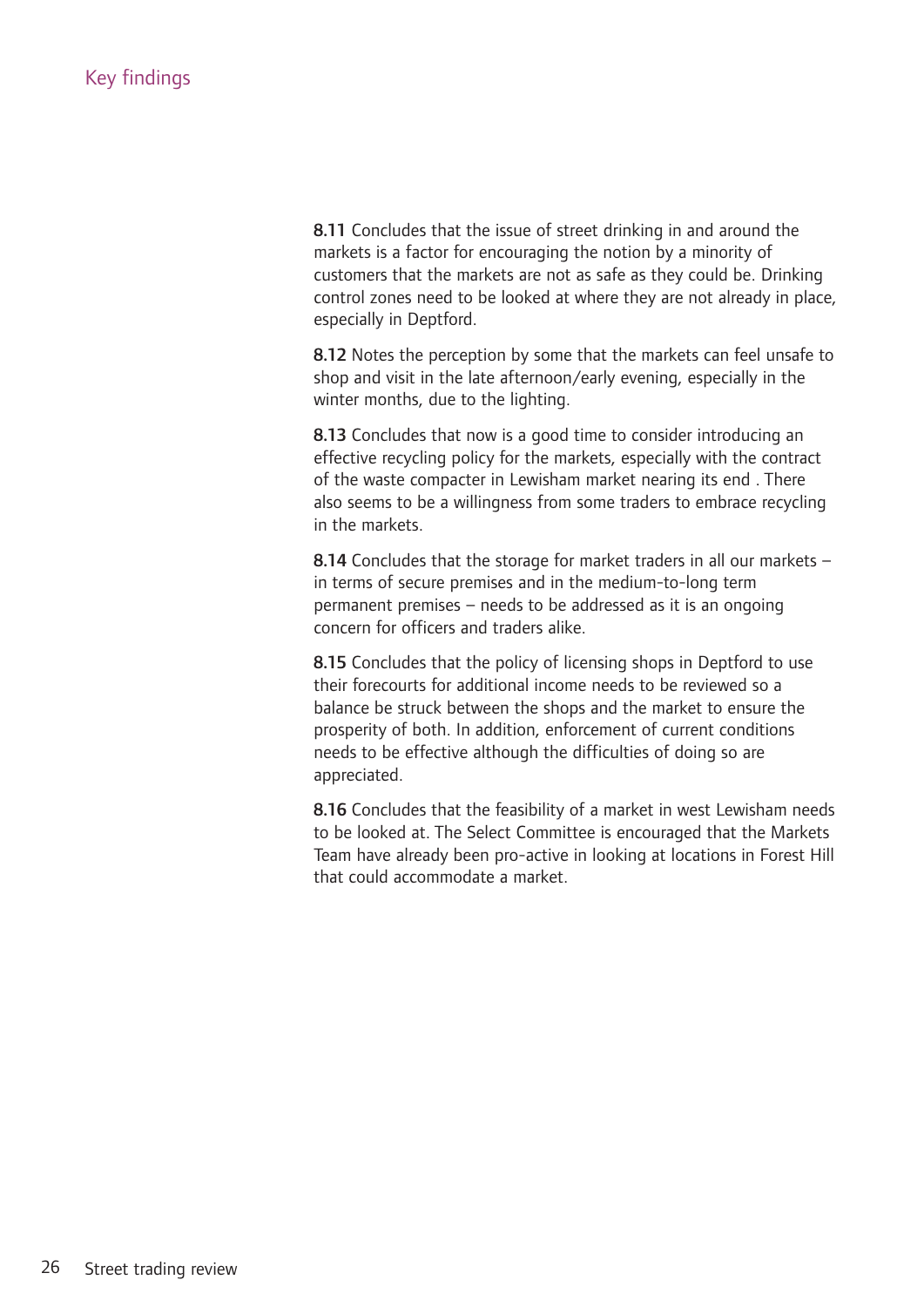## Key findings

**8.11** Concludes that the issue of street drinking in and around the markets is a factor for encouraging the notion by a minority of customers that the markets are not as safe as they could be. Drinking control zones need to be looked at where they are not already in place, especially in Deptford.

**8.12** Notes the perception by some that the markets can feel unsafe to shop and visit in the late afternoon/early evening, especially in the winter months, due to the lighting.

**8.13** Concludes that now is a good time to consider introducing an effective recycling policy for the markets, especially with the contract of the waste compacter in Lewisham market nearing its end . There also seems to be a willingness from some traders to embrace recycling in the markets.

**8.14** Concludes that the storage for market traders in all our markets – in terms of secure premises and in the medium-to-long term permanent premises – needs to be addressed as it is an ongoing concern for officers and traders alike.

**8.15** Concludes that the policy of licensing shops in Deptford to use their forecourts for additional income needs to be reviewed so a balance be struck between the shops and the market to ensure the prosperity of both. In addition, enforcement of current conditions needs to be effective although the difficulties of doing so are appreciated.

**8.16** Concludes that the feasibility of a market in west Lewisham needs to be looked at. The Select Committee is encouraged that the Markets Team have already been pro-active in looking at locations in Forest Hill that could accommodate a market.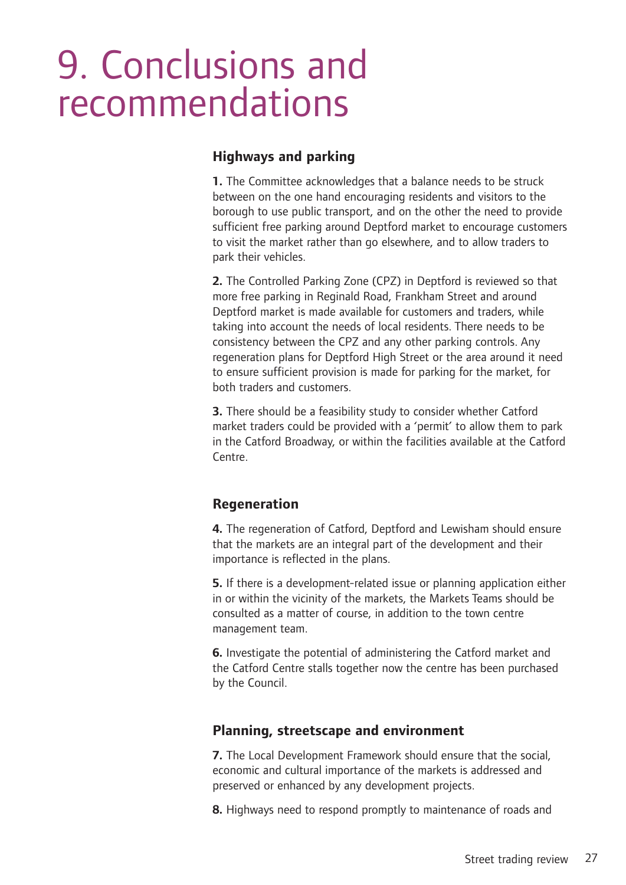# 9. Conclusions and recommendations

### Highways and parking

**1.** The Committee acknowledges that a balance needs to be struck between on the one hand encouraging residents and visitors to the borough to use public transport, and on the other the need to provide sufficient free parking around Deptford market to encourage customers to visit the market rather than go elsewhere, and to allow traders to park their vehicles.

**2.** The Controlled Parking Zone (CPZ) in Deptford is reviewed so that more free parking in Reginald Road, Frankham Street and around Deptford market is made available for customers and traders, while taking into account the needs of local residents. There needs to be consistency between the CPZ and any other parking controls. Any regeneration plans for Deptford High Street or the area around it need to ensure sufficient provision is made for parking for the market, for both traders and customers.

**3.** There should be a feasibility study to consider whether Catford market traders could be provided with a 'permit' to allow them to park in the Catford Broadway, or within the facilities available at the Catford Centre.

### Regeneration

**4.** The regeneration of Catford, Deptford and Lewisham should ensure that the markets are an integral part of the development and their importance is reflected in the plans.

**5.** If there is a development-related issue or planning application either in or within the vicinity of the markets, the Markets Teams should be consulted as a matter of course, in addition to the town centre management team.

**6.** Investigate the potential of administering the Catford market and the Catford Centre stalls together now the centre has been purchased by the Council.

### Planning, streetscape and environment

**7.** The Local Development Framework should ensure that the social, economic and cultural importance of the markets is addressed and preserved or enhanced by any development projects.

**8.** Highways need to respond promptly to maintenance of roads and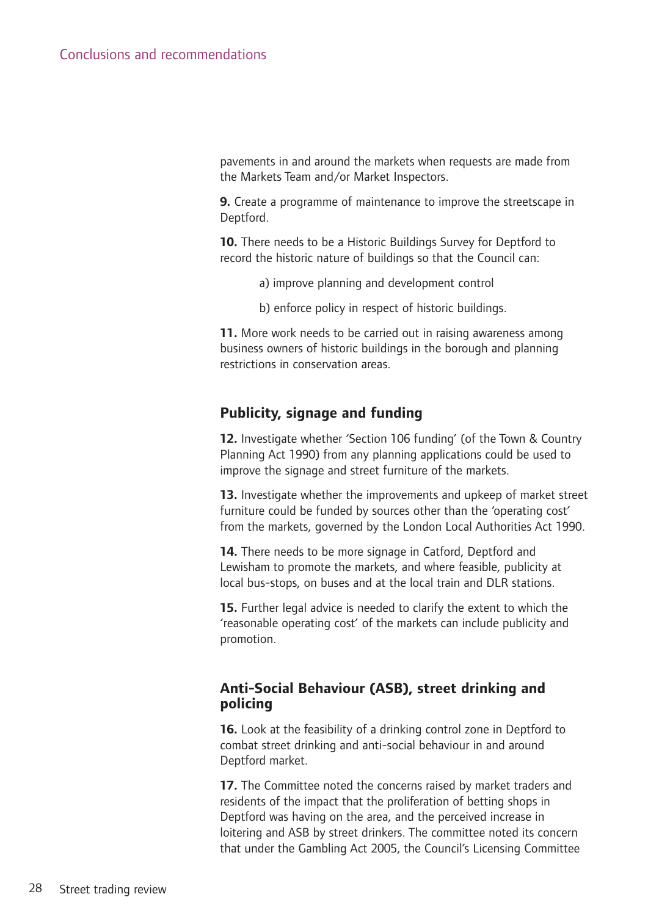pavements in and around the markets when requests are made from the Markets Team and/or Market Inspectors.

**9.** Create a programme of maintenance to improve the streetscape in Deptford.

**10.** There needs to be a Historic Buildings Survey for Deptford to record the historic nature of buildings so that the Council can:

a) improve planning and development control

b) enforce policy in respect of historic buildings.

**11.** More work needs to be carried out in raising awareness among business owners of historic buildings in the borough and planning restrictions in conservation areas.

## Publicity, signage and funding

**12.** Investigate whether 'Section 106 funding' (of the Town & Country Planning Act 1990) from any planning applications could be used to improve the signage and street furniture of the markets.

**13.** Investigate whether the improvements and upkeep of market street furniture could be funded by sources other than the 'operating cost' from the markets, governed by the London Local Authorities Act 1990.

**14.** There needs to be more signage in Catford, Deptford and Lewisham to promote the markets, and where feasible, publicity at local bus-stops, on buses and at the local train and DLR stations.

**15.** Further legal advice is needed to clarify the extent to which the 'reasonable operating cost' of the markets can include publicity and promotion.

## Anti-Social Behaviour (ASB), street drinking and policing

**16.** Look at the feasibility of a drinking control zone in Deptford to combat street drinking and anti-social behaviour in and around Deptford market.

**17.** The Committee noted the concerns raised by market traders and residents of the impact that the proliferation of betting shops in Deptford was having on the area, and the perceived increase in loitering and ASB by street drinkers. The committee noted its concern that under the Gambling Act 2005, the Council's Licensing Committee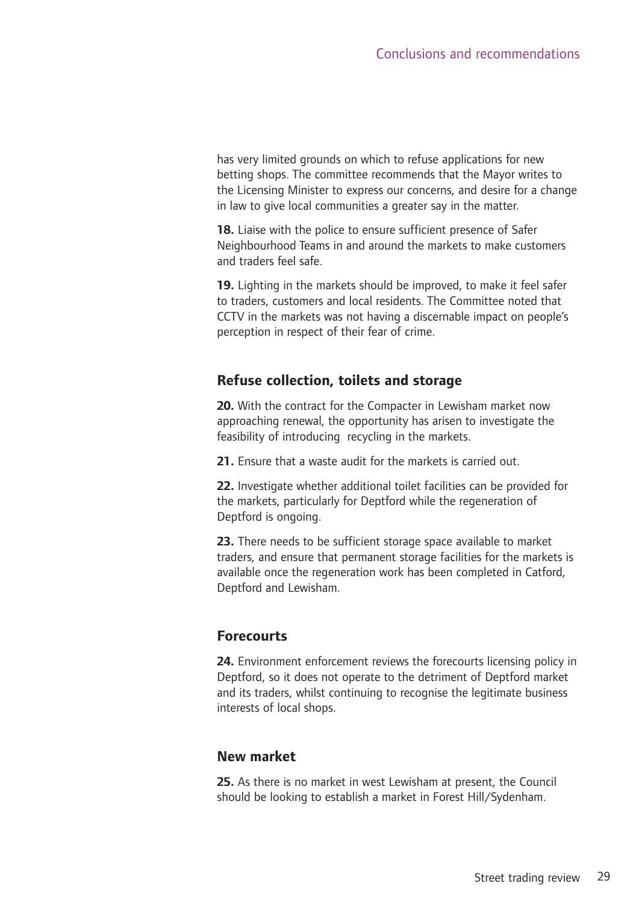has very limited grounds on which to refuse applications for new betting shops. The committee recommends that the Mayor writes to the Licensing Minister to express our concerns, and desire for a change in law to give local communities a greater say in the matter.

**18.** Liaise with the police to ensure sufficient presence of Safer Neighbourhood Teams in and around the markets to make customers and traders feel safe.

**19.** Lighting in the markets should be improved, to make it feel safer to traders, customers and local residents. The Committee noted that CCTV in the markets was not having a discernable impact on people's perception in respect of their fear of crime.

### Refuse collection, toilets and storage

**20.** With the contract for the Compacter in Lewisham market now approaching renewal, the opportunity has arisen to investigate the feasibility of introducing recycling in the markets.

**21.** Ensure that a waste audit for the markets is carried out.

**22.** Investigate whether additional toilet facilities can be provided for the markets, particularly for Deptford while the regeneration of Deptford is ongoing.

**23.** There needs to be sufficient storage space available to market traders, and ensure that permanent storage facilities for the markets is available once the regeneration work has been completed in Catford, Deptford and Lewisham.

### Forecourts

**24.** Environment enforcement reviews the forecourts licensing policy in Deptford, so it does not operate to the detriment of Deptford market and its traders, whilst continuing to recognise the legitimate business interests of local shops.

### New market

**25.** As there is no market in west Lewisham at present, the Council should be looking to establish a market in Forest Hill/Sydenham.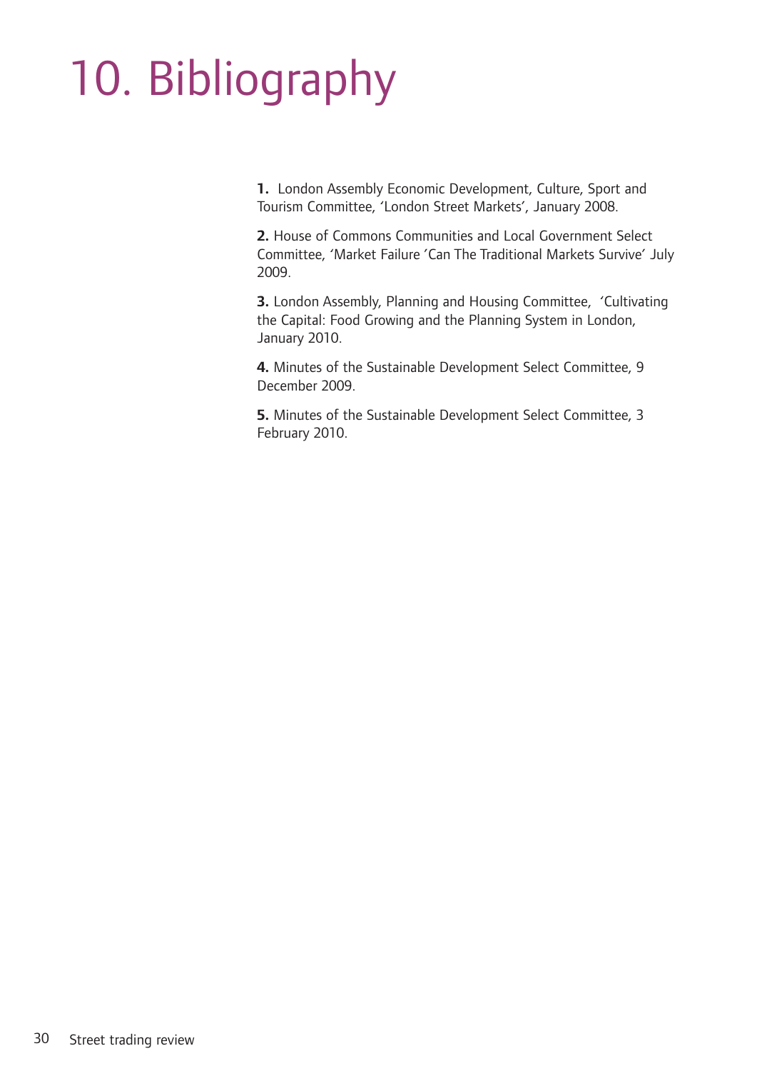# 10. Bibliography

**1.** London Assembly Economic Development, Culture, Sport and Tourism Committee, 'London Street Markets', January 2008.

**2.** House of Commons Communities and Local Government Select Committee, 'Market Failure 'Can The Traditional Markets Survive' July 2009.

**3.** London Assembly, Planning and Housing Committee, 'Cultivating the Capital: Food Growing and the Planning System in London, January 2010.

**4.** Minutes of the Sustainable Development Select Committee, 9 December 2009.

**5.** Minutes of the Sustainable Development Select Committee, 3 February 2010.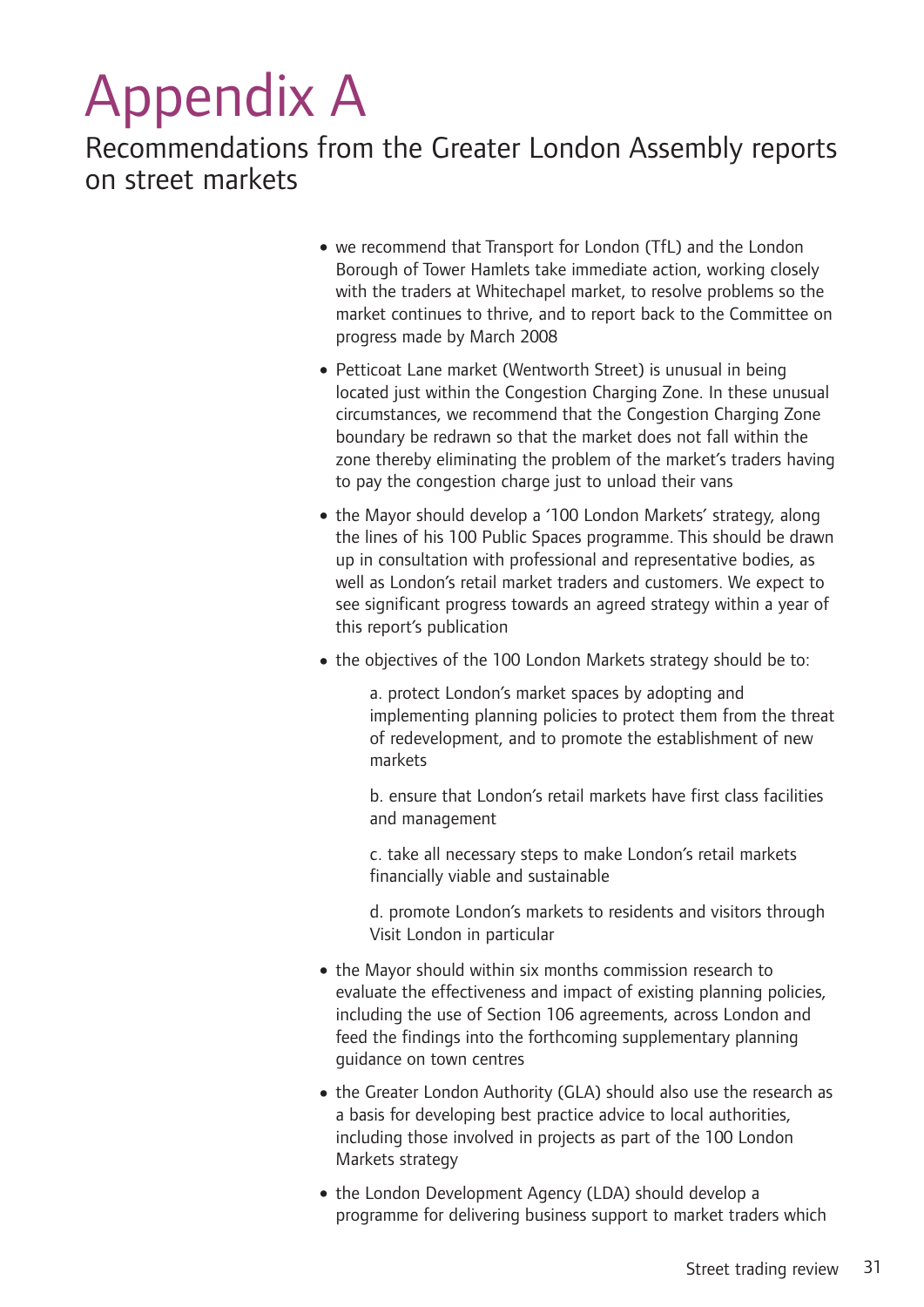# Appendix A

## Recommendations from the Greater London Assembly reports on street markets

- we recommend that Transport for London (TfL) and the London Borough of Tower Hamlets take immediate action, working closely with the traders at Whitechapel market, to resolve problems so the market continues to thrive, and to report back to the Committee on progress made by March 2008
- Petticoat Lane market (Wentworth Street) is unusual in being located just within the Congestion Charging Zone. In these unusual circumstances, we recommend that the Congestion Charging Zone boundary be redrawn so that the market does not fall within the zone thereby eliminating the problem of the market's traders having to pay the congestion charge just to unload their vans
- the Mayor should develop a '100 London Markets' strategy, along the lines of his 100 Public Spaces programme. This should be drawn up in consultation with professional and representative bodies, as well as London's retail market traders and customers. We expect to see significant progress towards an agreed strategy within a year of this report's publication
- the objectives of the 100 London Markets strategy should be to:

  a. protect London's market spaces by adopting and implementing planning policies to protect them from the threat of redevelopment, and to promote the establishment of new markets

  b. ensure that London's retail markets have first class facilities and management

  c. take all necessary steps to make London's retail markets financially viable and sustainable

  d. promote London's markets to residents and visitors through Visit London in particular

- the Mayor should within six months commission research to evaluate the effectiveness and impact of existing planning policies, including the use of Section 106 agreements, across London and feed the findings into the forthcoming supplementary planning guidance on town centres
- the Greater London Authority (GLA) should also use the research as a basis for developing best practice advice to local authorities, including those involved in projects as part of the 100 London Markets strategy
- the London Development Agency (LDA) should develop a programme for delivering business support to market traders which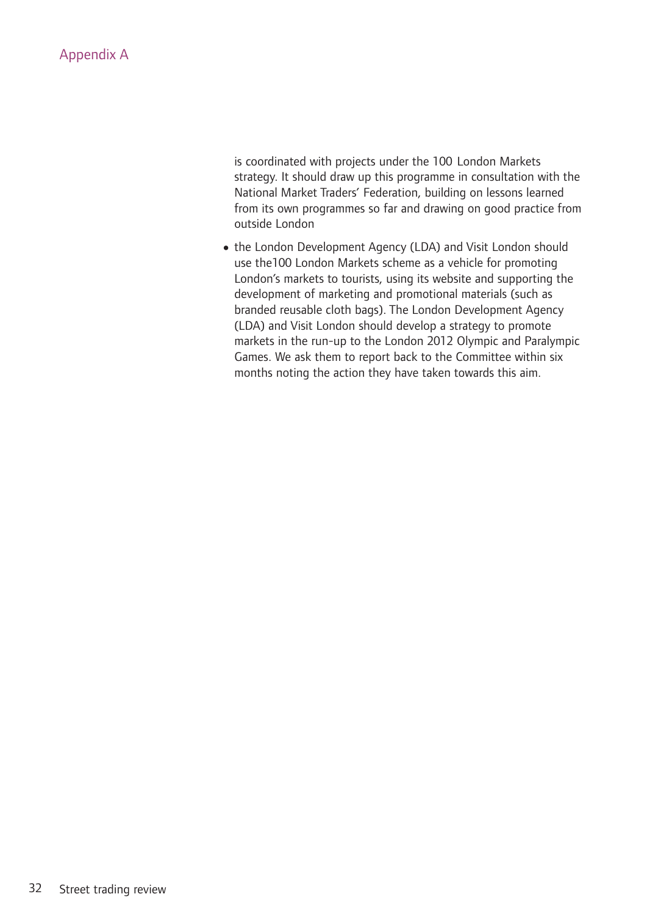is coordinated with projects under the 100 London Markets strategy. It should draw up this programme in consultation with the National Market Traders' Federation, building on lessons learned from its own programmes so far and drawing on good practice from outside London

- the London Development Agency (LDA) and Visit London should use the100 London Markets scheme as a vehicle for promoting London's markets to tourists, using its website and supporting the development of marketing and promotional materials (such as branded reusable cloth bags). The London Development Agency (LDA) and Visit London should develop a strategy to promote markets in the run-up to the London 2012 Olympic and Paralympic Games. We ask them to report back to the Committee within six months noting the action they have taken towards this aim.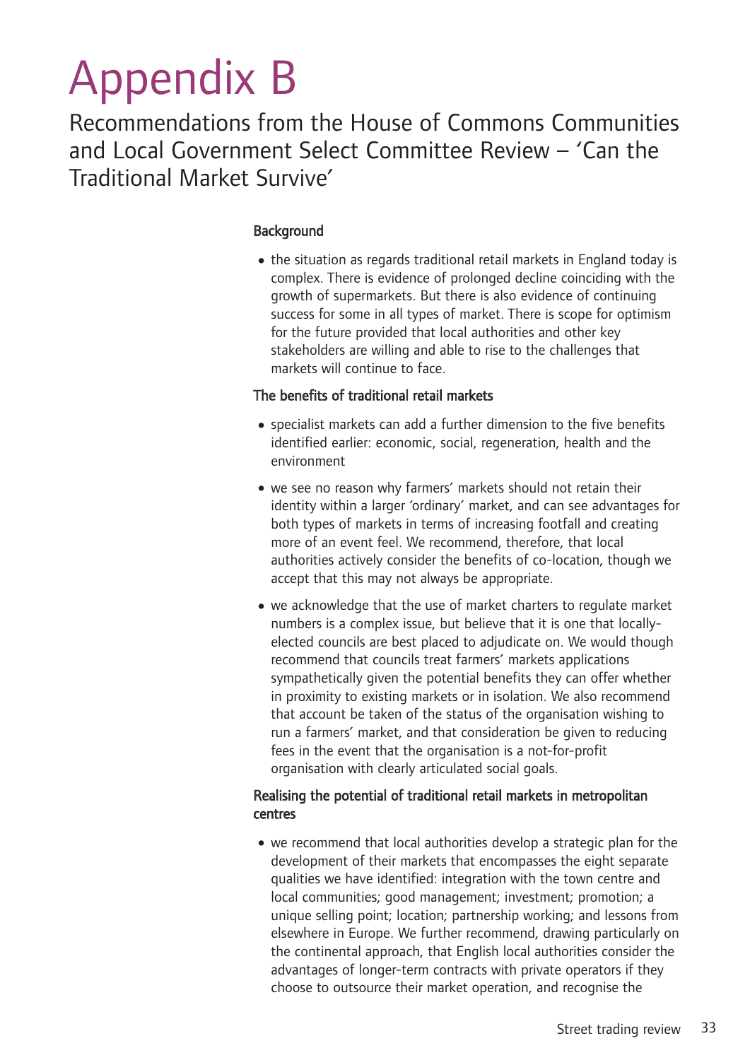# Appendix B

## Recommendations from the House of Commons Communities and Local Government Select Committee Review – 'Can the Traditional Market Survive'

### Background

- the situation as regards traditional retail markets in England today is complex. There is evidence of prolonged decline coinciding with the growth of supermarkets. But there is also evidence of continuing success for some in all types of market. There is scope for optimism for the future provided that local authorities and other key stakeholders are willing and able to rise to the challenges that markets will continue to face.

### The benefits of traditional retail markets

- specialist markets can add a further dimension to the five benefits identified earlier: economic, social, regeneration, health and the environment
- we see no reason why farmers' markets should not retain their identity within a larger 'ordinary' market, and can see advantages for both types of markets in terms of increasing footfall and creating more of an event feel. We recommend, therefore, that local authorities actively consider the benefits of co-location, though we accept that this may not always be appropriate.
- we acknowledge that the use of market charters to regulate market numbers is a complex issue, but believe that it is one that locally-elected councils are best placed to adjudicate on. We would though recommend that councils treat farmers' markets applications sympathetically given the potential benefits they can offer whether in proximity to existing markets or in isolation. We also recommend that account be taken of the status of the organisation wishing to run a farmers' market, and that consideration be given to reducing fees in the event that the organisation is a not-for-profit organisation with clearly articulated social goals.

### Realising the potential of traditional retail markets in metropolitan centres

- we recommend that local authorities develop a strategic plan for the development of their markets that encompasses the eight separate qualities we have identified: integration with the town centre and local communities; good management; investment; promotion; a unique selling point; location; partnership working; and lessons from elsewhere in Europe. We further recommend, drawing particularly on the continental approach, that English local authorities consider the advantages of longer-term contracts with private operators if they choose to outsource their market operation, and recognise the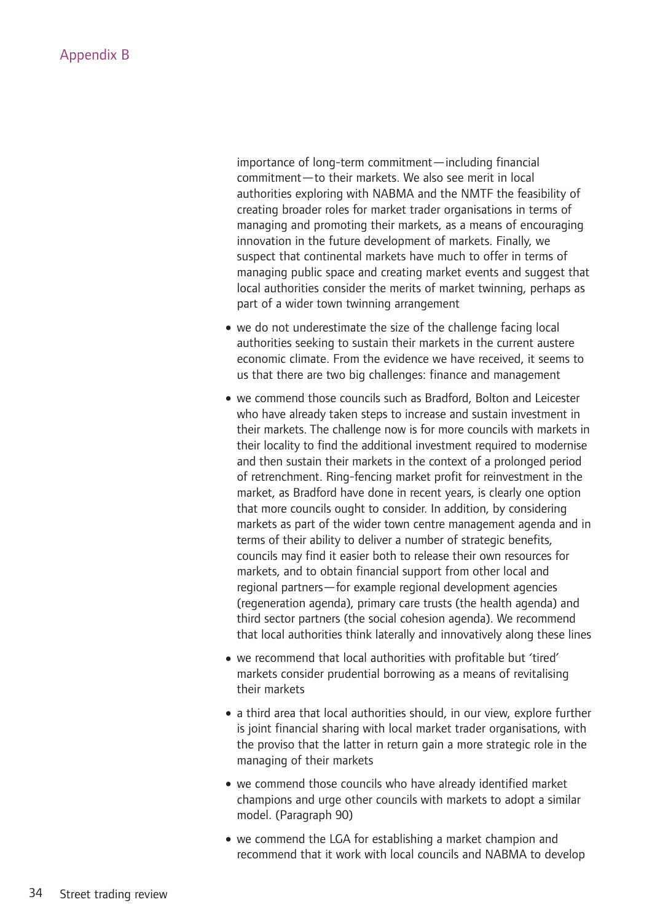importance of long-term commitment—including financial commitment—to their markets. We also see merit in local authorities exploring with NABMA and the NMTF the feasibility of creating broader roles for market trader organisations in terms of managing and promoting their markets, as a means of encouraging innovation in the future development of markets. Finally, we suspect that continental markets have much to offer in terms of managing public space and creating market events and suggest that local authorities consider the merits of market twinning, perhaps as part of a wider town twinning arrangement

- we do not underestimate the size of the challenge facing local authorities seeking to sustain their markets in the current austere economic climate. From the evidence we have received, it seems to us that there are two big challenges: finance and management
- we commend those councils such as Bradford, Bolton and Leicester who have already taken steps to increase and sustain investment in their markets. The challenge now is for more councils with markets in their locality to find the additional investment required to modernise and then sustain their markets in the context of a prolonged period of retrenchment. Ring-fencing market profit for reinvestment in the market, as Bradford have done in recent years, is clearly one option that more councils ought to consider. In addition, by considering markets as part of the wider town centre management agenda and in terms of their ability to deliver a number of strategic benefits, councils may find it easier both to release their own resources for markets, and to obtain financial support from other local and regional partners—for example regional development agencies (regeneration agenda), primary care trusts (the health agenda) and third sector partners (the social cohesion agenda). We recommend that local authorities think laterally and innovatively along these lines
- we recommend that local authorities with profitable but 'tired' markets consider prudential borrowing as a means of revitalising their markets
- a third area that local authorities should, in our view, explore further is joint financial sharing with local market trader organisations, with the proviso that the latter in return gain a more strategic role in the managing of their markets
- we commend those councils who have already identified market champions and urge other councils with markets to adopt a similar model. (Paragraph 90)
- we commend the LGA for establishing a market champion and recommend that it work with local councils and NABMA to develop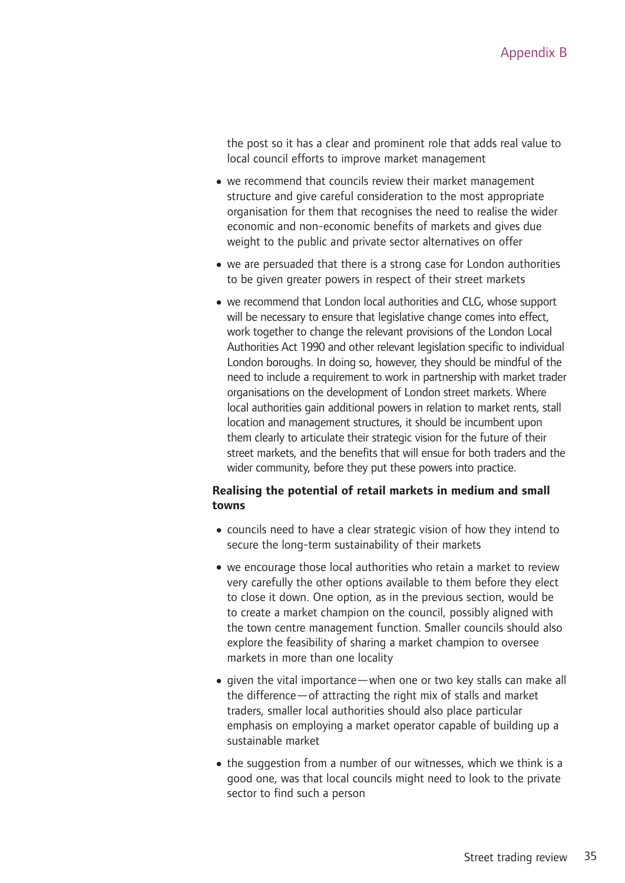the post so it has a clear and prominent role that adds real value to local council efforts to improve market management

- we recommend that councils review their market management structure and give careful consideration to the most appropriate organisation for them that recognises the need to realise the wider economic and non-economic benefits of markets and gives due weight to the public and private sector alternatives on offer
- we are persuaded that there is a strong case for London authorities to be given greater powers in respect of their street markets
- we recommend that London local authorities and CLG, whose support will be necessary to ensure that legislative change comes into effect, work together to change the relevant provisions of the London Local Authorities Act 1990 and other relevant legislation specific to individual London boroughs. In doing so, however, they should be mindful of the need to include a requirement to work in partnership with market trader organisations on the development of London street markets. Where local authorities gain additional powers in relation to market rents, stall location and management structures, it should be incumbent upon them clearly to articulate their strategic vision for the future of their street markets, and the benefits that will ensue for both traders and the wider community, before they put these powers into practice.

**Realising the potential of retail markets in medium and small towns**

- councils need to have a clear strategic vision of how they intend to secure the long-term sustainability of their markets
- we encourage those local authorities who retain a market to review very carefully the other options available to them before they elect to close it down. One option, as in the previous section, would be to create a market champion on the council, possibly aligned with the town centre management function. Smaller councils should also explore the feasibility of sharing a market champion to oversee markets in more than one locality
- given the vital importance—when one or two key stalls can make all the difference—of attracting the right mix of stalls and market traders, smaller local authorities should also place particular emphasis on employing a market operator capable of building up a sustainable market
- the suggestion from a number of our witnesses, which we think is a good one, was that local councils might need to look to the private sector to find such a person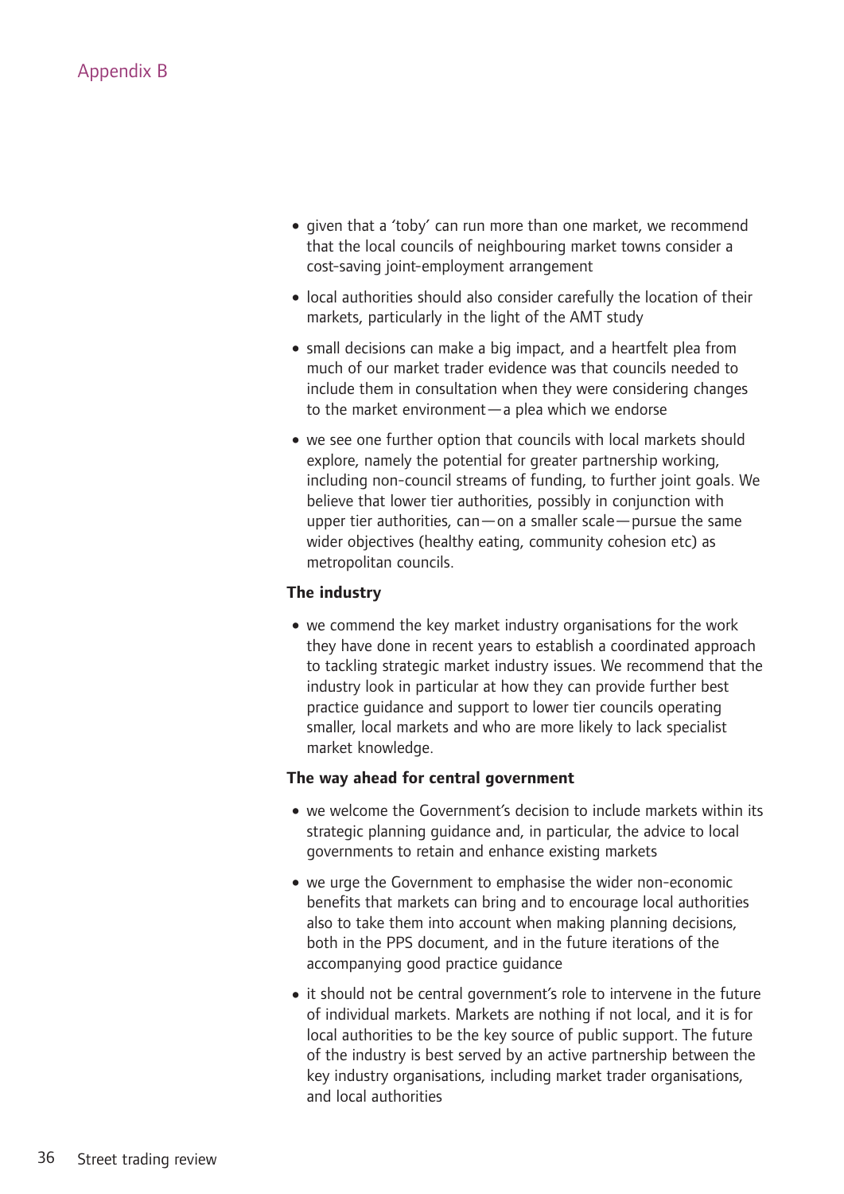- given that a 'toby' can run more than one market, we recommend that the local councils of neighbouring market towns consider a cost-saving joint-employment arrangement
- local authorities should also consider carefully the location of their markets, particularly in the light of the AMT study
- small decisions can make a big impact, and a heartfelt plea from much of our market trader evidence was that councils needed to include them in consultation when they were considering changes to the market environment — a plea which we endorse
- we see one further option that councils with local markets should explore, namely the potential for greater partnership working, including non-council streams of funding, to further joint goals. We believe that lower tier authorities, possibly in conjunction with upper tier authorities, can — on a smaller scale — pursue the same wider objectives (healthy eating, community cohesion etc) as metropolitan councils.

**The industry**

- we commend the key market industry organisations for the work they have done in recent years to establish a coordinated approach to tackling strategic market industry issues. We recommend that the industry look in particular at how they can provide further best practice guidance and support to lower tier councils operating smaller, local markets and who are more likely to lack specialist market knowledge.

**The way ahead for central government**

- we welcome the Government's decision to include markets within its strategic planning guidance and, in particular, the advice to local governments to retain and enhance existing markets
- we urge the Government to emphasise the wider non-economic benefits that markets can bring and to encourage local authorities also to take them into account when making planning decisions, both in the PPS document, and in the future iterations of the accompanying good practice guidance
- it should not be central government's role to intervene in the future of individual markets. Markets are nothing if not local, and it is for local authorities to be the key source of public support. The future of the industry is best served by an active partnership between the key industry organisations, including market trader organisations, and local authorities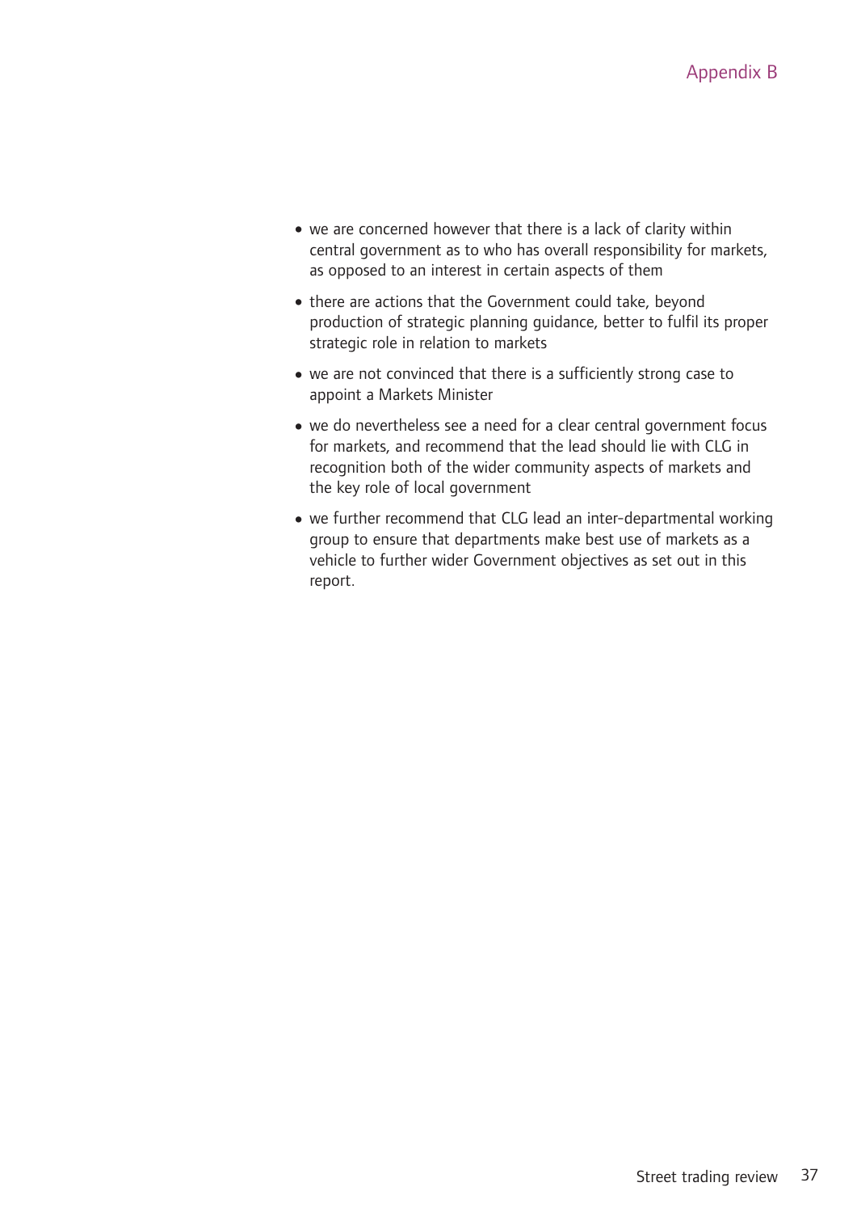- we are concerned however that there is a lack of clarity within central government as to who has overall responsibility for markets, as opposed to an interest in certain aspects of them
- there are actions that the Government could take, beyond production of strategic planning guidance, better to fulfil its proper strategic role in relation to markets
- we are not convinced that there is a sufficiently strong case to appoint a Markets Minister
- we do nevertheless see a need for a clear central government focus for markets, and recommend that the lead should lie with CLG in recognition both of the wider community aspects of markets and the key role of local government
- we further recommend that CLG lead an inter-departmental working group to ensure that departments make best use of markets as a vehicle to further wider Government objectives as set out in this report.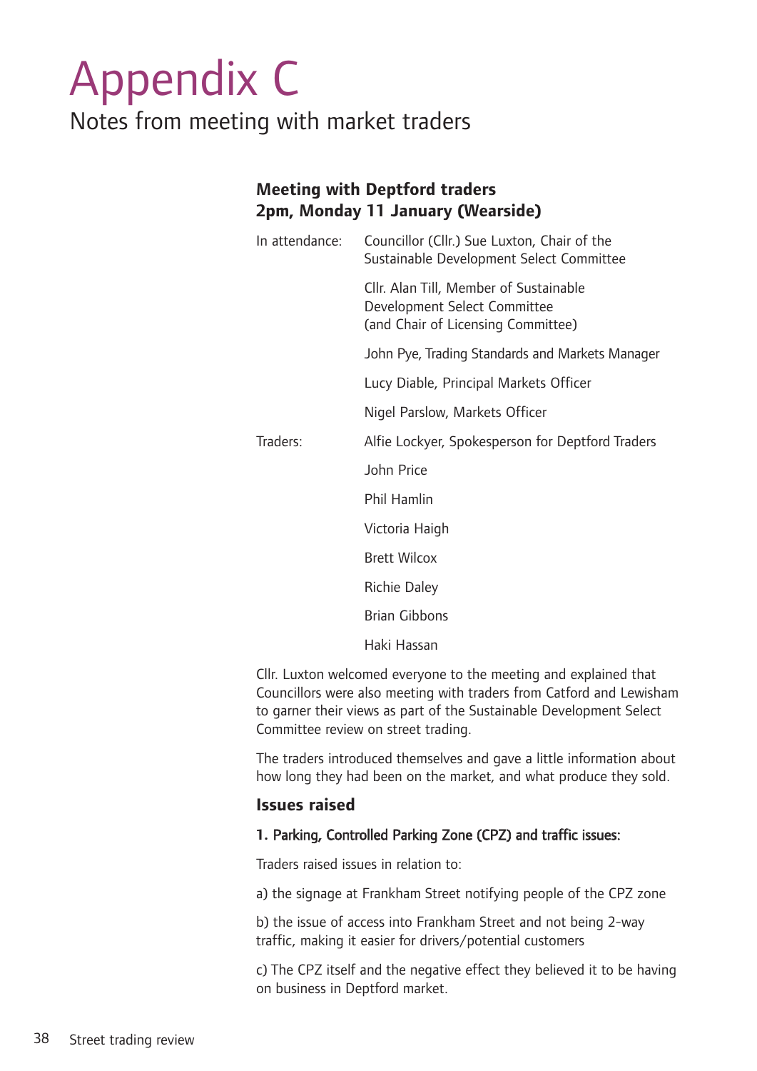# Appendix C

Notes from meeting with market traders

### Meeting with Deptford traders
### 2pm, Monday 11 January (Wearside)

| | |
|---|---|
| In attendance: | Councillor (Cllr.) Sue Luxton, Chair of the Sustainable Development Select Committee |
| | Cllr. Alan Till, Member of Sustainable Development Select Committee (and Chair of Licensing Committee) |
| | John Pye, Trading Standards and Markets Manager |
| | Lucy Diable, Principal Markets Officer |
| | Nigel Parslow, Markets Officer |
| Traders: | Alfie Lockyer, Spokesperson for Deptford Traders |
| | John Price |
| | Phil Hamlin |
| | Victoria Haigh |
| | Brett Wilcox |
| | Richie Daley |
| | Brian Gibbons |
| | Haki Hassan |

Cllr. Luxton welcomed everyone to the meeting and explained that Councillors were also meeting with traders from Catford and Lewisham to garner their views as part of the Sustainable Development Select Committee review on street trading.

The traders introduced themselves and gave a little information about how long they had been on the market, and what produce they sold.

### Issues raised

**1. Parking, Controlled Parking Zone (CPZ) and traffic issues:**

Traders raised issues in relation to:

a) the signage at Frankham Street notifying people of the CPZ zone

b) the issue of access into Frankham Street and not being 2-way traffic, making it easier for drivers/potential customers

c) The CPZ itself and the negative effect they believed it to be having on business in Deptford market.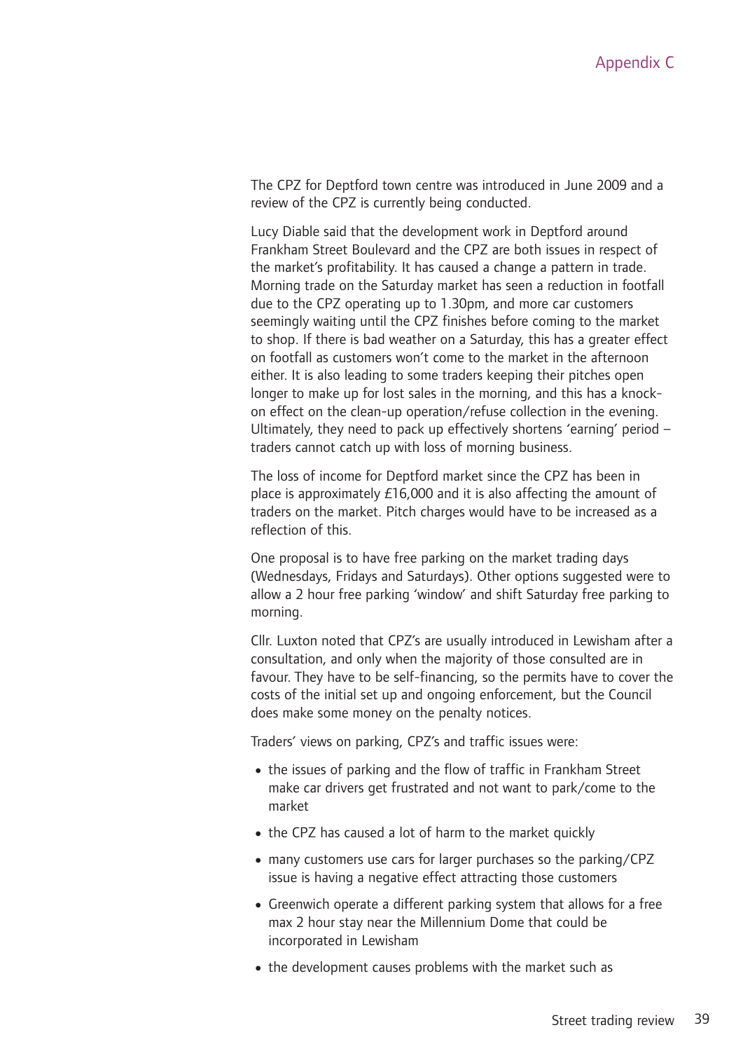The CPZ for Deptford town centre was introduced in June 2009 and a review of the CPZ is currently being conducted.

Lucy Diable said that the development work in Deptford around Frankham Street Boulevard and the CPZ are both issues in respect of the market's profitability. It has caused a change a pattern in trade. Morning trade on the Saturday market has seen a reduction in footfall due to the CPZ operating up to 1.30pm, and more car customers seemingly waiting until the CPZ finishes before coming to the market to shop. If there is bad weather on a Saturday, this has a greater effect on footfall as customers won't come to the market in the afternoon either. It is also leading to some traders keeping their pitches open longer to make up for lost sales in the morning, and this has a knock-on effect on the clean-up operation/refuse collection in the evening. Ultimately, they need to pack up effectively shortens 'earning' period – traders cannot catch up with loss of morning business.

The loss of income for Deptford market since the CPZ has been in place is approximately £16,000 and it is also affecting the amount of traders on the market. Pitch charges would have to be increased as a reflection of this.

One proposal is to have free parking on the market trading days (Wednesdays, Fridays and Saturdays). Other options suggested were to allow a 2 hour free parking 'window' and shift Saturday free parking to morning.

Cllr. Luxton noted that CPZ's are usually introduced in Lewisham after a consultation, and only when the majority of those consulted are in favour. They have to be self-financing, so the permits have to cover the costs of the initial set up and ongoing enforcement, but the Council does make some money on the penalty notices.

Traders' views on parking, CPZ's and traffic issues were:

- the issues of parking and the flow of traffic in Frankham Street make car drivers get frustrated and not want to park/come to the market
- the CPZ has caused a lot of harm to the market quickly
- many customers use cars for larger purchases so the parking/CPZ issue is having a negative effect attracting those customers
- Greenwich operate a different parking system that allows for a free max 2 hour stay near the Millennium Dome that could be incorporated in Lewisham
- the development causes problems with the market such as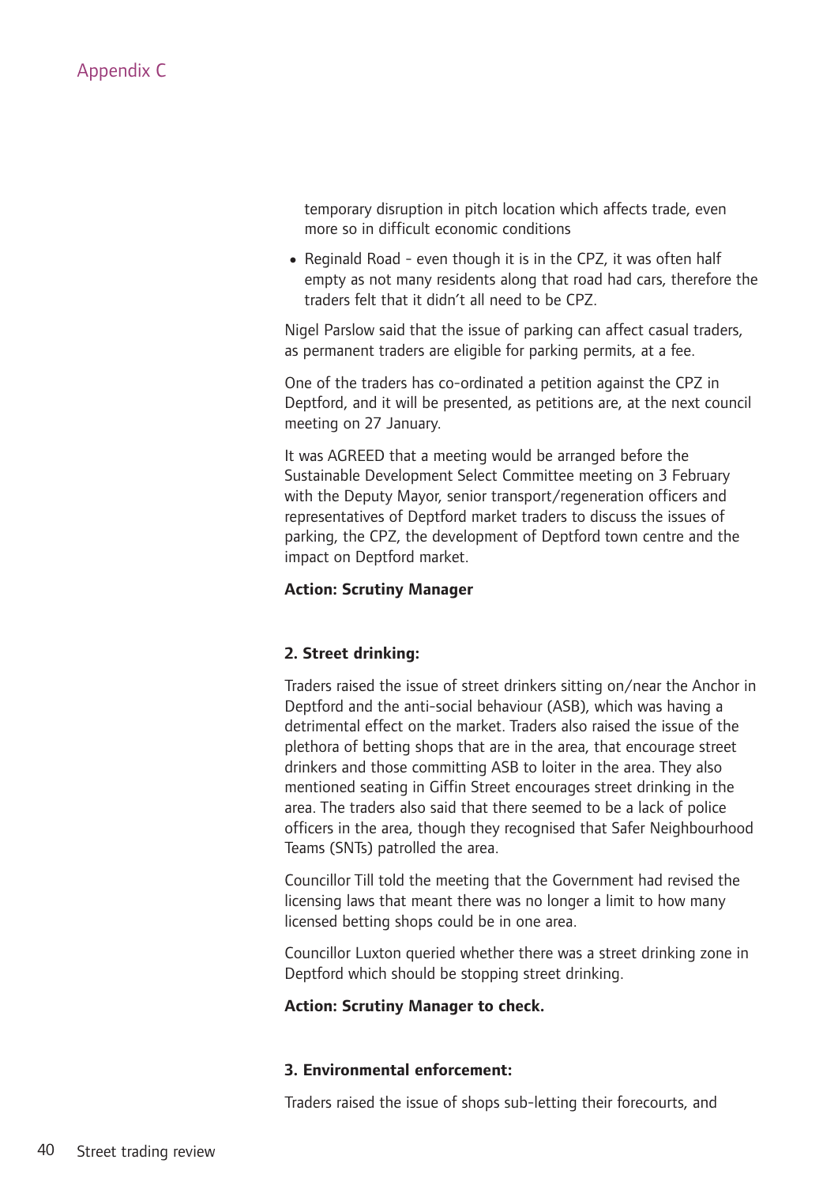temporary disruption in pitch location which affects trade, even more so in difficult economic conditions

- Reginald Road - even though it is in the CPZ, it was often half empty as not many residents along that road had cars, therefore the traders felt that it didn't all need to be CPZ.

Nigel Parslow said that the issue of parking can affect casual traders, as permanent traders are eligible for parking permits, at a fee.

One of the traders has co-ordinated a petition against the CPZ in Deptford, and it will be presented, as petitions are, at the next council meeting on 27 January.

It was AGREED that a meeting would be arranged before the Sustainable Development Select Committee meeting on 3 February with the Deputy Mayor, senior transport/regeneration officers and representatives of Deptford market traders to discuss the issues of parking, the CPZ, the development of Deptford town centre and the impact on Deptford market.

**Action: Scrutiny Manager**

**2. Street drinking:**

Traders raised the issue of street drinkers sitting on/near the Anchor in Deptford and the anti-social behaviour (ASB), which was having a detrimental effect on the market. Traders also raised the issue of the plethora of betting shops that are in the area, that encourage street drinkers and those committing ASB to loiter in the area. They also mentioned seating in Giffin Street encourages street drinking in the area. The traders also said that there seemed to be a lack of police officers in the area, though they recognised that Safer Neighbourhood Teams (SNTs) patrolled the area.

Councillor Till told the meeting that the Government had revised the licensing laws that meant there was no longer a limit to how many licensed betting shops could be in one area.

Councillor Luxton queried whether there was a street drinking zone in Deptford which should be stopping street drinking.

**Action: Scrutiny Manager to check.**

**3. Environmental enforcement:**

Traders raised the issue of shops sub-letting their forecourts, and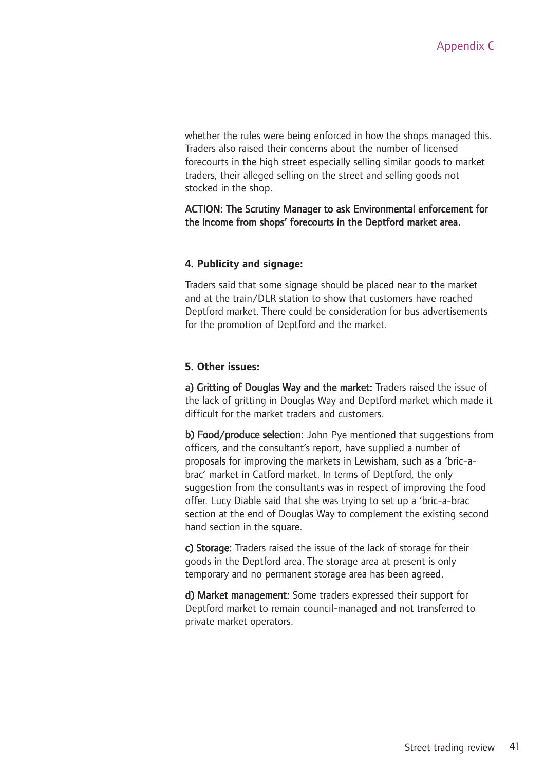whether the rules were being enforced in how the shops managed this. Traders also raised their concerns about the number of licensed forecourts in the high street especially selling similar goods to market traders, their alleged selling on the street and selling goods not stocked in the shop.

**ACTION: The Scrutiny Manager to ask Environmental enforcement for the income from shops' forecourts in the Deptford market area.**

**4. Publicity and signage:**

Traders said that some signage should be placed near to the market and at the train/DLR station to show that customers have reached Deptford market. There could be consideration for bus advertisements for the promotion of Deptford and the market.

**5. Other issues:**

**a) Gritting of Douglas Way and the market:** Traders raised the issue of the lack of gritting in Douglas Way and Deptford market which made it difficult for the market traders and customers.

**b) Food/produce selection:** John Pye mentioned that suggestions from officers, and the consultant's report, have supplied a number of proposals for improving the markets in Lewisham, such as a 'bric-a-brac' market in Catford market. In terms of Deptford, the only suggestion from the consultants was in respect of improving the food offer. Lucy Diable said that she was trying to set up a 'bric-a-brac section at the end of Douglas Way to complement the existing second hand section in the square.

**c) Storage:** Traders raised the issue of the lack of storage for their goods in the Deptford area. The storage area at present is only temporary and no permanent storage area has been agreed.

**d) Market management:** Some traders expressed their support for Deptford market to remain council-managed and not transferred to private market operators.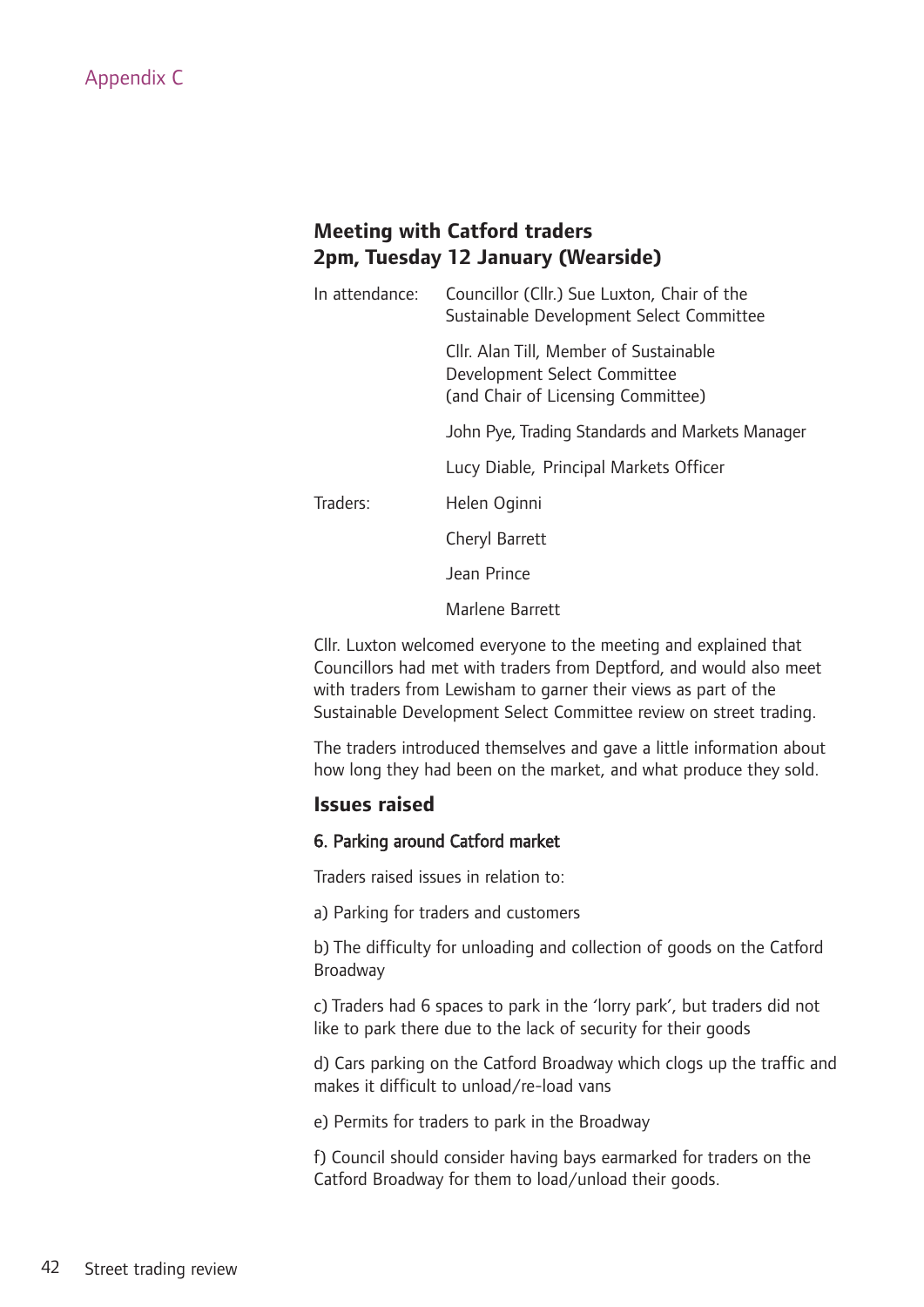Appendix C

## Meeting with Catford traders
## 2pm, Tuesday 12 January (Wearside)

| | |
|---|---|
| In attendance: | Councillor (Cllr.) Sue Luxton, Chair of the Sustainable Development Select Committee |
| | Cllr. Alan Till, Member of Sustainable Development Select Committee (and Chair of Licensing Committee) |
| | John Pye, Trading Standards and Markets Manager |
| | Lucy Diable, Principal Markets Officer |
| Traders: | Helen Oginni |
| | Cheryl Barrett |
| | Jean Prince |
| | Marlene Barrett |

Cllr. Luxton welcomed everyone to the meeting and explained that Councillors had met with traders from Deptford, and would also meet with traders from Lewisham to garner their views as part of the Sustainable Development Select Committee review on street trading.

The traders introduced themselves and gave a little information about how long they had been on the market, and what produce they sold.

### Issues raised

#### 6. Parking around Catford market

Traders raised issues in relation to:

a) Parking for traders and customers

b) The difficulty for unloading and collection of goods on the Catford Broadway

c) Traders had 6 spaces to park in the 'lorry park', but traders did not like to park there due to the lack of security for their goods

d) Cars parking on the Catford Broadway which clogs up the traffic and makes it difficult to unload/re-load vans

e) Permits for traders to park in the Broadway

f) Council should consider having bays earmarked for traders on the Catford Broadway for them to load/unload their goods.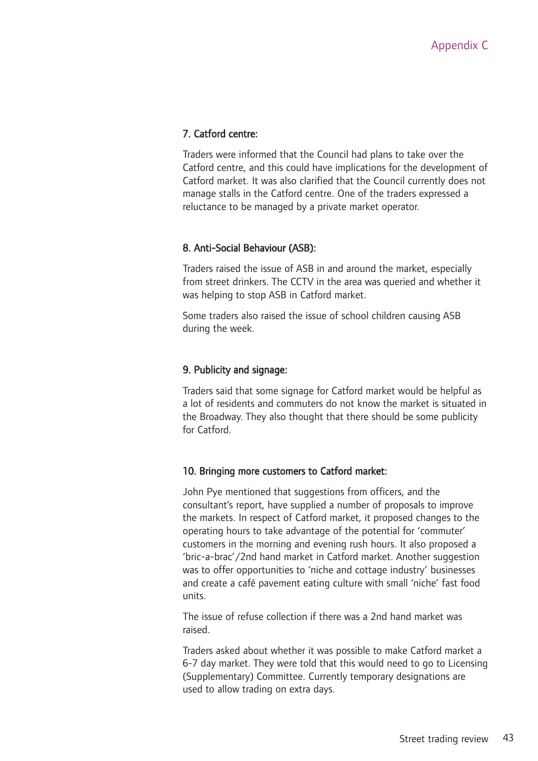### 7. Catford centre:

Traders were informed that the Council had plans to take over the Catford centre, and this could have implications for the development of Catford market. It was also clarified that the Council currently does not manage stalls in the Catford centre. One of the traders expressed a reluctance to be managed by a private market operator.

### 8. Anti-Social Behaviour (ASB):

Traders raised the issue of ASB in and around the market, especially from street drinkers. The CCTV in the area was queried and whether it was helping to stop ASB in Catford market.

Some traders also raised the issue of school children causing ASB during the week.

### 9. Publicity and signage:

Traders said that some signage for Catford market would be helpful as a lot of residents and commuters do not know the market is situated in the Broadway. They also thought that there should be some publicity for Catford.

### 10. Bringing more customers to Catford market:

John Pye mentioned that suggestions from officers, and the consultant's report, have supplied a number of proposals to improve the markets. In respect of Catford market, it proposed changes to the operating hours to take advantage of the potential for 'commuter' customers in the morning and evening rush hours. It also proposed a 'bric-a-brac'/2nd hand market in Catford market. Another suggestion was to offer opportunities to 'niche and cottage industry' businesses and create a café pavement eating culture with small 'niche' fast food units.

The issue of refuse collection if there was a 2nd hand market was raised.

Traders asked about whether it was possible to make Catford market a 6-7 day market. They were told that this would need to go to Licensing (Supplementary) Committee. Currently temporary designations are used to allow trading on extra days.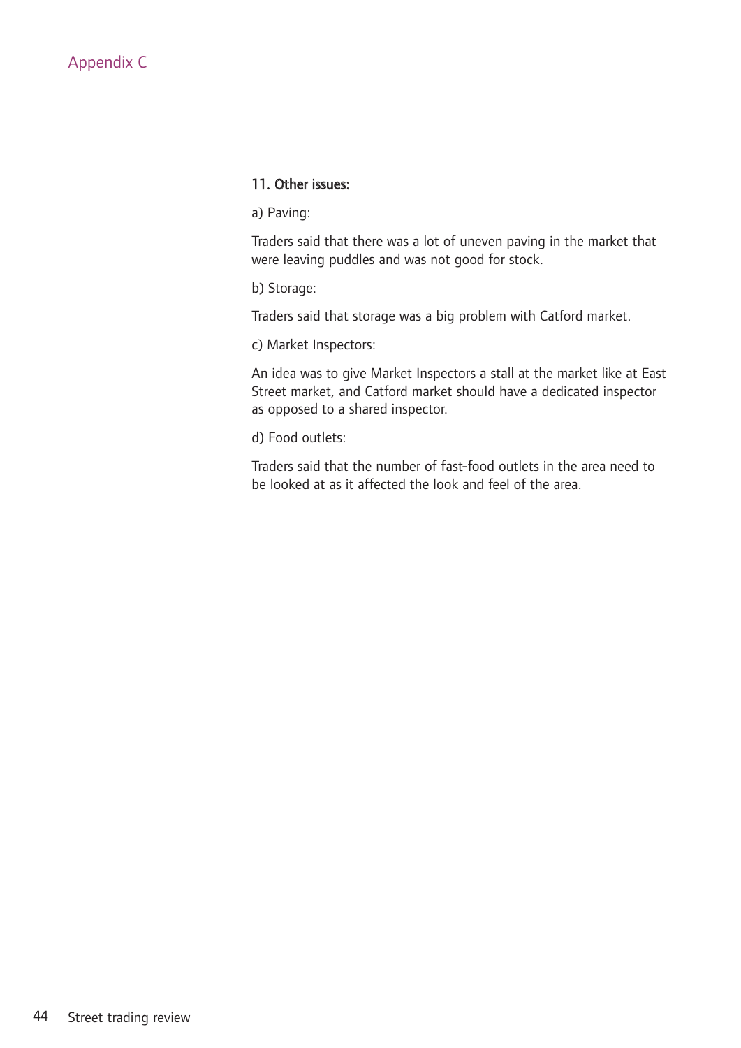## Appendix C

### 11. Other issues:

a) Paving:

Traders said that there was a lot of uneven paving in the market that were leaving puddles and was not good for stock.

b) Storage:

Traders said that storage was a big problem with Catford market.

c) Market Inspectors:

An idea was to give Market Inspectors a stall at the market like at East Street market, and Catford market should have a dedicated inspector as opposed to a shared inspector.

d) Food outlets:

Traders said that the number of fast-food outlets in the area need to be looked at as it affected the look and feel of the area.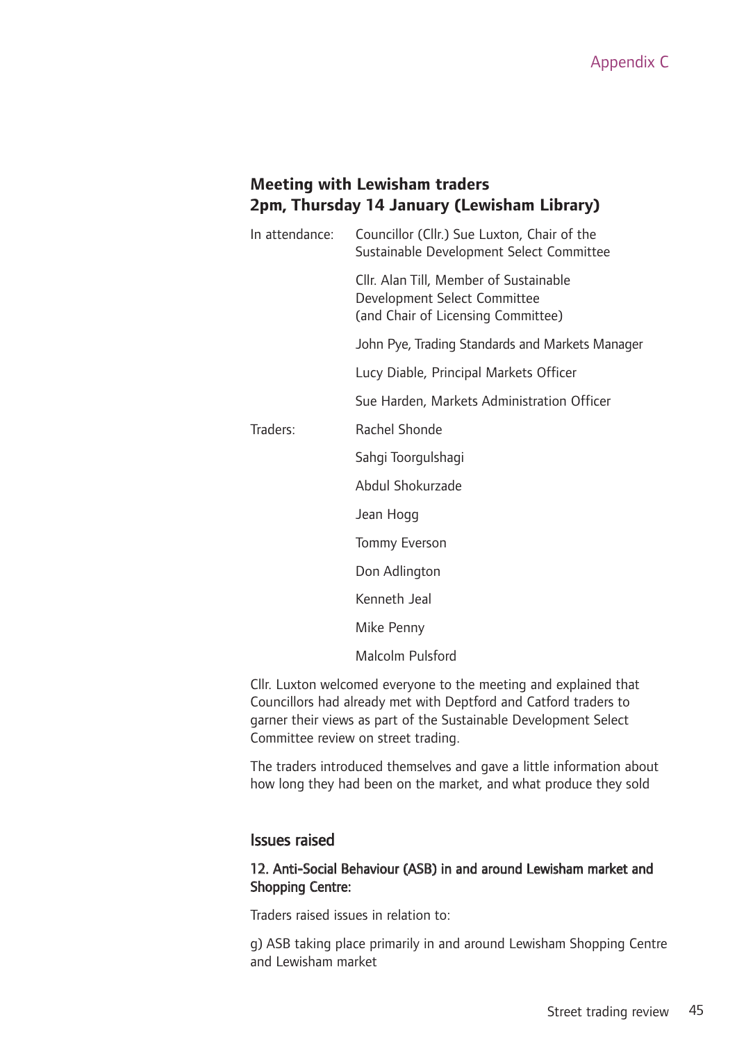Appendix C

## Meeting with Lewisham traders
## 2pm, Thursday 14 January (Lewisham Library)

In attendance:

Councillor (Cllr.) Sue Luxton, Chair of the Sustainable Development Select Committee

Cllr. Alan Till, Member of Sustainable Development Select Committee (and Chair of Licensing Committee)

John Pye, Trading Standards and Markets Manager

Lucy Diable, Principal Markets Officer

Sue Harden, Markets Administration Officer

Traders:

Rachel Shonde

Sahgi Toorgulshagi

Abdul Shokurzade

Jean Hogg

Tommy Everson

Don Adlington

Kenneth Jeal

Mike Penny

Malcolm Pulsford

Cllr. Luxton welcomed everyone to the meeting and explained that Councillors had already met with Deptford and Catford traders to garner their views as part of the Sustainable Development Select Committee review on street trading.

The traders introduced themselves and gave a little information about how long they had been on the market, and what produce they sold

### Issues raised

#### 12. Anti-Social Behaviour (ASB) in and around Lewisham market and Shopping Centre:

Traders raised issues in relation to:

g) ASB taking place primarily in and around Lewisham Shopping Centre and Lewisham market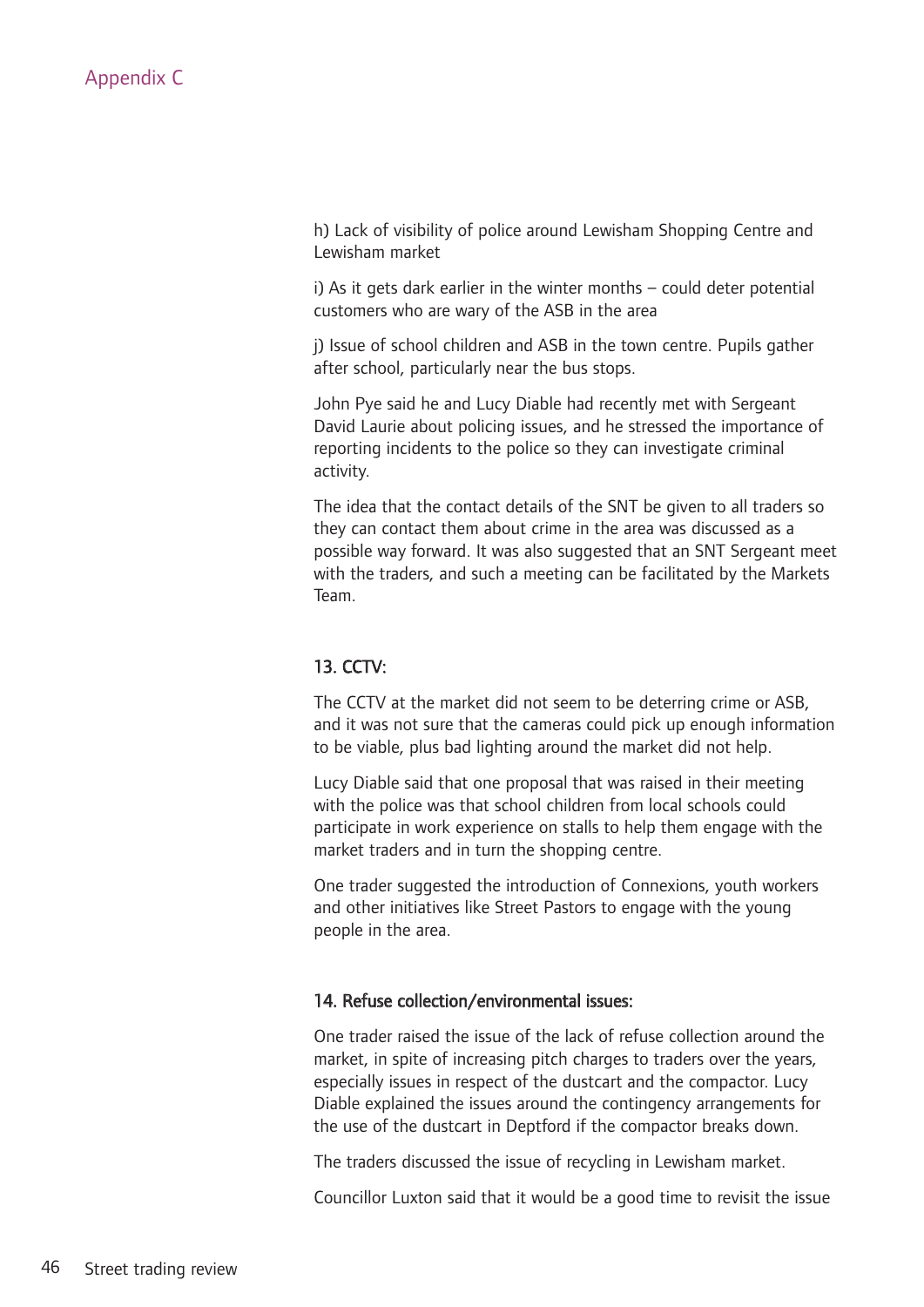h) Lack of visibility of police around Lewisham Shopping Centre and Lewisham market

i) As it gets dark earlier in the winter months – could deter potential customers who are wary of the ASB in the area

j) Issue of school children and ASB in the town centre. Pupils gather after school, particularly near the bus stops.

John Pye said he and Lucy Diable had recently met with Sergeant David Laurie about policing issues, and he stressed the importance of reporting incidents to the police so they can investigate criminal activity.

The idea that the contact details of the SNT be given to all traders so they can contact them about crime in the area was discussed as a possible way forward. It was also suggested that an SNT Sergeant meet with the traders, and such a meeting can be facilitated by the Markets Team.

### 13. CCTV:

The CCTV at the market did not seem to be deterring crime or ASB, and it was not sure that the cameras could pick up enough information to be viable, plus bad lighting around the market did not help.

Lucy Diable said that one proposal that was raised in their meeting with the police was that school children from local schools could participate in work experience on stalls to help them engage with the market traders and in turn the shopping centre.

One trader suggested the introduction of Connexions, youth workers and other initiatives like Street Pastors to engage with the young people in the area.

### 14. Refuse collection/environmental issues:

One trader raised the issue of the lack of refuse collection around the market, in spite of increasing pitch charges to traders over the years, especially issues in respect of the dustcart and the compactor. Lucy Diable explained the issues around the contingency arrangements for the use of the dustcart in Deptford if the compactor breaks down.

The traders discussed the issue of recycling in Lewisham market.

Councillor Luxton said that it would be a good time to revisit the issue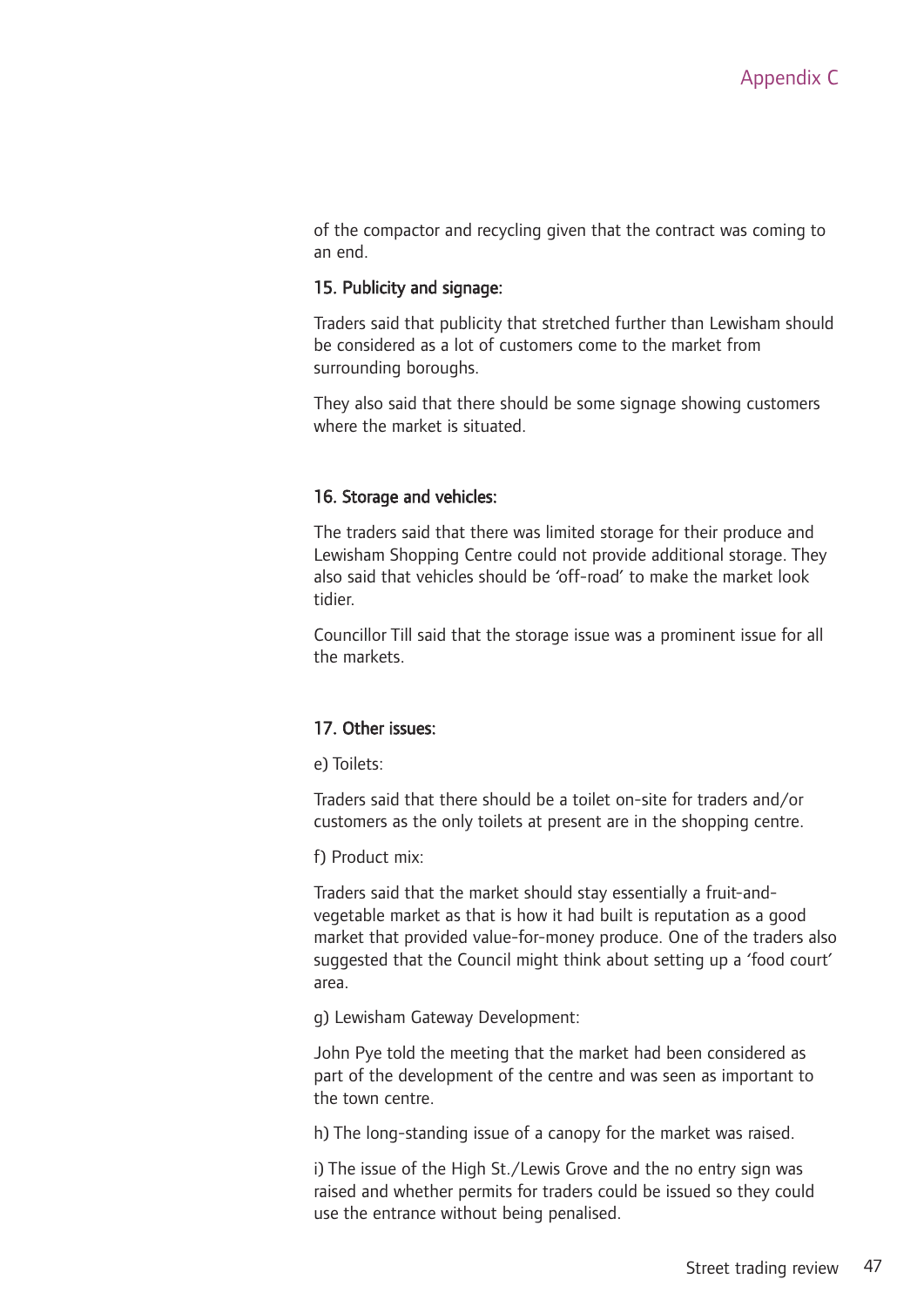of the compactor and recycling given that the contract was coming to an end.

**15. Publicity and signage:**

Traders said that publicity that stretched further than Lewisham should be considered as a lot of customers come to the market from surrounding boroughs.

They also said that there should be some signage showing customers where the market is situated.

**16. Storage and vehicles:**

The traders said that there was limited storage for their produce and Lewisham Shopping Centre could not provide additional storage. They also said that vehicles should be 'off-road' to make the market look tidier.

Councillor Till said that the storage issue was a prominent issue for all the markets.

**17. Other issues:**

e) Toilets:

Traders said that there should be a toilet on-site for traders and/or customers as the only toilets at present are in the shopping centre.

f) Product mix:

Traders said that the market should stay essentially a fruit-and-vegetable market as that is how it had built is reputation as a good market that provided value-for-money produce. One of the traders also suggested that the Council might think about setting up a 'food court' area.

g) Lewisham Gateway Development:

John Pye told the meeting that the market had been considered as part of the development of the centre and was seen as important to the town centre.

h) The long-standing issue of a canopy for the market was raised.

i) The issue of the High St./Lewis Grove and the no entry sign was raised and whether permits for traders could be issued so they could use the entrance without being penalised.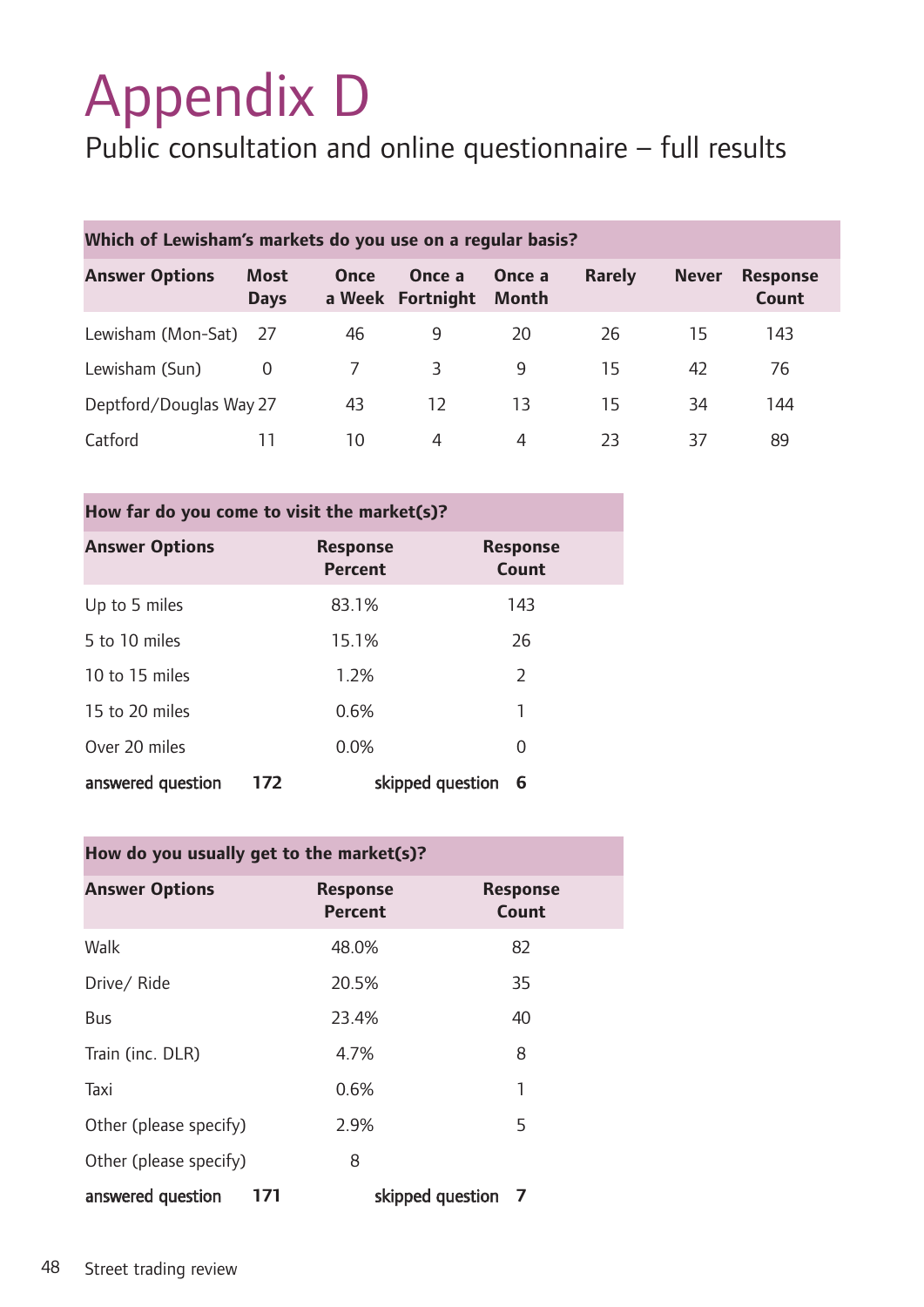# Appendix D

## Public consultation and online questionnaire – full results

| Which of Lewisham's markets do you use on a regular basis? | | | | | | | |
|---|---|---|---|---|---|---|---|
| **Answer Options** | **Most Days** | **Once a Week** | **Once a Fortnight** | **Once a Month** | **Rarely** | **Never** | **Response Count** |
| Lewisham (Mon-Sat) | 27 | 46 | 9 | 20 | 26 | 15 | 143 |
| Lewisham (Sun) | 0 | 7 | 3 | 9 | 15 | 42 | 76 |
| Deptford/Douglas Way | 27 | 43 | 12 | 13 | 15 | 34 | 144 |
| Catford | 11 | 10 | 4 | 4 | 23 | 37 | 89 |

| How far do you come to visit the market(s)? | | |
|---|---|---|
| **Answer Options** | **Response Percent** | **Response Count** |
| Up to 5 miles | 83.1% | 143 |
| 5 to 10 miles | 15.1% | 26 |
| 10 to 15 miles | 1.2% | 2 |
| 15 to 20 miles | 0.6% | 1 |
| Over 20 miles | 0.0% | 0 |
| **answered question 172** | **skipped question** | **6** |

| How do you usually get to the market(s)? | | |
|---|---|---|
| **Answer Options** | **Response Percent** | **Response Count** |
| Walk | 48.0% | 82 |
| Drive/ Ride | 20.5% | 35 |
| Bus | 23.4% | 40 |
| Train (inc. DLR) | 4.7% | 8 |
| Taxi | 0.6% | 1 |
| Other (please specify) | 2.9% | 5 |
| Other (please specify) | 8 | |
| **answered question 171** | **skipped question** | **7** |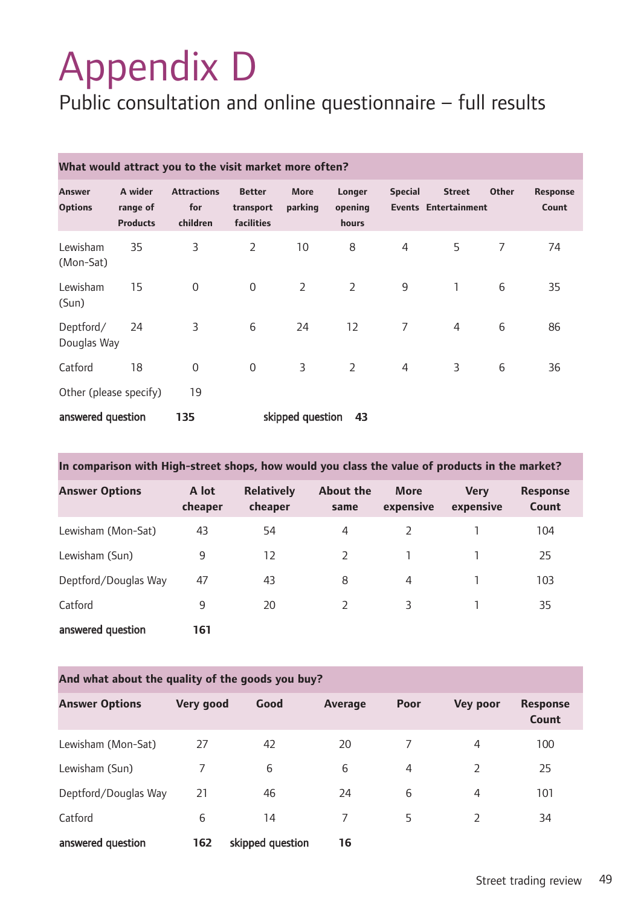# Appendix D

## Public consultation and online questionnaire – full results

| What would attract you to the visit market more often? | | | | | | | | | |
|---|---|---|---|---|---|---|---|---|---|
| **Answer Options** | **A wider range of Products** | **Attractions for children** | **Better transport facilities** | **More parking** | **Longer opening hours** | **Special Events** | **Street Entertainment** | **Other** | **Response Count** |
| Lewisham (Mon-Sat) | 35 | 3 | 2 | 10 | 8 | 4 | 5 | 7 | 74 |
| Lewisham (Sun) | 15 | 0 | 0 | 2 | 2 | 9 | 1 | 6 | 35 |
| Deptford/ Douglas Way | 24 | 3 | 6 | 24 | 12 | 7 | 4 | 6 | 86 |
| Catford | 18 | 0 | 0 | 3 | 2 | 4 | 3 | 6 | 36 |
| Other (please specify) | | 19 | | | | | | | |
| **answered question** | | **135** | | **skipped question** | **43** | | | | |

| In comparison with High-street shops, how would you class the value of products in the market? | | | | | | |
|---|---|---|---|---|---|---|
| **Answer Options** | **A lot cheaper** | **Relatively cheaper** | **About the same** | **More expensive** | **Very expensive** | **Response Count** |
| Lewisham (Mon-Sat) | 43 | 54 | 4 | 2 | 1 | 104 |
| Lewisham (Sun) | 9 | 12 | 2 | 1 | 1 | 25 |
| Deptford/Douglas Way | 47 | 43 | 8 | 4 | 1 | 103 |
| Catford | 9 | 20 | 2 | 3 | 1 | 35 |
| **answered question** | **161** | | | | | |

| And what about the quality of the goods you buy? | | | | | | |
|---|---|---|---|---|---|---|
| **Answer Options** | **Very good** | **Good** | **Average** | **Poor** | **Vey poor** | **Response Count** |
| Lewisham (Mon-Sat) | 27 | 42 | 20 | 7 | 4 | 100 |
| Lewisham (Sun) | 7 | 6 | 6 | 4 | 2 | 25 |
| Deptford/Douglas Way | 21 | 46 | 24 | 6 | 4 | 101 |
| Catford | 6 | 14 | 7 | 5 | 2 | 34 |
| **answered question** | **162** | **skipped question** | **16** | | | |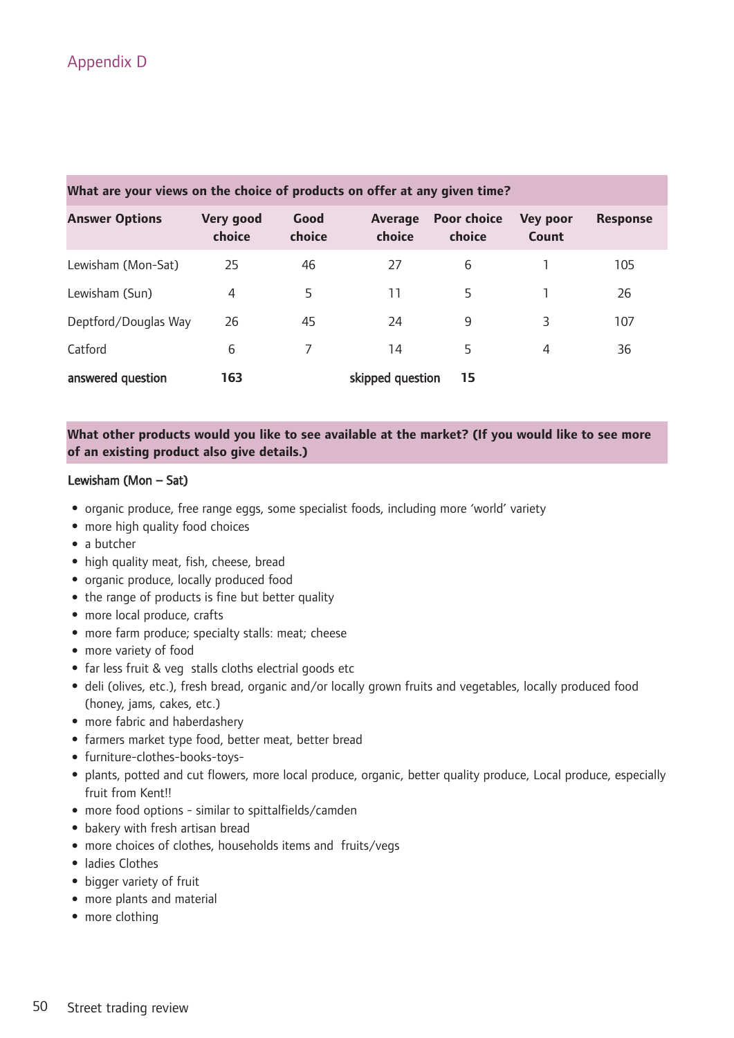## Appendix D

| What are your views on the choice of products on offer at any given time? | | | | | | |
|---|---|---|---|---|---|---|
| **Answer Options** | **Very good choice** | **Good choice** | **Average choice** | **Poor choice choice** | **Vey poor Count** | **Response** |
| Lewisham (Mon-Sat) | 25 | 46 | 27 | 6 | 1 | 105 |
| Lewisham (Sun) | 4 | 5 | 11 | 5 | 1 | 26 |
| Deptford/Douglas Way | 26 | 45 | 24 | 9 | 3 | 107 |
| Catford | 6 | 7 | 14 | 5 | 4 | 36 |
| **answered question** | **163** | | skipped question | **15** | | |

**What other products would you like to see available at the market? (If you would like to see more of an existing product also give details.)**

Lewisham (Mon – Sat)

- organic produce, free range eggs, some specialist foods, including more 'world' variety
- more high quality food choices
- a butcher
- high quality meat, fish, cheese, bread
- organic produce, locally produced food
- the range of products is fine but better quality
- more local produce, crafts
- more farm produce; specialty stalls: meat; cheese
- more variety of food
- far less fruit & veg stalls cloths electrial goods etc
- deli (olives, etc.), fresh bread, organic and/or locally grown fruits and vegetables, locally produced food (honey, jams, cakes, etc.)
- more fabric and haberdashery
- farmers market type food, better meat, better bread
- furniture-clothes-books-toys-
- plants, potted and cut flowers, more local produce, organic, better quality produce, Local produce, especially fruit from Kent!!
- more food options - similar to spittalfields/camden
- bakery with fresh artisan bread
- more choices of clothes, households items and fruits/vegs
- ladies Clothes
- bigger variety of fruit
- more plants and material
- more clothing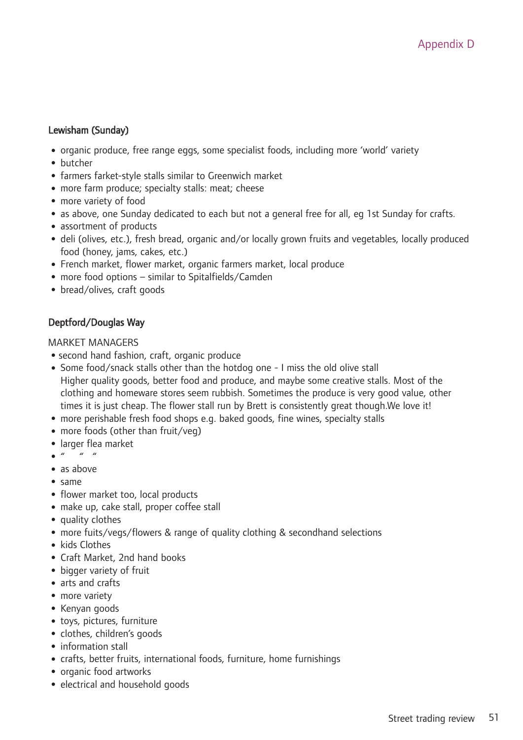Appendix D

**Lewisham (Sunday)**

- organic produce, free range eggs, some specialist foods, including more 'world' variety
- butcher
- farmers farket-style stalls similar to Greenwich market
- more farm produce; specialty stalls: meat; cheese
- more variety of food
- as above, one Sunday dedicated to each but not a general free for all, eg 1st Sunday for crafts.
- assortment of products
- deli (olives, etc.), fresh bread, organic and/or locally grown fruits and vegetables, locally produced food (honey, jams, cakes, etc.)
- French market, flower market, organic farmers market, local produce
- more food options – similar to Spitalfields/Camden
- bread/olives, craft goods

**Deptford/Douglas Way**

MARKET MANAGERS

- second hand fashion, craft, organic produce
- Some food/snack stalls other than the hotdog one - I miss the old olive stall
  Higher quality goods, better food and produce, and maybe some creative stalls. Most of the clothing and homeware stores seem rubbish. Sometimes the produce is very good value, other times it is just cheap. The flower stall run by Brett is consistently great though.We love it!
- more perishable fresh food shops e.g. baked goods, fine wines, specialty stalls
- more foods (other than fruit/veg)
- larger flea market
- " " "
- as above
- same
- flower market too, local products
- make up, cake stall, proper coffee stall
- quality clothes
- more fuits/vegs/flowers & range of quality clothing & secondhand selections
- kids Clothes
- Craft Market, 2nd hand books
- bigger variety of fruit
- arts and crafts
- more variety
- Kenyan goods
- toys, pictures, furniture
- clothes, children's goods
- information stall
- crafts, better fruits, international foods, furniture, home furnishings
- organic food artworks
- electrical and household goods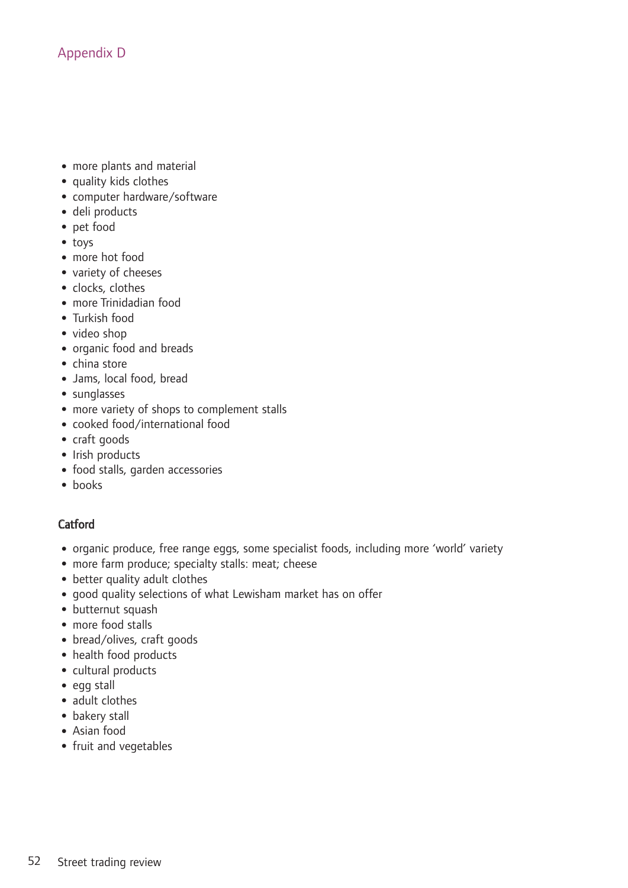## Appendix D

- more plants and material
- quality kids clothes
- computer hardware/software
- deli products
- pet food
- toys
- more hot food
- variety of cheeses
- clocks, clothes
- more Trinidadian food
- Turkish food
- video shop
- organic food and breads
- china store
- Jams, local food, bread
- sunglasses
- more variety of shops to complement stalls
- cooked food/international food
- craft goods
- Irish products
- food stalls, garden accessories
- books

### Catford

- organic produce, free range eggs, some specialist foods, including more 'world' variety
- more farm produce; specialty stalls: meat; cheese
- better quality adult clothes
- good quality selections of what Lewisham market has on offer
- butternut squash
- more food stalls
- bread/olives, craft goods
- health food products
- cultural products
- egg stall
- adult clothes
- bakery stall
- Asian food
- fruit and vegetables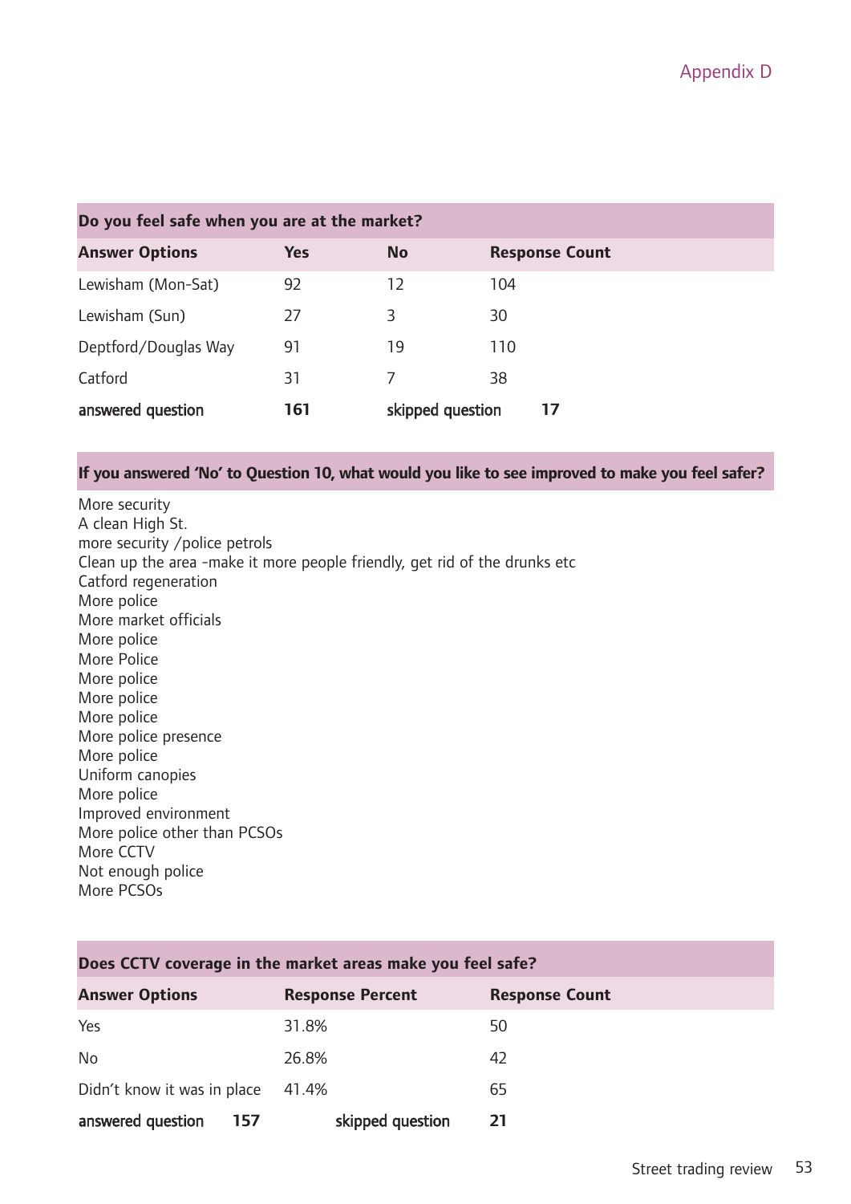Appendix D

| Do you feel safe when you are at the market? | | | |
|---|---|---|---|
| **Answer Options** | **Yes** | **No** | **Response Count** |
| Lewisham (Mon-Sat) | 92 | 12 | 104 |
| Lewisham (Sun) | 27 | 3 | 30 |
| Deptford/Douglas Way | 91 | 19 | 110 |
| Catford | 31 | 7 | 38 |
| answered question | **161** | skipped question | **17** |

**If you answered 'No' to Question 10, what would you like to see improved to make you feel safer?**

More security
A clean High St.
more security /police petrols
Clean up the area -make it more people friendly, get rid of the drunks etc
Catford regeneration
More police
More market officials
More police
More Police
More police
More police
More police
More police presence
More police
Uniform canopies
More police
Improved environment
More police other than PCSOs
More CCTV
Not enough police
More PCSOs

| Does CCTV coverage in the market areas make you feel safe? | | |
|---|---|---|
| **Answer Options** | **Response Percent** | **Response Count** |
| Yes | 31.8% | 50 |
| No | 26.8% | 42 |
| Didn't know it was in place | 41.4% | 65 |
| answered question **157** | skipped question | **21** |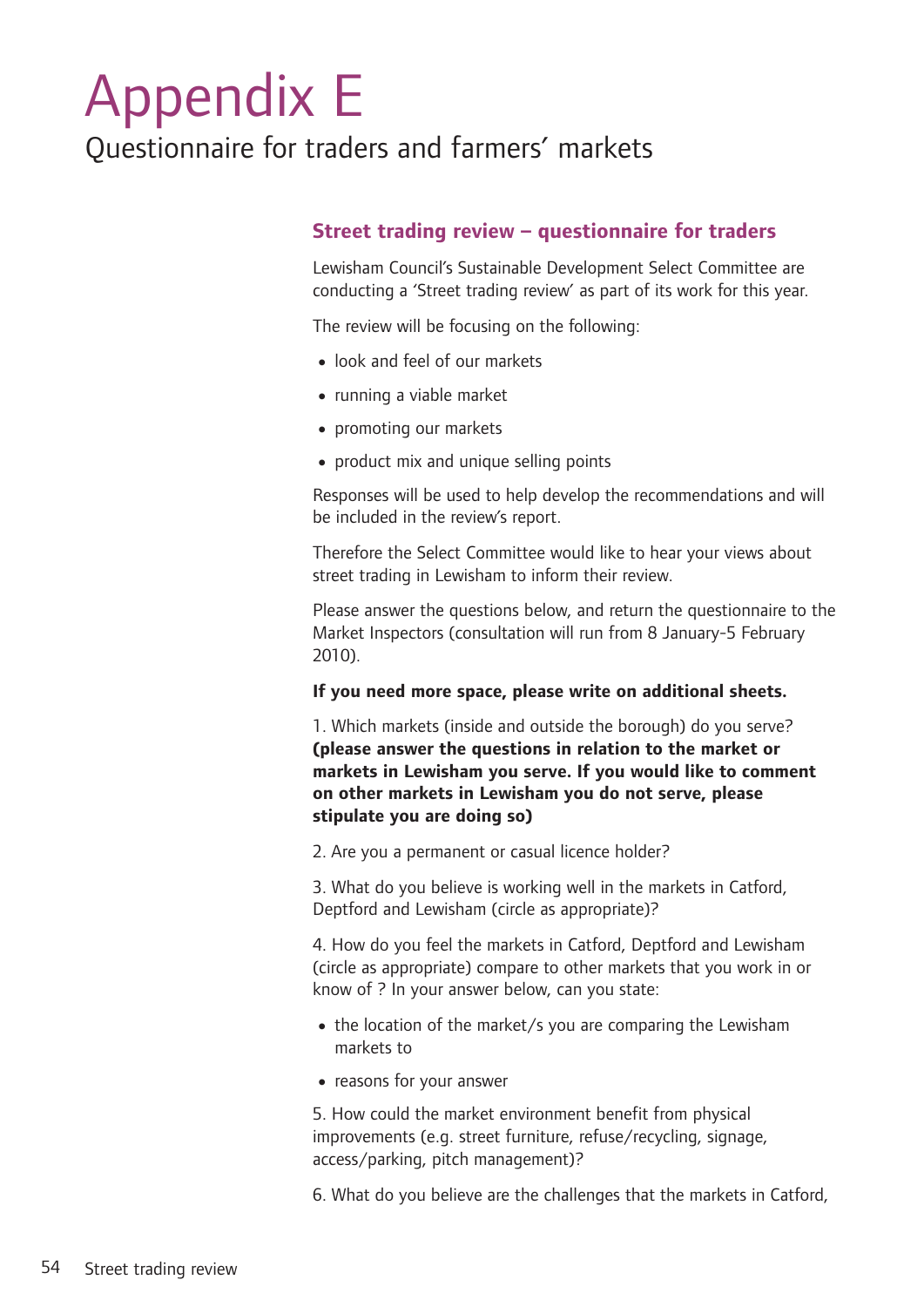# Appendix E

## Questionnaire for traders and farmers' markets

### Street trading review – questionnaire for traders

Lewisham Council's Sustainable Development Select Committee are conducting a 'Street trading review' as part of its work for this year.

The review will be focusing on the following:

- look and feel of our markets
- running a viable market
- promoting our markets
- product mix and unique selling points

Responses will be used to help develop the recommendations and will be included in the review's report.

Therefore the Select Committee would like to hear your views about street trading in Lewisham to inform their review.

Please answer the questions below, and return the questionnaire to the Market Inspectors (consultation will run from 8 January-5 February 2010).

**If you need more space, please write on additional sheets.**

1. Which markets (inside and outside the borough) do you serve? **(please answer the questions in relation to the market or markets in Lewisham you serve. If you would like to comment on other markets in Lewisham you do not serve, please stipulate you are doing so)**

2. Are you a permanent or casual licence holder?

3. What do you believe is working well in the markets in Catford, Deptford and Lewisham (circle as appropriate)?

4. How do you feel the markets in Catford, Deptford and Lewisham (circle as appropriate) compare to other markets that you work in or know of ? In your answer below, can you state:

- the location of the market/s you are comparing the Lewisham markets to
- reasons for your answer

5. How could the market environment benefit from physical improvements (e.g. street furniture, refuse/recycling, signage, access/parking, pitch management)?

6. What do you believe are the challenges that the markets in Catford,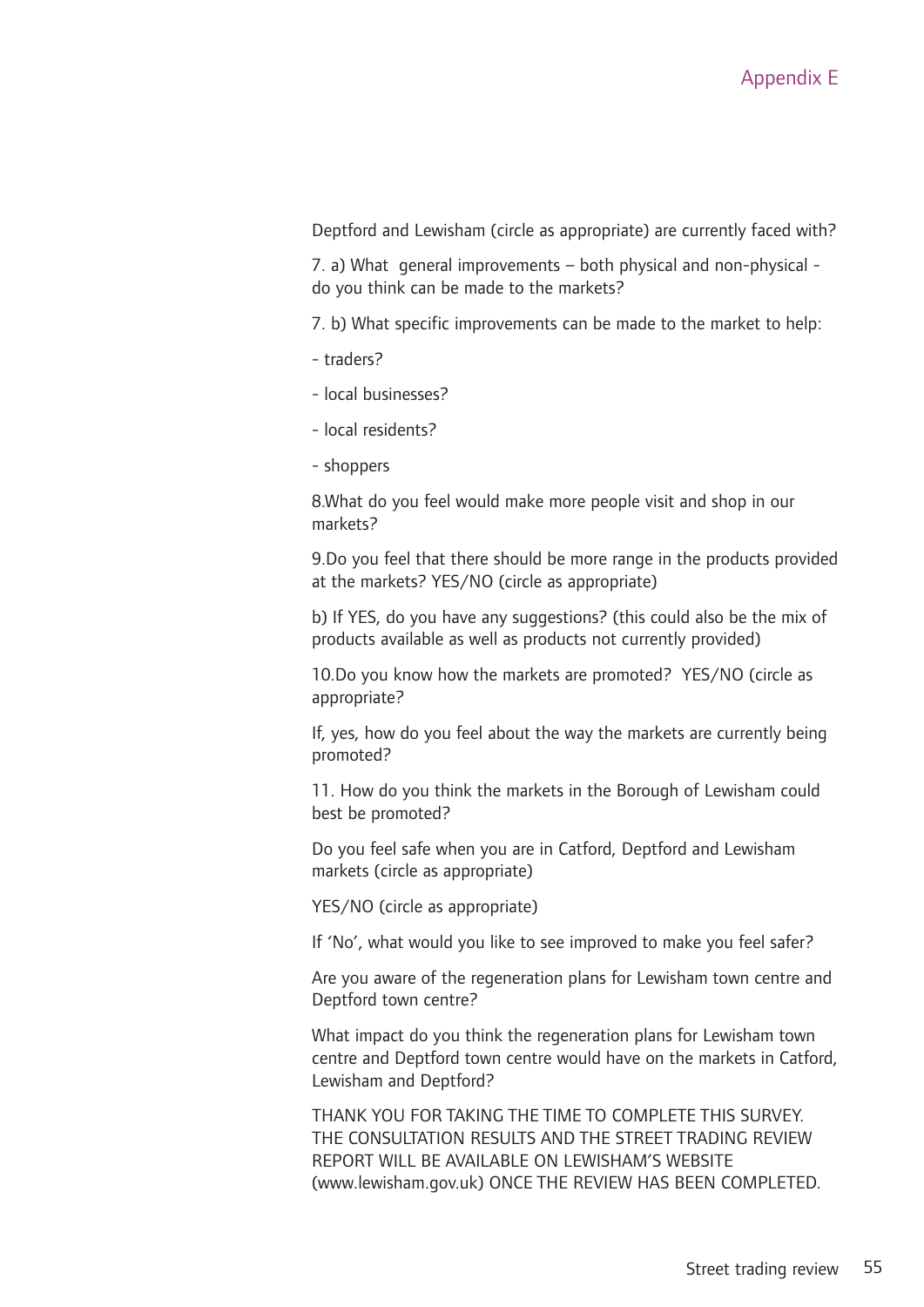Deptford and Lewisham (circle as appropriate) are currently faced with?

7. a) What  general improvements – both physical and non-physical - do you think can be made to the markets?

7. b) What specific improvements can be made to the market to help:

- traders?

- local businesses?

- local residents?

- shoppers

8.What do you feel would make more people visit and shop in our markets?

9.Do you feel that there should be more range in the products provided at the markets? YES/NO (circle as appropriate)

b) If YES, do you have any suggestions? (this could also be the mix of products available as well as products not currently provided)

10.Do you know how the markets are promoted?  YES/NO (circle as appropriate?

If, yes, how do you feel about the way the markets are currently being promoted?

11. How do you think the markets in the Borough of Lewisham could best be promoted?

Do you feel safe when you are in Catford, Deptford and Lewisham markets (circle as appropriate)

YES/NO (circle as appropriate)

If 'No', what would you like to see improved to make you feel safer?

Are you aware of the regeneration plans for Lewisham town centre and Deptford town centre?

What impact do you think the regeneration plans for Lewisham town centre and Deptford town centre would have on the markets in Catford, Lewisham and Deptford?

THANK YOU FOR TAKING THE TIME TO COMPLETE THIS SURVEY. THE CONSULTATION RESULTS AND THE STREET TRADING REVIEW REPORT WILL BE AVAILABLE ON LEWISHAM'S WEBSITE (www.lewisham.gov.uk) ONCE THE REVIEW HAS BEEN COMPLETED.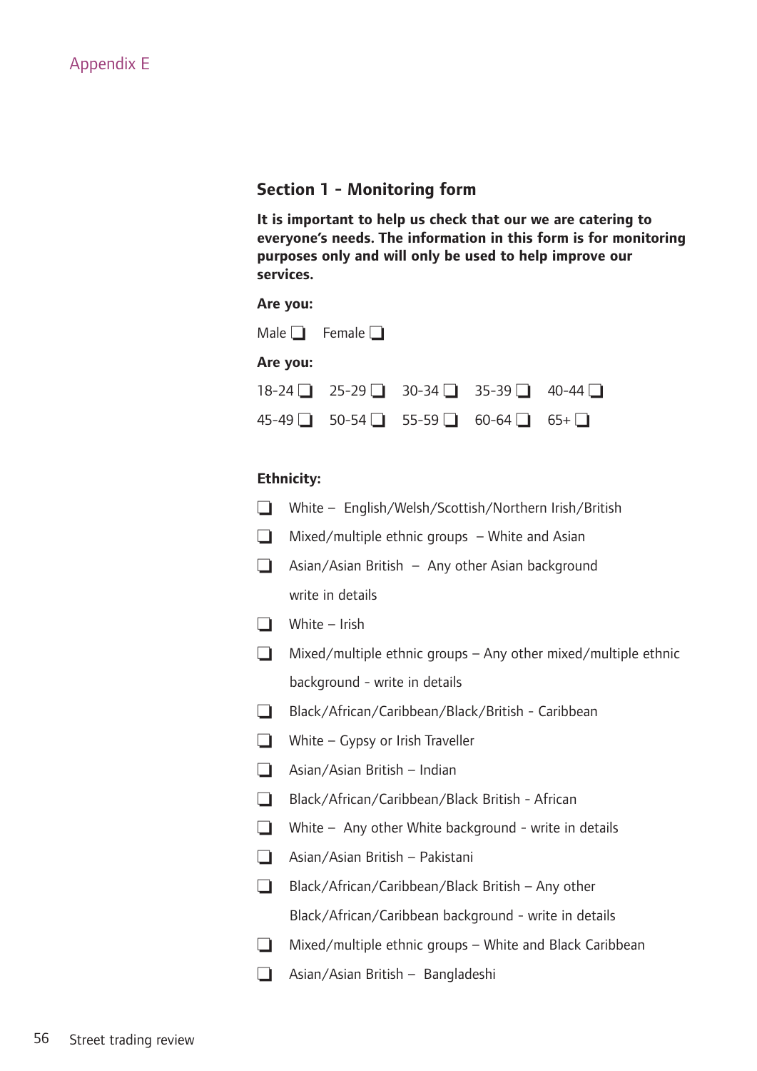Appendix E

## Section 1 - Monitoring form

**It is important to help us check that our we are catering to everyone's needs. The information in this form is for monitoring purposes only and will only be used to help improve our services.**

**Are you:**

Male ❑ Female ❑

**Are you:**

18-24 ❑ 25-29 ❑ 30-34 ❑ 35-39 ❑ 40-44 ❑

45-49 ❑ 50-54 ❑ 55-59 ❑ 60-64 ❑ 65+ ❑

**Ethnicity:**

❑ White – English/Welsh/Scottish/Northern Irish/British

❑ Mixed/multiple ethnic groups – White and Asian

❑ Asian/Asian British – Any other Asian background write in details

❑ White – Irish

❑ Mixed/multiple ethnic groups – Any other mixed/multiple ethnic background - write in details

❑ Black/African/Caribbean/Black/British - Caribbean

❑ White – Gypsy or Irish Traveller

❑ Asian/Asian British – Indian

❑ Black/African/Caribbean/Black British - African

❑ White – Any other White background - write in details

❑ Asian/Asian British – Pakistani

❑ Black/African/Caribbean/Black British – Any other Black/African/Caribbean background - write in details

❑ Mixed/multiple ethnic groups – White and Black Caribbean

❑ Asian/Asian British – Bangladeshi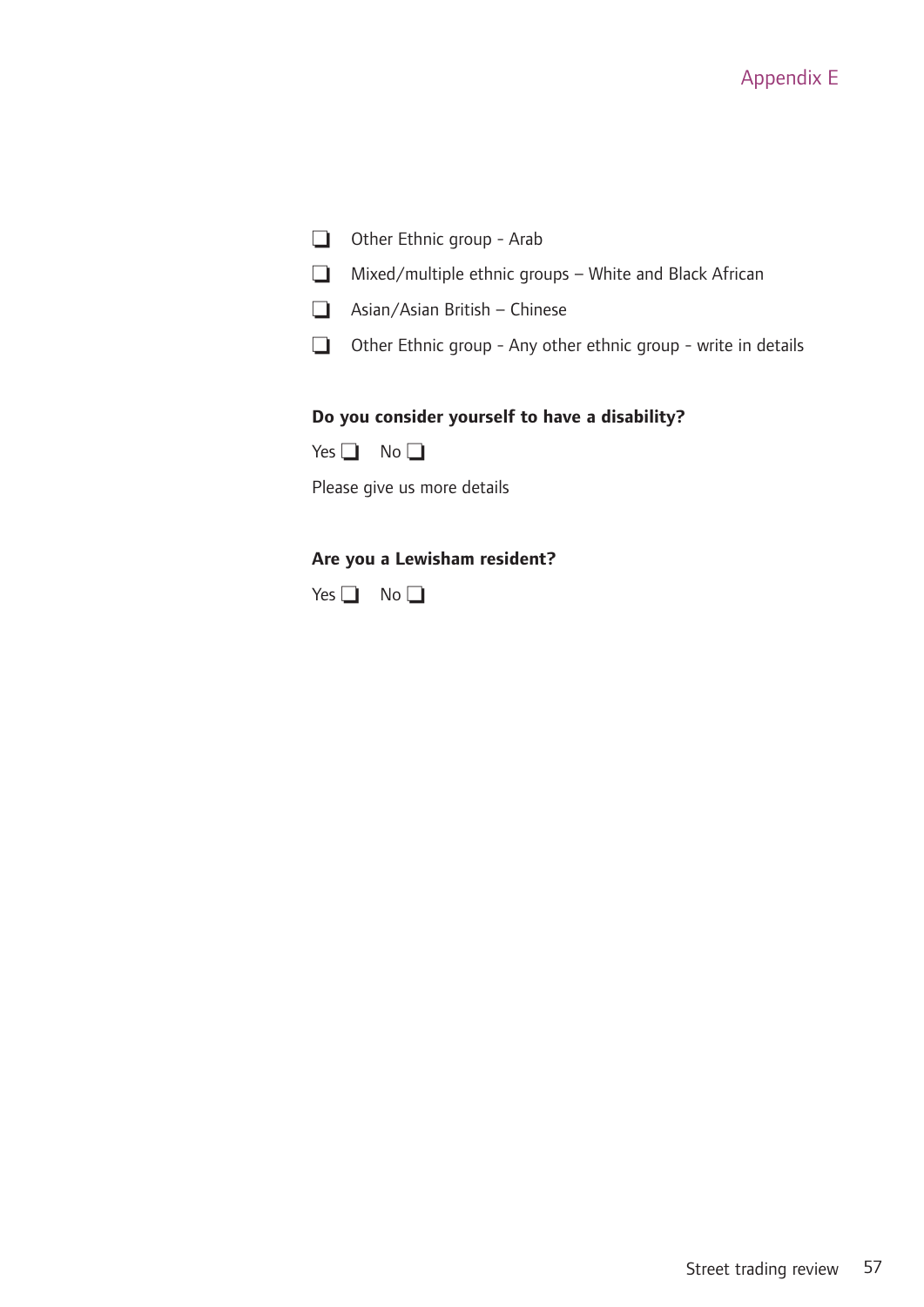- ❑ Other Ethnic group - Arab
- ❑ Mixed/multiple ethnic groups – White and Black African
- ❑ Asian/Asian British – Chinese
- ❑ Other Ethnic group - Any other ethnic group - write in details

**Do you consider yourself to have a disability?**

Yes ❑ No ❑

Please give us more details

**Are you a Lewisham resident?**

Yes ❑ No ❑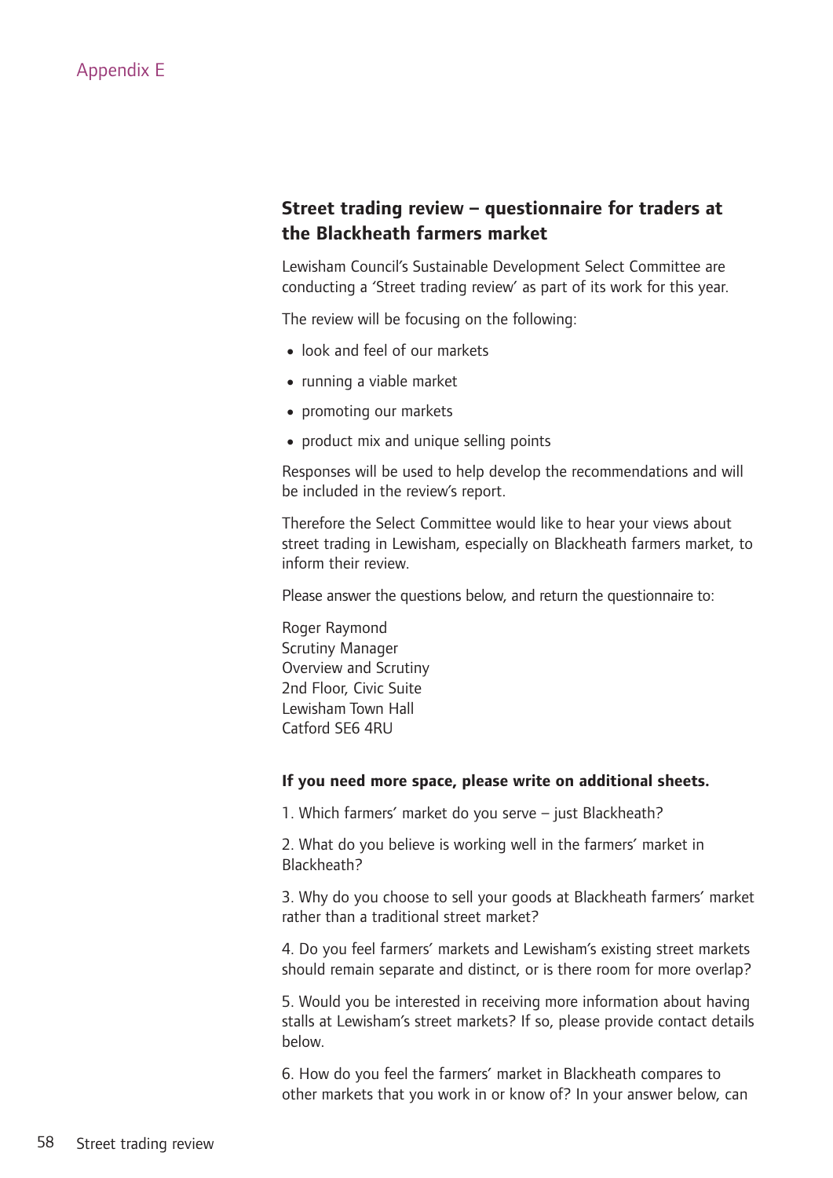Appendix E

## Street trading review – questionnaire for traders at the Blackheath farmers market

Lewisham Council's Sustainable Development Select Committee are conducting a 'Street trading review' as part of its work for this year.

The review will be focusing on the following:

- look and feel of our markets
- running a viable market
- promoting our markets
- product mix and unique selling points

Responses will be used to help develop the recommendations and will be included in the review's report.

Therefore the Select Committee would like to hear your views about street trading in Lewisham, especially on Blackheath farmers market, to inform their review.

Please answer the questions below, and return the questionnaire to:

Roger Raymond
Scrutiny Manager
Overview and Scrutiny
2nd Floor, Civic Suite
Lewisham Town Hall
Catford SE6 4RU

**If you need more space, please write on additional sheets.**

1. Which farmers' market do you serve – just Blackheath?

2. What do you believe is working well in the farmers' market in Blackheath?

3. Why do you choose to sell your goods at Blackheath farmers' market rather than a traditional street market?

4. Do you feel farmers' markets and Lewisham's existing street markets should remain separate and distinct, or is there room for more overlap?

5. Would you be interested in receiving more information about having stalls at Lewisham's street markets? If so, please provide contact details below.

6. How do you feel the farmers' market in Blackheath compares to other markets that you work in or know of? In your answer below, can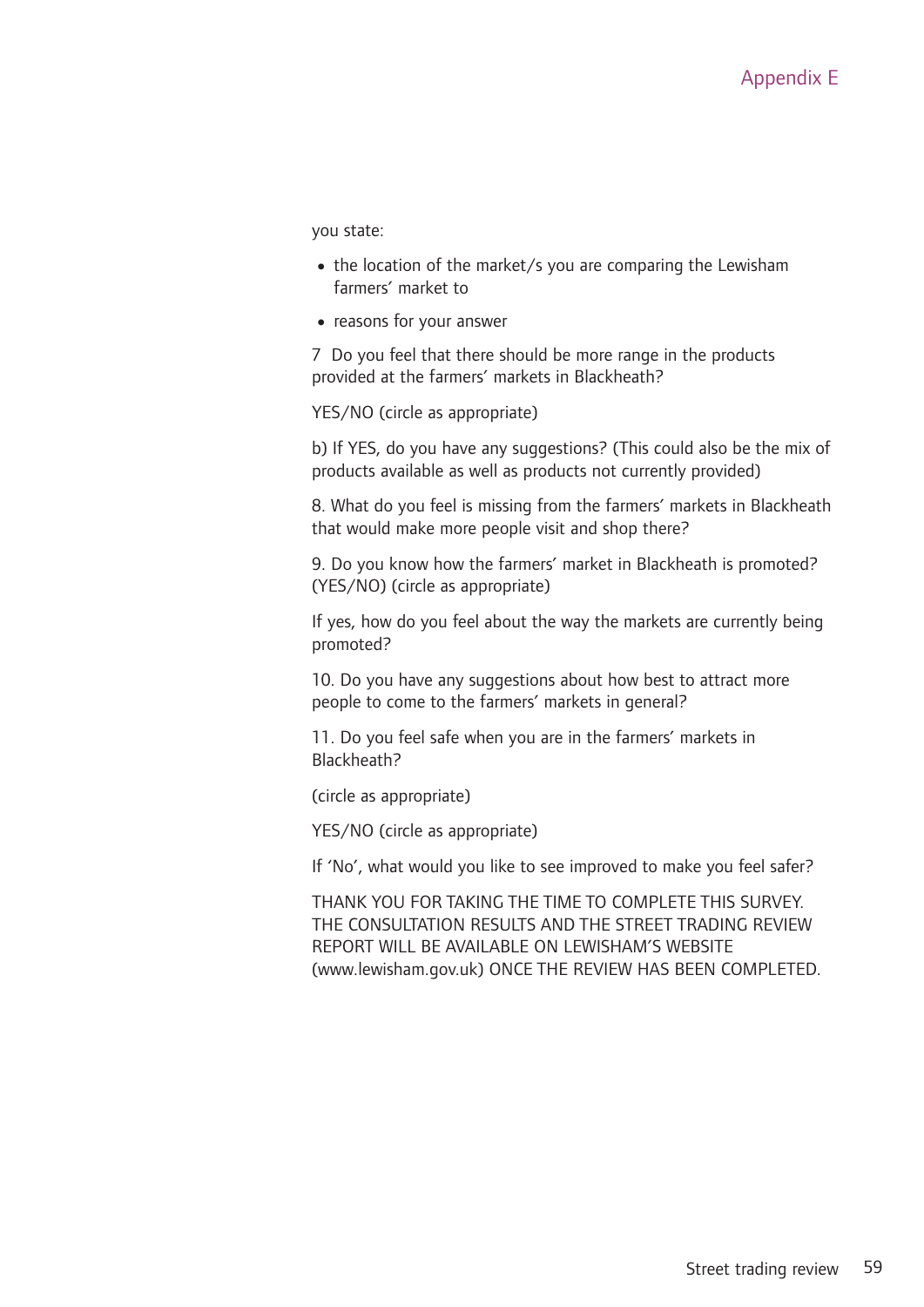you state:

- the location of the market/s you are comparing the Lewisham farmers' market to
- reasons for your answer

7 Do you feel that there should be more range in the products provided at the farmers' markets in Blackheath?

YES/NO (circle as appropriate)

b) If YES, do you have any suggestions? (This could also be the mix of products available as well as products not currently provided)

8. What do you feel is missing from the farmers' markets in Blackheath that would make more people visit and shop there?

9. Do you know how the farmers' market in Blackheath is promoted? (YES/NO) (circle as appropriate)

If yes, how do you feel about the way the markets are currently being promoted?

10. Do you have any suggestions about how best to attract more people to come to the farmers' markets in general?

11. Do you feel safe when you are in the farmers' markets in Blackheath?

(circle as appropriate)

YES/NO (circle as appropriate)

If 'No', what would you like to see improved to make you feel safer?

THANK YOU FOR TAKING THE TIME TO COMPLETE THIS SURVEY. THE CONSULTATION RESULTS AND THE STREET TRADING REVIEW REPORT WILL BE AVAILABLE ON LEWISHAM'S WEBSITE (www.lewisham.gov.uk) ONCE THE REVIEW HAS BEEN COMPLETED.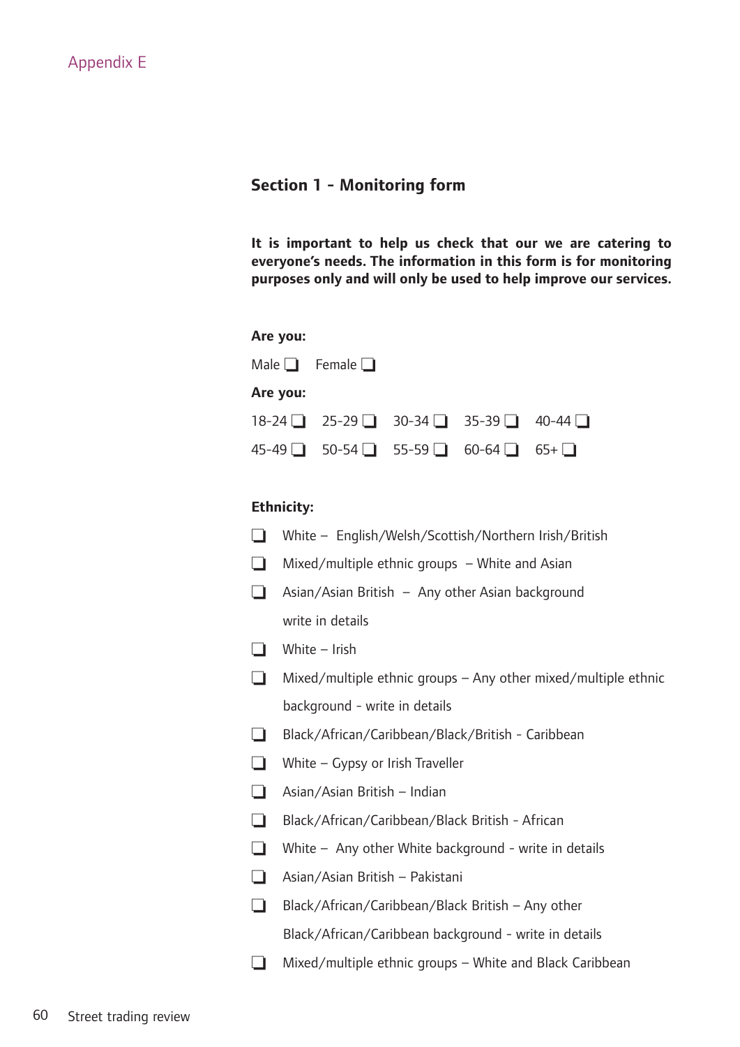Appendix E

## Section 1 - Monitoring form

**It is important to help us check that our we are catering to everyone's needs. The information in this form is for monitoring purposes only and will only be used to help improve our services.**

**Are you:**

Male ❏ Female ❏

**Are you:**

18-24 ❏ 25-29 ❏ 30-34 ❏ 35-39 ❏ 40-44 ❏

45-49 ❏ 50-54 ❏ 55-59 ❏ 60-64 ❏ 65+ ❏

**Ethnicity:**

- ❏ White – English/Welsh/Scottish/Northern Irish/British
- ❏ Mixed/multiple ethnic groups – White and Asian
- ❏ Asian/Asian British – Any other Asian background write in details
- ❏ White – Irish
- ❏ Mixed/multiple ethnic groups – Any other mixed/multiple ethnic background - write in details
- ❏ Black/African/Caribbean/Black/British - Caribbean
- ❏ White – Gypsy or Irish Traveller
- ❏ Asian/Asian British – Indian
- ❏ Black/African/Caribbean/Black British - African
- ❏ White – Any other White background - write in details
- ❏ Asian/Asian British – Pakistani
- ❏ Black/African/Caribbean/Black British – Any other Black/African/Caribbean background - write in details
- ❏ Mixed/multiple groups – White and Black Caribbean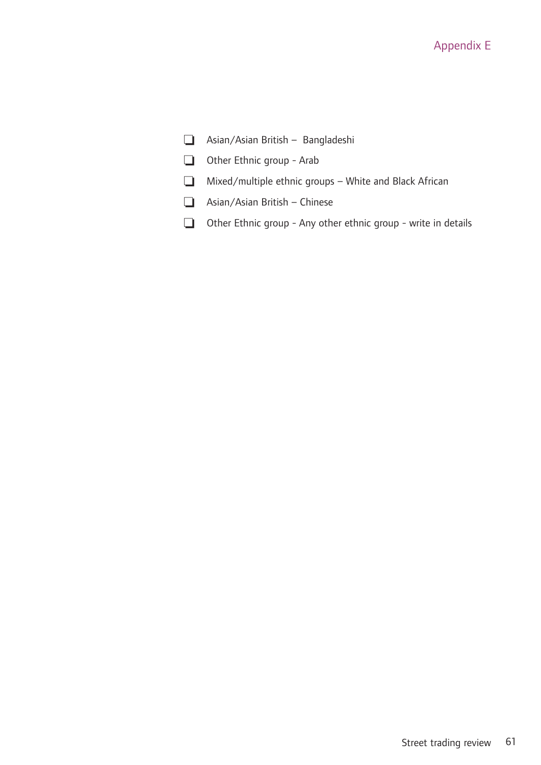- [ ] Asian/Asian British – Bangladeshi
- [ ] Other Ethnic group - Arab
- [ ] Mixed/multiple ethnic groups – White and Black African
- [ ] Asian/Asian British – Chinese
- [ ] Other Ethnic group - Any other ethnic group - write in details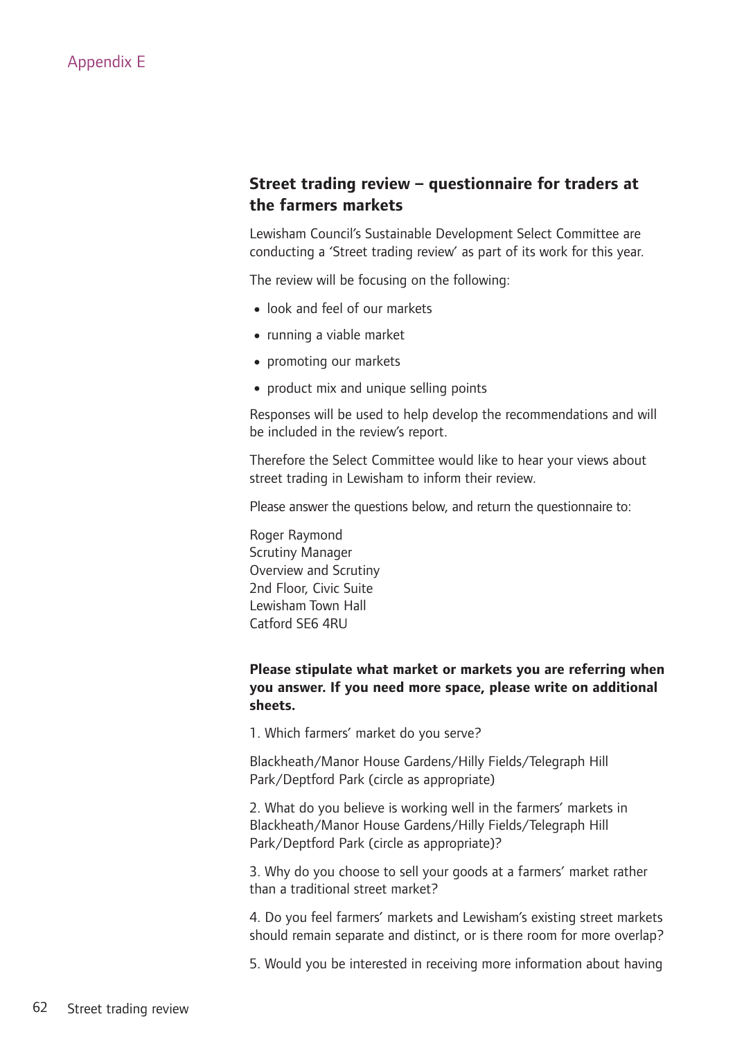# Appendix E

## Street trading review – questionnaire for traders at the farmers markets

Lewisham Council's Sustainable Development Select Committee are conducting a 'Street trading review' as part of its work for this year.

The review will be focusing on the following:

- look and feel of our markets
- running a viable market
- promoting our markets
- product mix and unique selling points

Responses will be used to help develop the recommendations and will be included in the review's report.

Therefore the Select Committee would like to hear your views about street trading in Lewisham to inform their review.

Please answer the questions below, and return the questionnaire to:

Roger Raymond
Scrutiny Manager
Overview and Scrutiny
2nd Floor, Civic Suite
Lewisham Town Hall
Catford SE6 4RU

**Please stipulate what market or markets you are referring when you answer. If you need more space, please write on additional sheets.**

1. Which farmers' market do you serve?

Blackheath/Manor House Gardens/Hilly Fields/Telegraph Hill Park/Deptford Park (circle as appropriate)

2. What do you believe is working well in the farmers' markets in Blackheath/Manor House Gardens/Hilly Fields/Telegraph Hill Park/Deptford Park (circle as appropriate)?

3. Why do you choose to sell your goods at a farmers' market rather than a traditional street market?

4. Do you feel farmers' markets and Lewisham's existing street markets should remain separate and distinct, or is there room for more overlap?

5. Would you be interested in receiving more information about having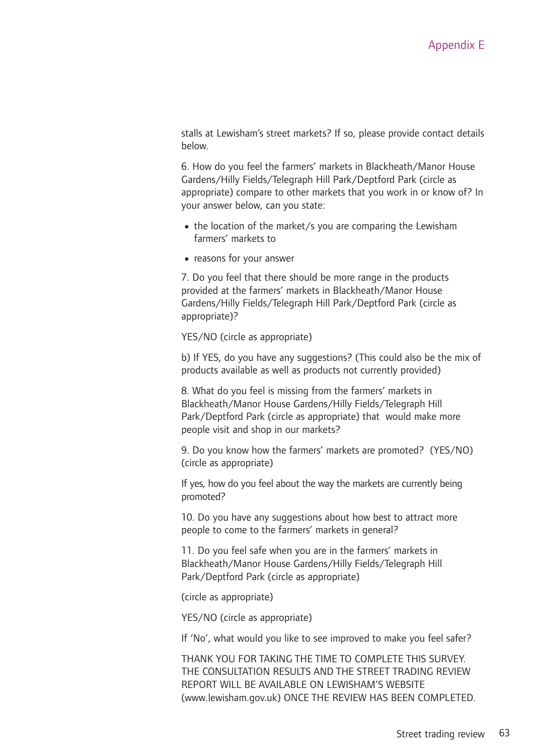## Appendix E

stalls at Lewisham's street markets? If so, please provide contact details below.

6. How do you feel the farmers' markets in Blackheath/Manor House Gardens/Hilly Fields/Telegraph Hill Park/Deptford Park (circle as appropriate) compare to other markets that you work in or know of? In your answer below, can you state:

- the location of the market/s you are comparing the Lewisham farmers' markets to
- reasons for your answer

7. Do you feel that there should be more range in the products provided at the farmers' markets in Blackheath/Manor House Gardens/Hilly Fields/Telegraph Hill Park/Deptford Park (circle as appropriate)?

YES/NO (circle as appropriate)

b) If YES, do you have any suggestions? (This could also be the mix of products available as well as products not currently provided)

8. What do you feel is missing from the farmers' markets in Blackheath/Manor House Gardens/Hilly Fields/Telegraph Hill Park/Deptford Park (circle as appropriate) that would make more people visit and shop in our markets?

9. Do you know how the farmers' markets are promoted? (YES/NO) (circle as appropriate)

If yes, how do you feel about the way the markets are currently being promoted?

10. Do you have any suggestions about how best to attract more people to come to the farmers' markets in general?

11. Do you feel safe when you are in the farmers' markets in Blackheath/Manor House Gardens/Hilly Fields/Telegraph Hill Park/Deptford Park (circle as appropriate)

(circle as appropriate)

YES/NO (circle as appropriate)

If 'No', what would you like to see improved to make you feel safer?

THANK YOU FOR TAKING THE TIME TO COMPLETE THIS SURVEY. THE CONSULTATION RESULTS AND THE STREET TRADING REVIEW REPORT WILL BE AVAILABLE ON LEWISHAM'S WEBSITE (www.lewisham.gov.uk) ONCE THE REVIEW HAS BEEN COMPLETED.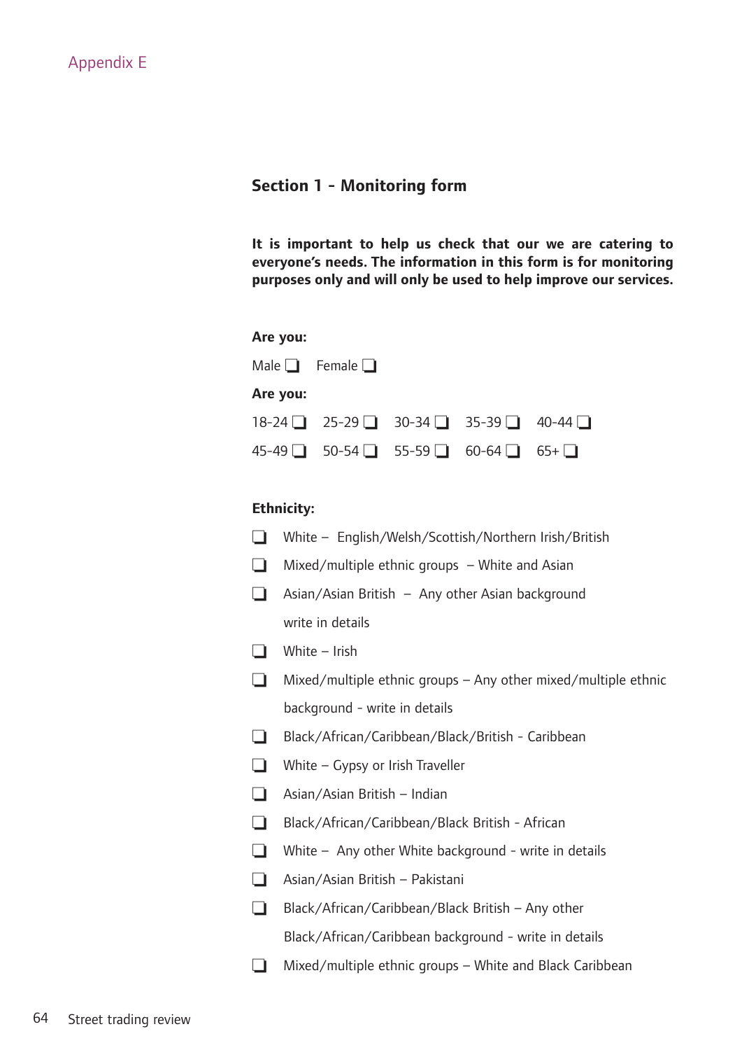Appendix E

## Section 1 - Monitoring form

**It is important to help us check that our we are catering to everyone's needs. The information in this form is for monitoring purposes only and will only be used to help improve our services.**

**Are you:**

Male ❑ Female ❑

**Are you:**

18-24 ❑ 25-29 ❑ 30-34 ❑ 35-39 ❑ 40-44 ❑

45-49 ❑ 50-54 ❑ 55-59 ❑ 60-64 ❑ 65+ ❑

**Ethnicity:**

❑ White – English/Welsh/Scottish/Northern Irish/British

❑ Mixed/multiple ethnic groups – White and Asian

❑ Asian/Asian British – Any other Asian background write in details

❑ White – Irish

❑ Mixed/multiple ethnic groups – Any other mixed/multiple ethnic background - write in details

❑ Black/African/Caribbean/Black/British - Caribbean

❑ White – Gypsy or Irish Traveller

❑ Asian/Asian British – Indian

❑ Black/African/Caribbean/Black British - African

❑ White – Any other White background - write in details

❑ Asian/Asian British – Pakistani

❑ Black/African/Caribbean/Black British – Any other Black/African/Caribbean background - write in details

❑ Mixed/multiple groups – White and Black Caribbean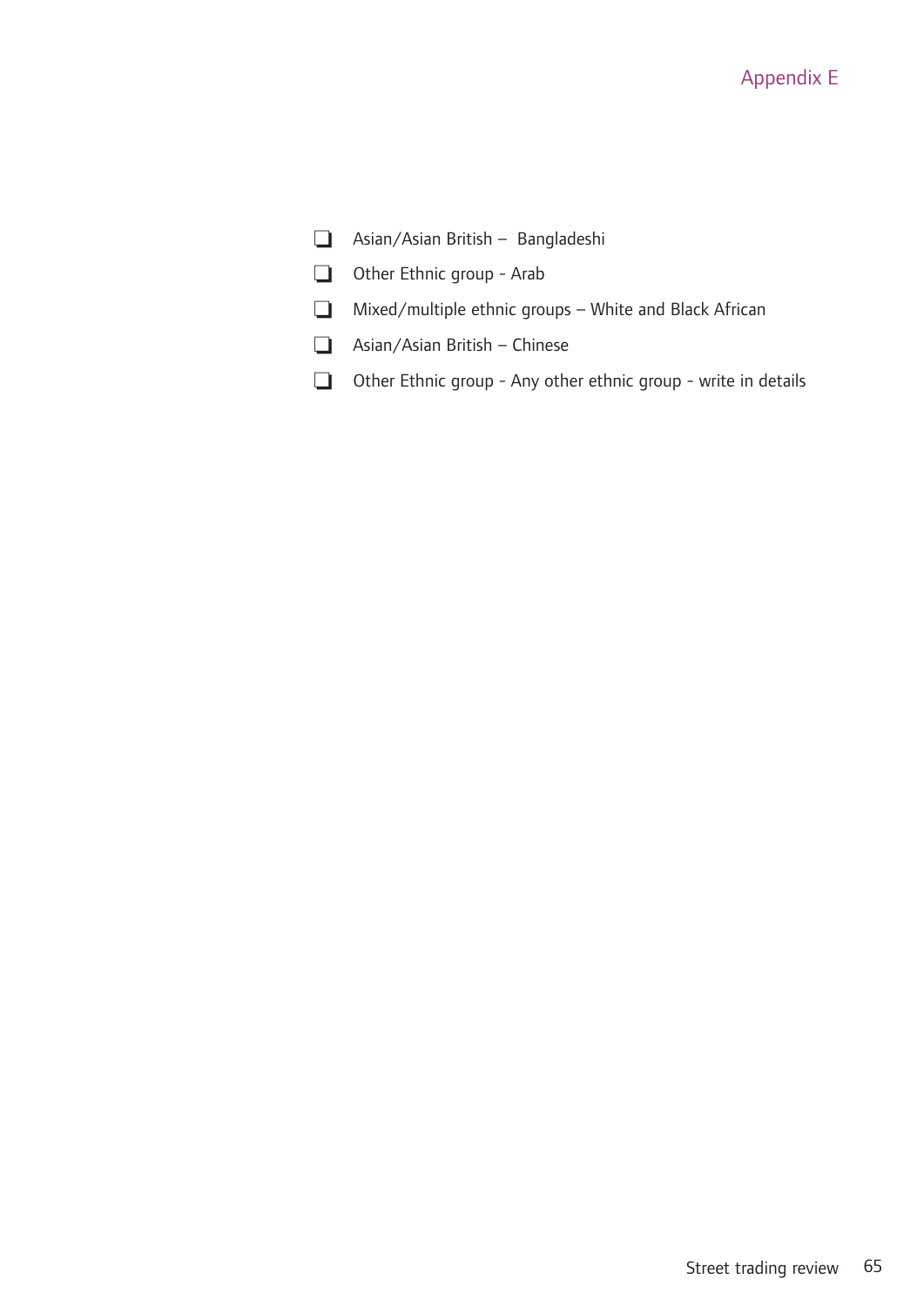- ❑ Asian/Asian British – Bangladeshi
- ❑ Other Ethnic group - Arab
- ❑ Mixed/multiple ethnic groups – White and Black African
- ❑ Asian/Asian British – Chinese
- ❑ Other Ethnic group - Any other ethnic group - write in details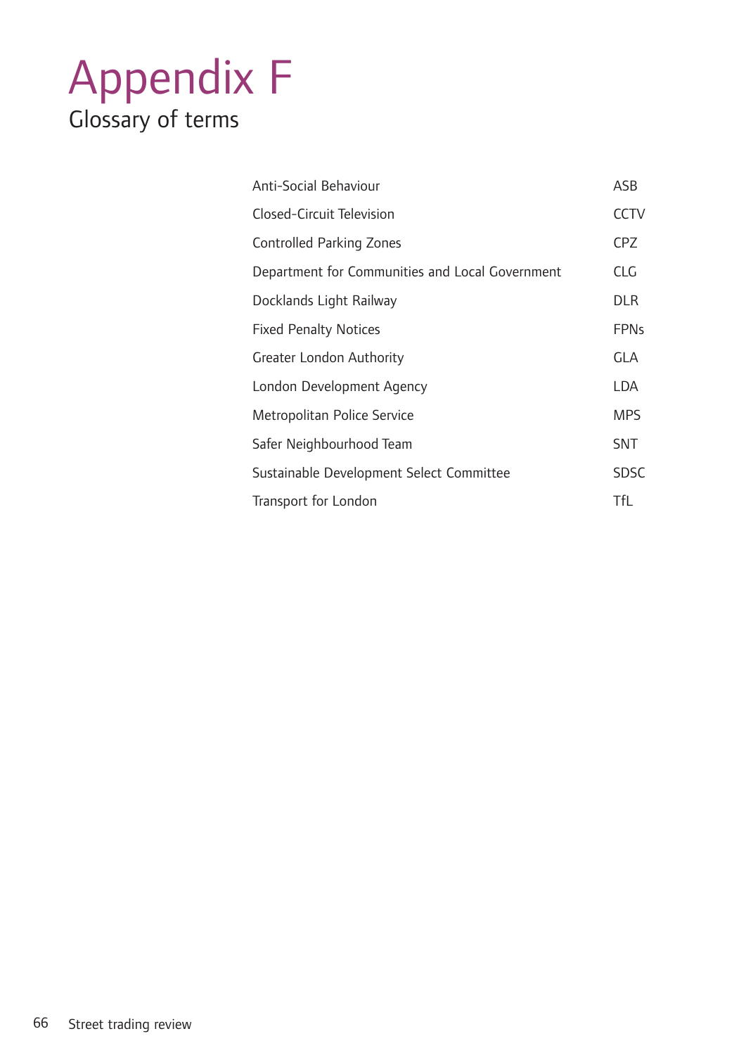# Appendix F

## Glossary of terms

| | |
|---|---|
| Anti-Social Behaviour | ASB |
| Closed-Circuit Television | CCTV |
| Controlled Parking Zones | CPZ |
| Department for Communities and Local Government | CLG |
| Docklands Light Railway | DLR |
| Fixed Penalty Notices | FPNs |
| Greater London Authority | GLA |
| London Development Agency | LDA |
| Metropolitan Police Service | MPS |
| Safer Neighbourhood Team | SNT |
| Sustainable Development Select Committee | SDSC |
| Transport for London | TfL |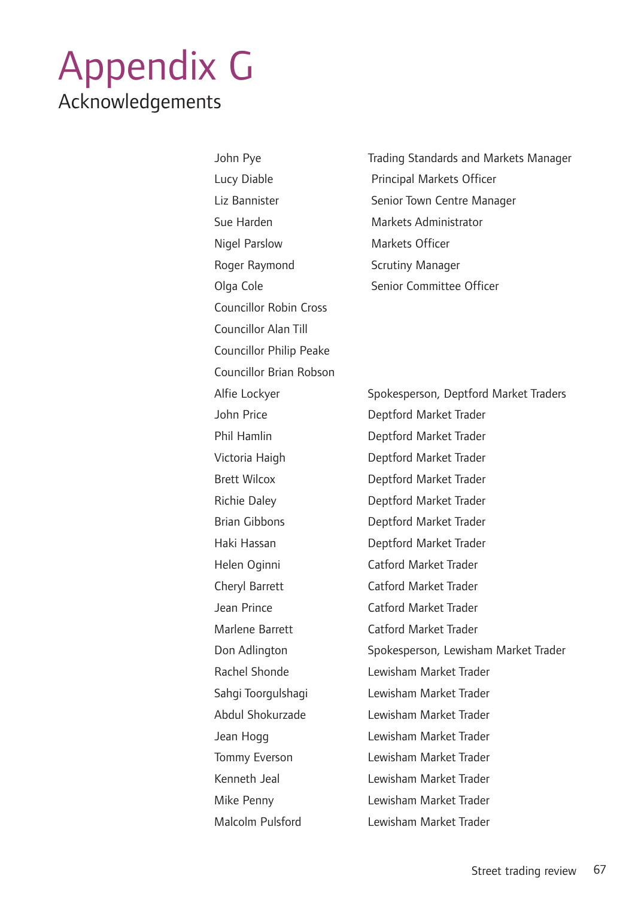# Appendix G

## Acknowledgements

| | |
|---|---|
| John Pye | Trading Standards and Markets Manager |
| Lucy Diable | Principal Markets Officer |
| Liz Bannister | Senior Town Centre Manager |
| Sue Harden | Markets Administrator |
| Nigel Parslow | Markets Officer |
| Roger Raymond | Scrutiny Manager |
| Olga Cole | Senior Committee Officer |
| Councillor Robin Cross | |
| Councillor Alan Till | |
| Councillor Philip Peake | |
| Councillor Brian Robson | |
| Alfie Lockyer | Spokesperson, Deptford Market Traders |
| John Price | Deptford Market Trader |
| Phil Hamlin | Deptford Market Trader |
| Victoria Haigh | Deptford Market Trader |
| Brett Wilcox | Deptford Market Trader |
| Richie Daley | Deptford Market Trader |
| Brian Gibbons | Deptford Market Trader |
| Haki Hassan | Deptford Market Trader |
| Helen Oginni | Catford Market Trader |
| Cheryl Barrett | Catford Market Trader |
| Jean Prince | Catford Market Trader |
| Marlene Barrett | Catford Market Trader |
| Don Adlington | Spokesperson, Lewisham Market Trader |
| Rachel Shonde | Lewisham Market Trader |
| Sahgi Toorgulshagi | Lewisham Market Trader |
| Abdul Shokurzade | Lewisham Market Trader |
| Jean Hogg | Lewisham Market Trader |
| Tommy Everson | Lewisham Market Trader |
| Kenneth Jeal | Lewisham Market Trader |
| Mike Penny | Lewisham Market Trader |
| Malcolm Pulsford | Lewisham Market Trader |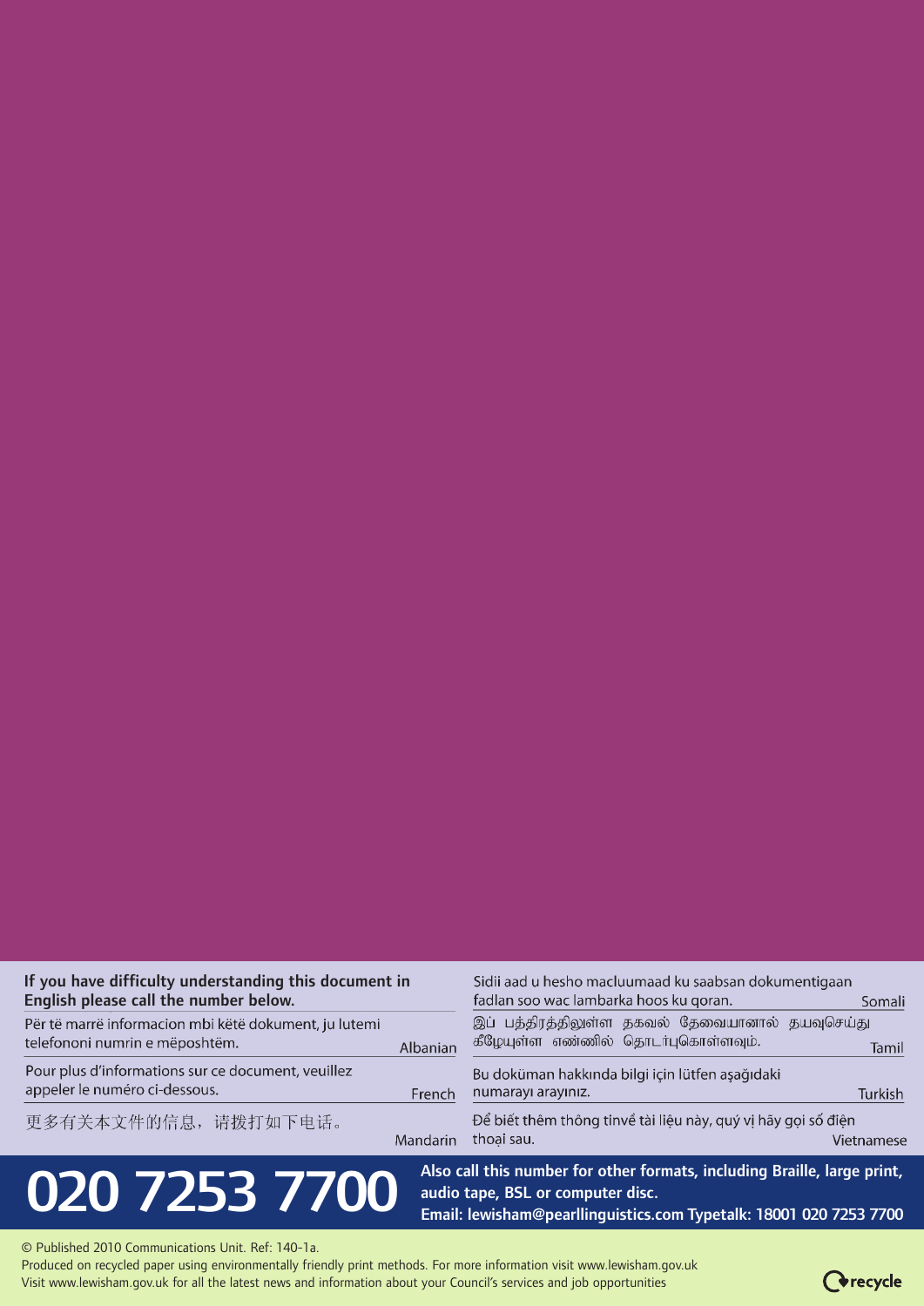**If you have difficulty understanding this document in English please call the number below.**

Për të marrë informacion mbi këtë dokument, ju lutemi telefononi numrin e mëposhtëm. Albanian

Pour plus d'informations sur ce document, veuillez appeler le numéro ci-dessous. French

更多有关本文件的信息，请拨打如下电话。 Mandarin

Sidii aad u hesho macluumaad ku saabsan dokumentigaan fadlan soo wac lambarka hoos ku qoran. Somali

இப் பத்திரத்திலுள்ள தகவல் தேவையானால் தயவுசெய்து கீழேயுள்ள எண்ணில் தொடர்புகொள்ளவும். Tamil

Bu doküman hakkında bilgi için lütfen aşağıdaki numarayı arayınız. Turkish

Để biết thêm thông tinvề tài liệu này, quý vị hãy gọi số điện thoại sau. Vietnamese

# 020 7253 7700

**Also call this number for other formats, including Braille, large print, audio tape, BSL or computer disc.**
**Email: lewisham@pearllinguistics.com Typetalk: 18001 020 7253 7700**

© Published 2010 Communications Unit. Ref: 140-1a.
Produced on recycled paper using environmentally friendly print methods. For more information visit www.lewisham.gov.uk
Visit www.lewisham.gov.uk for all the latest news and information about your Council's services and job opportunities

recycle